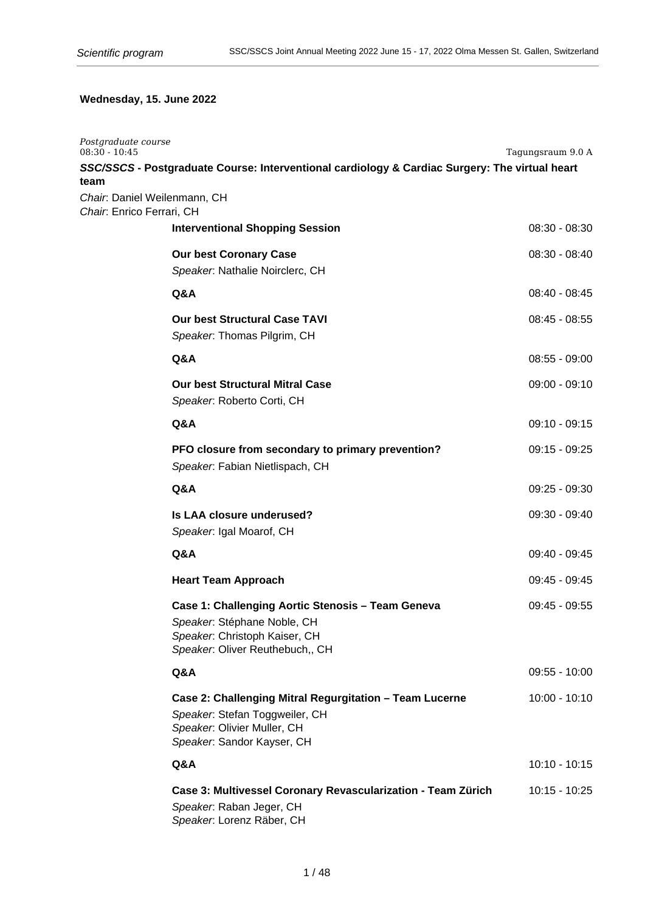## Wednesday, 15. June 2022

*Postgraduate course*
08:30 - 10:45 | Tagungsraum 9.0 A

### *SSC/SSCS* - Postgraduate Course: Interventional cardiology & Cardiac Surgery: The virtual heart team

*Chair*: Daniel Weilenmann, CH
*Chair*: Enrico Ferrari, CH

**Interventional Shopping Session** — 08:30 - 08:30

**Our best Coronary Case** — 08:30 - 08:40
*Speaker*: Nathalie Noirclerc, CH

**Q&A** — 08:40 - 08:45

**Our best Structural Case TAVI** — 08:45 - 08:55
*Speaker*: Thomas Pilgrim, CH

**Q&A** — 08:55 - 09:00

**Our best Structural Mitral Case** — 09:00 - 09:10
*Speaker*: Roberto Corti, CH

**Q&A** — 09:10 - 09:15

**PFO closure from secondary to primary prevention?** — 09:15 - 09:25
*Speaker*: Fabian Nietlispach, CH

**Q&A** — 09:25 - 09:30

**Is LAA closure underused?** — 09:30 - 09:40
*Speaker*: Igal Moarof, CH

**Q&A** — 09:40 - 09:45

**Heart Team Approach** — 09:45 - 09:45

**Case 1: Challenging Aortic Stenosis – Team Geneva** — 09:45 - 09:55
*Speaker*: Stéphane Noble, CH
*Speaker*: Christoph Kaiser, CH
*Speaker*: Oliver Reuthebuch,, CH

**Q&A** — 09:55 - 10:00

**Case 2: Challenging Mitral Regurgitation – Team Lucerne** — 10:00 - 10:10
*Speaker*: Stefan Toggweiler, CH
*Speaker*: Olivier Muller, CH
*Speaker*: Sandor Kayser, CH

**Q&A** — 10:10 - 10:15

**Case 3: Multivessel Coronary Revascularization - Team Zürich** — 10:15 - 10:25
*Speaker*: Raban Jeger, CH
*Speaker*: Lorenz Räber, CH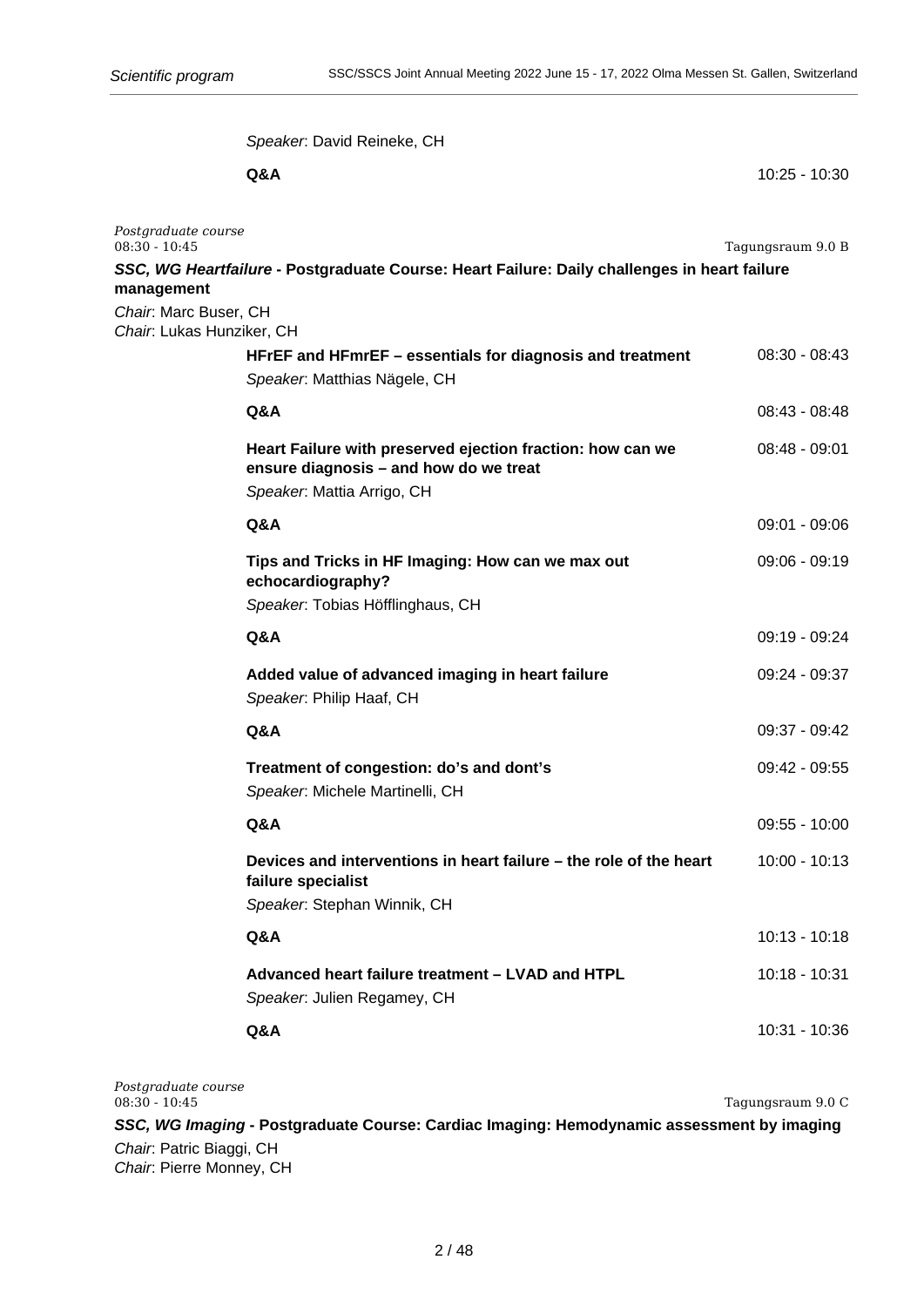*Speaker*: David Reineke, CH

**Q&A** 10:25 - 10:30

*Postgraduate course*
08:30 - 10:45 Tagungsraum 9.0 B

***SSC, WG Heartfailure* - Postgraduate Course: Heart Failure: Daily challenges in heart failure management**

*Chair*: Marc Buser, CH
*Chair*: Lukas Hunziker, CH

**HFrEF and HFmrEF – essentials for diagnosis and treatment** 08:30 - 08:43
*Speaker*: Matthias Nägele, CH

**Q&A** 08:43 - 08:48

**Heart Failure with preserved ejection fraction: how can we ensure diagnosis – and how do we treat** 08:48 - 09:01
*Speaker*: Mattia Arrigo, CH

**Q&A** 09:01 - 09:06

**Tips and Tricks in HF Imaging: How can we max out echocardiography?** 09:06 - 09:19
*Speaker*: Tobias Höfflinghaus, CH

**Q&A** 09:19 - 09:24

**Added value of advanced imaging in heart failure** 09:24 - 09:37
*Speaker*: Philip Haaf, CH

**Q&A** 09:37 - 09:42

**Treatment of congestion: do's and dont's** 09:42 - 09:55
*Speaker*: Michele Martinelli, CH

**Q&A** 09:55 - 10:00

**Devices and interventions in heart failure – the role of the heart failure specialist** 10:00 - 10:13
*Speaker*: Stephan Winnik, CH

**Q&A** 10:13 - 10:18

**Advanced heart failure treatment – LVAD and HTPL** 10:18 - 10:31
*Speaker*: Julien Regamey, CH

**Q&A** 10:31 - 10:36

*Postgraduate course*
08:30 - 10:45 Tagungsraum 9.0 C

***SSC, WG Imaging* - Postgraduate Course: Cardiac Imaging: Hemodynamic assessment by imaging**

*Chair*: Patric Biaggi, CH
*Chair*: Pierre Monney, CH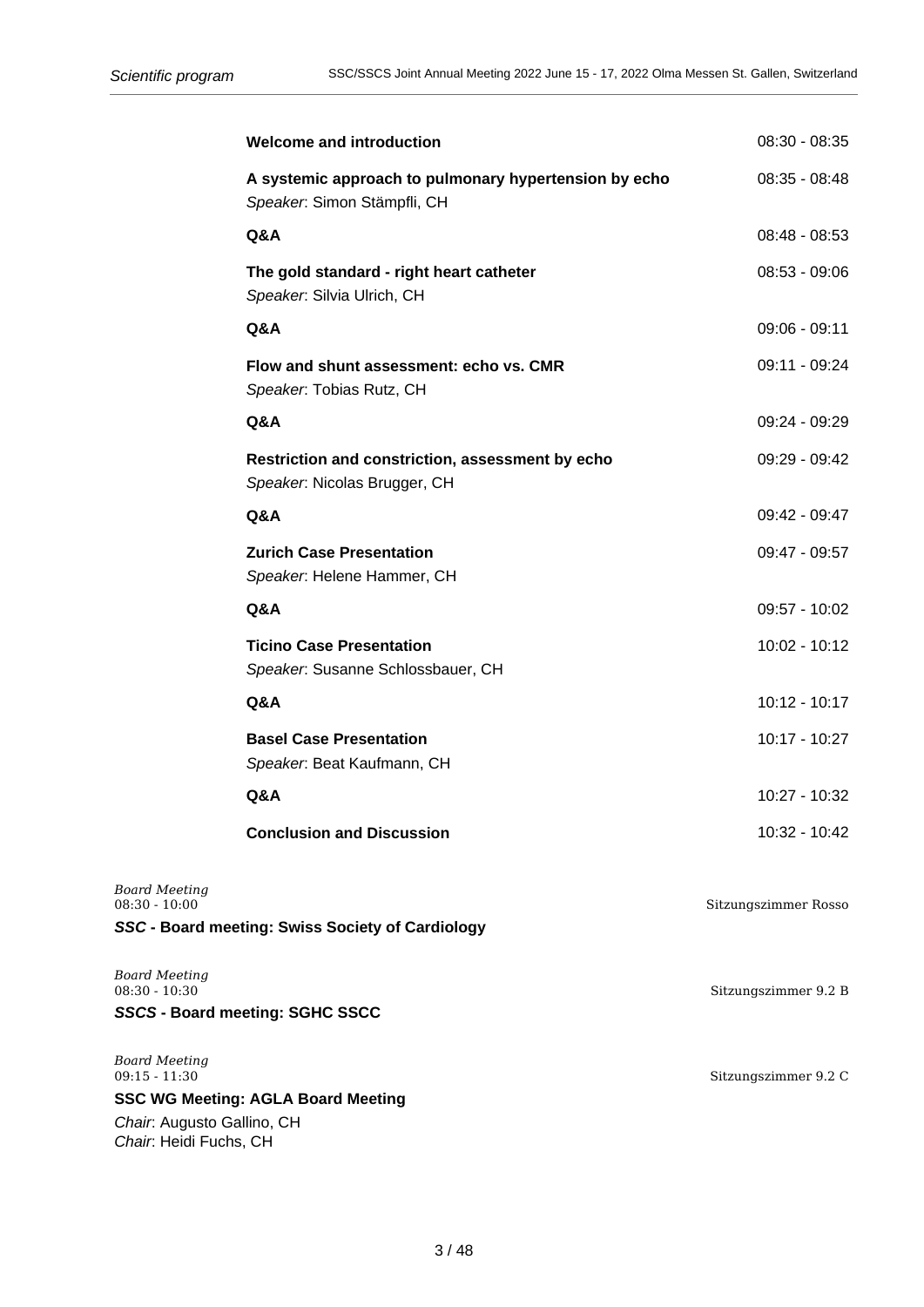**Welcome and introduction** 08:30 - 08:35

**A systemic approach to pulmonary hypertension by echo** 08:35 - 08:48
*Speaker*: Simon Stämpfli, CH

**Q&A** 08:48 - 08:53

**The gold standard - right heart catheter** 08:53 - 09:06
*Speaker*: Silvia Ulrich, CH

**Q&A** 09:06 - 09:11

**Flow and shunt assessment: echo vs. CMR** 09:11 - 09:24
*Speaker*: Tobias Rutz, CH

**Q&A** 09:24 - 09:29

**Restriction and constriction, assessment by echo** 09:29 - 09:42
*Speaker*: Nicolas Brugger, CH

**Q&A** 09:42 - 09:47

**Zurich Case Presentation** 09:47 - 09:57
*Speaker*: Helene Hammer, CH

**Q&A** 09:57 - 10:02

**Ticino Case Presentation** 10:02 - 10:12
*Speaker*: Susanne Schlossbauer, CH

**Q&A** 10:12 - 10:17

**Basel Case Presentation** 10:17 - 10:27
*Speaker*: Beat Kaufmann, CH

**Q&A** 10:27 - 10:32

**Conclusion and Discussion** 10:32 - 10:42

*Board Meeting*
08:30 - 10:00 — Sitzungszimmer Rosso

***SSC* - Board meeting: Swiss Society of Cardiology**

*Board Meeting*
08:30 - 10:30 — Sitzungszimmer 9.2 B

***SSCS* - Board meeting: SGHC SSCC**

*Board Meeting*
09:15 - 11:30 — Sitzungszimmer 9.2 C

**SSC WG Meeting: AGLA Board Meeting**

*Chair*: Augusto Gallino, CH
*Chair*: Heidi Fuchs, CH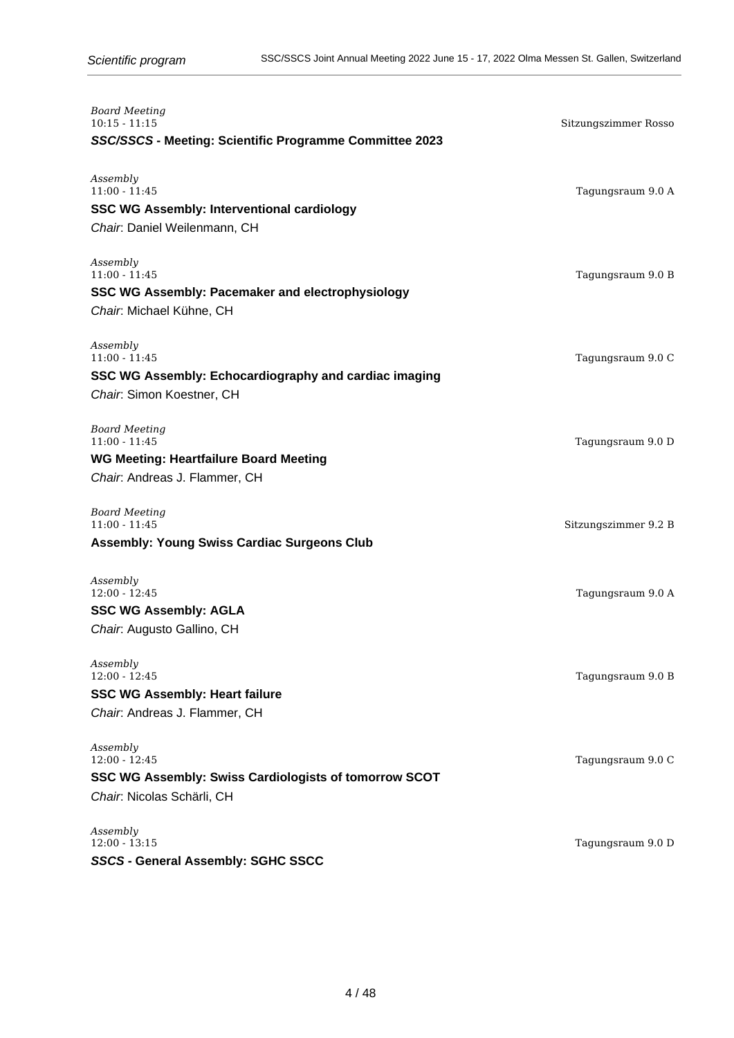*Board Meeting*
10:15 - 11:15 — Sitzungszimmer Rosso

***SSC/SSCS*** **- Meeting: Scientific Programme Committee 2023**

*Assembly*
11:00 - 11:45 — Tagungsraum 9.0 A

**SSC WG Assembly: Interventional cardiology**

*Chair*: Daniel Weilenmann, CH

*Assembly*
11:00 - 11:45 — Tagungsraum 9.0 B

**SSC WG Assembly: Pacemaker and electrophysiology**

*Chair*: Michael Kühne, CH

*Assembly*
11:00 - 11:45 — Tagungsraum 9.0 C

**SSC WG Assembly: Echocardiography and cardiac imaging**

*Chair*: Simon Koestner, CH

*Board Meeting*
11:00 - 11:45 — Tagungsraum 9.0 D

**WG Meeting: Heartfailure Board Meeting**

*Chair*: Andreas J. Flammer, CH

*Board Meeting*
11:00 - 11:45 — Sitzungszimmer 9.2 B

**Assembly: Young Swiss Cardiac Surgeons Club**

*Assembly*
12:00 - 12:45 — Tagungsraum 9.0 A

**SSC WG Assembly: AGLA**

*Chair*: Augusto Gallino, CH

*Assembly*
12:00 - 12:45 — Tagungsraum 9.0 B

**SSC WG Assembly: Heart failure**

*Chair*: Andreas J. Flammer, CH

*Assembly*
12:00 - 12:45 — Tagungsraum 9.0 C

**SSC WG Assembly: Swiss Cardiologists of tomorrow SCOT**

*Chair*: Nicolas Schärli, CH

*Assembly*
12:00 - 13:15 — Tagungsraum 9.0 D

***SSCS*** **- General Assembly: SGHC SSCC**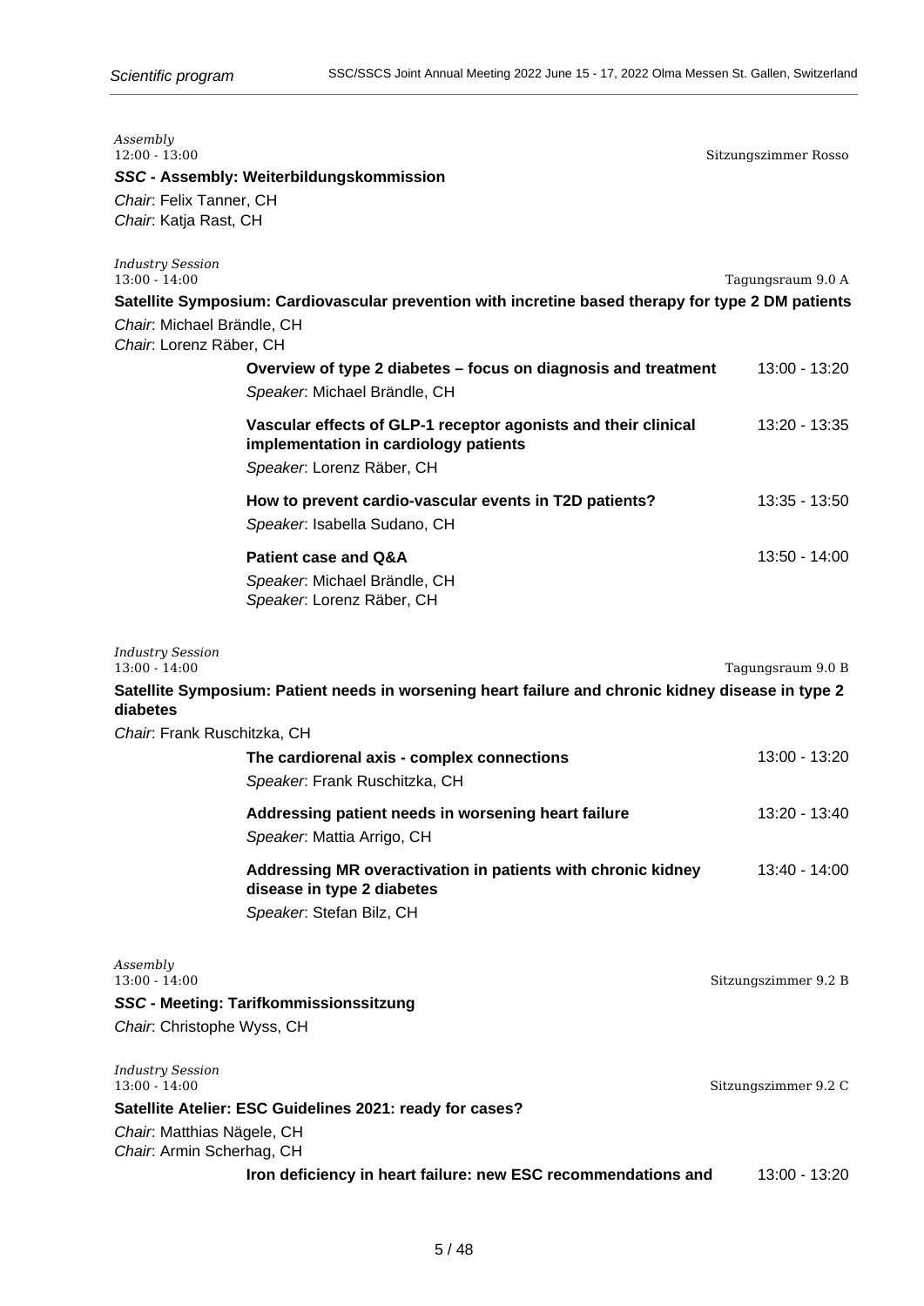*Assembly*
12:00 - 13:00 — Sitzungszimmer Rosso

***SSC* - Assembly: Weiterbildungskommission**

*Chair*: Felix Tanner, CH
*Chair*: Katja Rast, CH

*Industry Session*
13:00 - 14:00 — Tagungsraum 9.0 A

**Satellite Symposium: Cardiovascular prevention with incretine based therapy for type 2 DM patients**

*Chair*: Michael Brändle, CH
*Chair*: Lorenz Räber, CH

**Overview of type 2 diabetes – focus on diagnosis and treatment** — 13:00 - 13:20
*Speaker*: Michael Brändle, CH

**Vascular effects of GLP-1 receptor agonists and their clinical implementation in cardiology patients** — 13:20 - 13:35
*Speaker*: Lorenz Räber, CH

**How to prevent cardio-vascular events in T2D patients?** — 13:35 - 13:50
*Speaker*: Isabella Sudano, CH

**Patient case and Q&A** — 13:50 - 14:00
*Speaker*: Michael Brändle, CH
*Speaker*: Lorenz Räber, CH

*Industry Session*
13:00 - 14:00 — Tagungsraum 9.0 B

**Satellite Symposium: Patient needs in worsening heart failure and chronic kidney disease in type 2 diabetes**

*Chair*: Frank Ruschitzka, CH

**The cardiorenal axis - complex connections** — 13:00 - 13:20
*Speaker*: Frank Ruschitzka, CH

**Addressing patient needs in worsening heart failure** — 13:20 - 13:40
*Speaker*: Mattia Arrigo, CH

**Addressing MR overactivation in patients with chronic kidney disease in type 2 diabetes** — 13:40 - 14:00
*Speaker*: Stefan Bilz, CH

*Assembly*
13:00 - 14:00 — Sitzungszimmer 9.2 B

***SSC* - Meeting: Tarifkommissionssitzung**

*Chair*: Christophe Wyss, CH

*Industry Session*
13:00 - 14:00 — Sitzungszimmer 9.2 C

**Satellite Atelier: ESC Guidelines 2021: ready for cases?**

*Chair*: Matthias Nägele, CH
*Chair*: Armin Scherhag, CH

**Iron deficiency in heart failure: new ESC recommendations and** — 13:00 - 13:20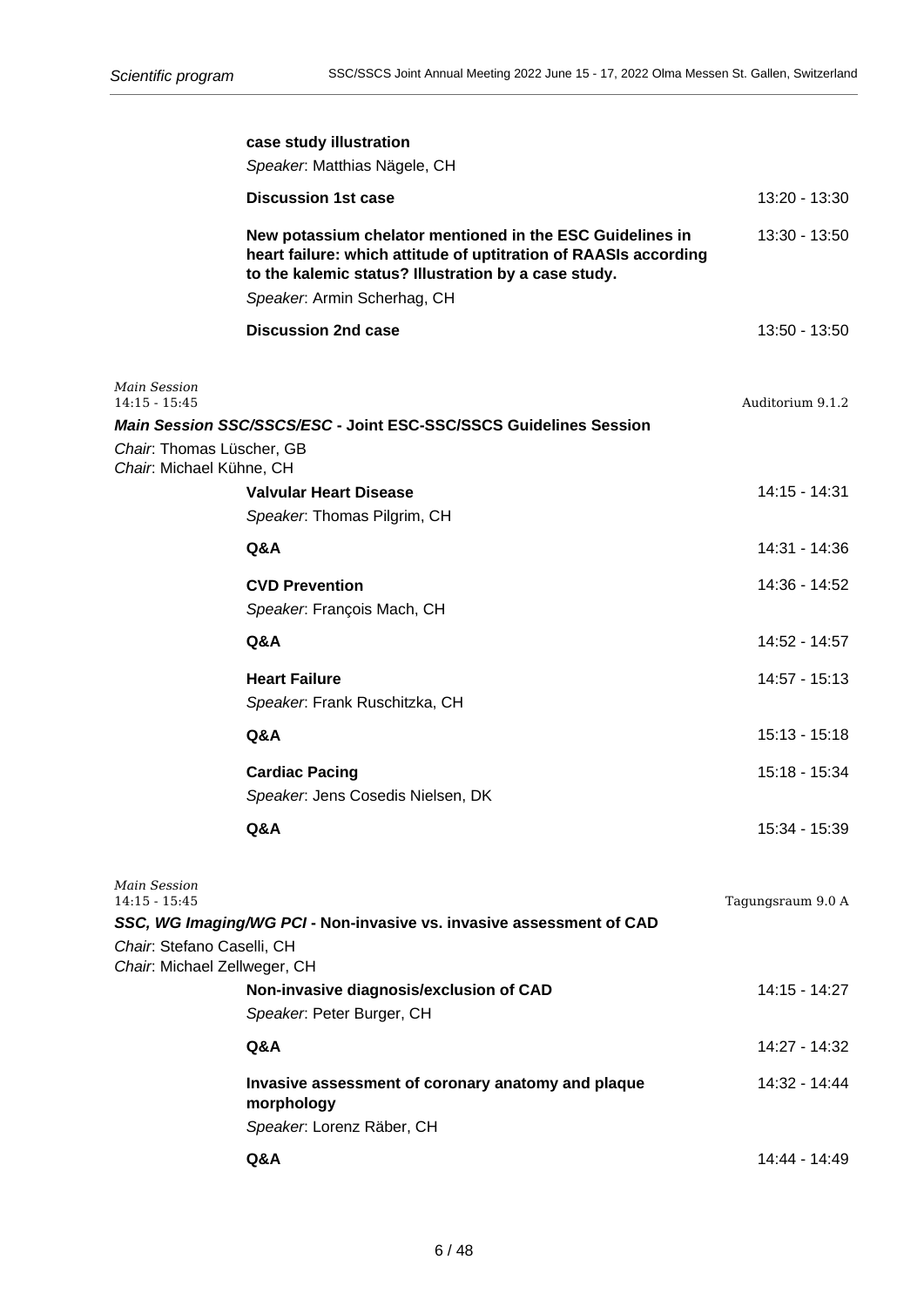**case study illustration**

*Speaker*: Matthias Nägele, CH

**Discussion 1st case** 13:20 - 13:30

**New potassium chelator mentioned in the ESC Guidelines in heart failure: which attitude of uptitration of RAASIs according to the kalemic status? Illustration by a case study.** 13:30 - 13:50

*Speaker*: Armin Scherhag, CH

**Discussion 2nd case** 13:50 - 13:50

*Main Session*
14:15 - 15:45

Auditorium 9.1.2

***Main Session SSC/SSCS/ESC*** **- Joint ESC-SSC/SSCS Guidelines Session**

*Chair*: Thomas Lüscher, GB
*Chair*: Michael Kühne, CH

**Valvular Heart Disease** 14:15 - 14:31

*Speaker*: Thomas Pilgrim, CH

**Q&A** 14:31 - 14:36

**CVD Prevention** 14:36 - 14:52

*Speaker*: François Mach, CH

**Q&A** 14:52 - 14:57

**Heart Failure** 14:57 - 15:13

*Speaker*: Frank Ruschitzka, CH

**Q&A** 15:13 - 15:18

**Cardiac Pacing** 15:18 - 15:34

*Speaker*: Jens Cosedis Nielsen, DK

**Q&A** 15:34 - 15:39

*Main Session*
14:15 - 15:45

Tagungsraum 9.0 A

***SSC, WG Imaging/WG PCI*** **- Non-invasive vs. invasive assessment of CAD**

*Chair*: Stefano Caselli, CH
*Chair*: Michael Zellweger, CH

**Non-invasive diagnosis/exclusion of CAD** 14:15 - 14:27

*Speaker*: Peter Burger, CH

**Q&A** 14:27 - 14:32

**Invasive assessment of coronary anatomy and plaque morphology** 14:32 - 14:44

*Speaker*: Lorenz Räber, CH

**Q&A** 14:44 - 14:49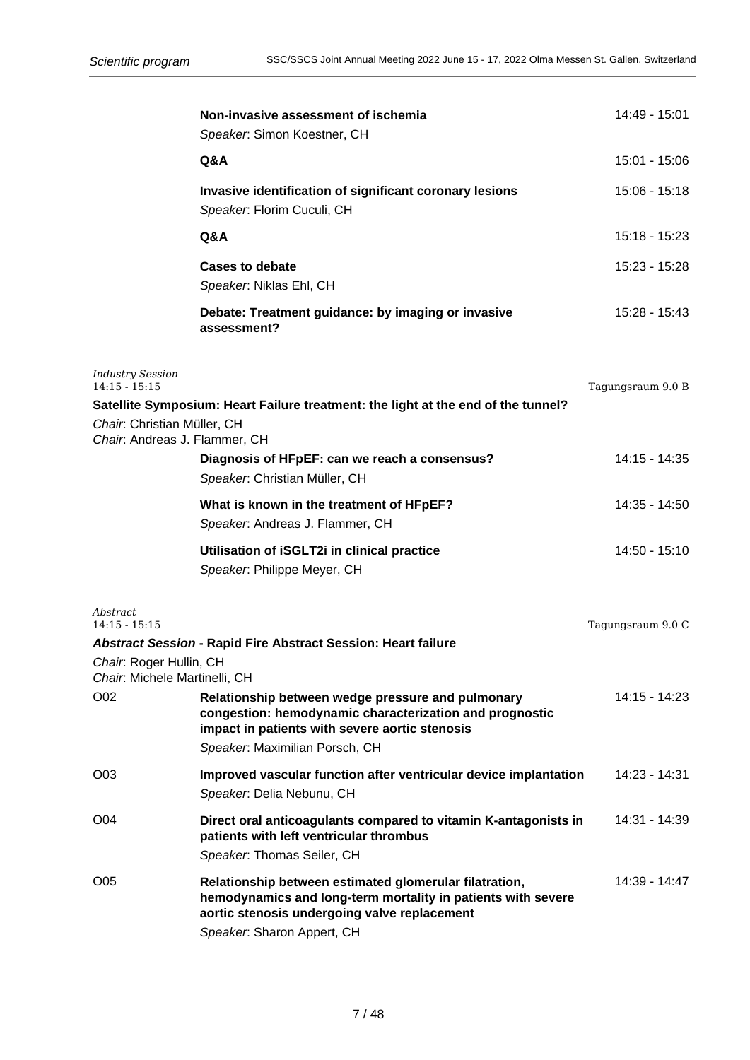**Non-invasive assessment of ischemia** — 14:49 - 15:01
*Speaker*: Simon Koestner, CH

**Q&A** — 15:01 - 15:06

**Invasive identification of significant coronary lesions** — 15:06 - 15:18
*Speaker*: Florim Cuculi, CH

**Q&A** — 15:18 - 15:23

**Cases to debate** — 15:23 - 15:28
*Speaker*: Niklas Ehl, CH

**Debate: Treatment guidance: by imaging or invasive assessment?** — 15:28 - 15:43

*Industry Session*
14:15 - 15:15 — Tagungsraum 9.0 B

### Satellite Symposium: Heart Failure treatment: the light at the end of the tunnel?

*Chair*: Christian Müller, CH
*Chair*: Andreas J. Flammer, CH

**Diagnosis of HFpEF: can we reach a consensus?** — 14:15 - 14:35
*Speaker*: Christian Müller, CH

**What is known in the treatment of HFpEF?** — 14:35 - 14:50
*Speaker*: Andreas J. Flammer, CH

**Utilisation of iSGLT2i in clinical practice** — 14:50 - 15:10
*Speaker*: Philippe Meyer, CH

*Abstract*
14:15 - 15:15 — Tagungsraum 9.0 C

### *Abstract Session* - Rapid Fire Abstract Session: Heart failure

*Chair*: Roger Hullin, CH
*Chair*: Michele Martinelli, CH

O02 — **Relationship between wedge pressure and pulmonary congestion: hemodynamic characterization and prognostic impact in patients with severe aortic stenosis** — 14:15 - 14:23
*Speaker*: Maximilian Porsch, CH

O03 — **Improved vascular function after ventricular device implantation** — 14:23 - 14:31
*Speaker*: Delia Nebunu, CH

O04 — **Direct oral anticoagulants compared to vitamin K-antagonists in patients with left ventricular thrombus** — 14:31 - 14:39
*Speaker*: Thomas Seiler, CH

O05 — **Relationship between estimated glomerular filatration, hemodynamics and long-term mortality in patients with severe aortic stenosis undergoing valve replacement** — 14:39 - 14:47
*Speaker*: Sharon Appert, CH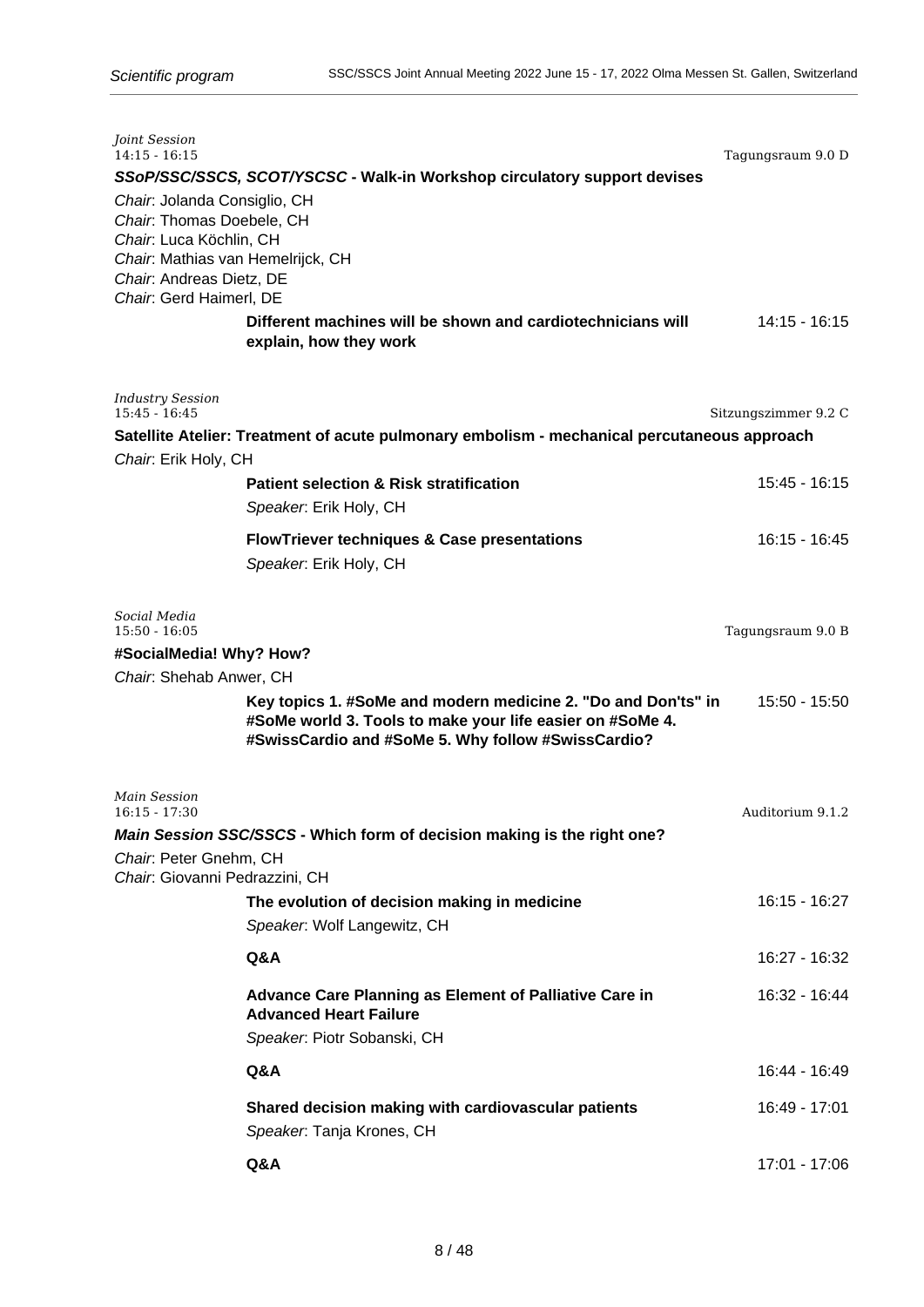*Joint Session*
14:15 - 16:15 — Tagungsraum 9.0 D

***SSoP/SSC/SSCS, SCOT/YSCSC* - Walk-in Workshop circulatory support devises**

*Chair*: Jolanda Consiglio, CH
*Chair*: Thomas Doebele, CH
*Chair*: Luca Köchlin, CH
*Chair*: Mathias van Hemelrijck, CH
*Chair*: Andreas Dietz, DE
*Chair*: Gerd Haimerl, DE

**Different machines will be shown and cardiotechnicians will explain, how they work** — 14:15 - 16:15

*Industry Session*
15:45 - 16:45 — Sitzungszimmer 9.2 C

**Satellite Atelier: Treatment of acute pulmonary embolism - mechanical percutaneous approach**

*Chair*: Erik Holy, CH

**Patient selection & Risk stratification** — 15:45 - 16:15
*Speaker*: Erik Holy, CH

**FlowTriever techniques & Case presentations** — 16:15 - 16:45
*Speaker*: Erik Holy, CH

*Social Media*
15:50 - 16:05 — Tagungsraum 9.0 B

**#SocialMedia! Why? How?**

*Chair*: Shehab Anwer, CH

**Key topics 1. #SoMe and modern medicine 2. "Do and Don'ts" in #SoMe world 3. Tools to make your life easier on #SoMe 4. #SwissCardio and #SoMe 5. Why follow #SwissCardio?** — 15:50 - 15:50

*Main Session*
16:15 - 17:30 — Auditorium 9.1.2

***Main Session SSC/SSCS* - Which form of decision making is the right one?**

*Chair*: Peter Gnehm, CH
*Chair*: Giovanni Pedrazzini, CH

**The evolution of decision making in medicine** — 16:15 - 16:27
*Speaker*: Wolf Langewitz, CH

**Q&A** — 16:27 - 16:32

**Advance Care Planning as Element of Palliative Care in Advanced Heart Failure** — 16:32 - 16:44
*Speaker*: Piotr Sobanski, CH

**Q&A** — 16:44 - 16:49

**Shared decision making with cardiovascular patients** — 16:49 - 17:01
*Speaker*: Tanja Krones, CH

**Q&A** — 17:01 - 17:06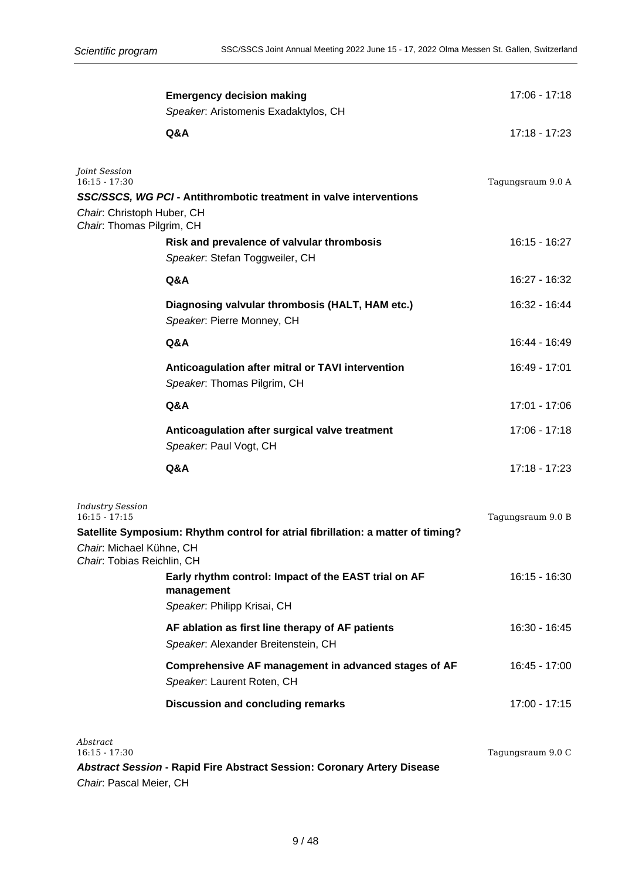**Emergency decision making** 17:06 - 17:18
*Speaker*: Aristomenis Exadaktylos, CH

**Q&A** 17:18 - 17:23

*Joint Session*
16:15 - 17:30 Tagungsraum 9.0 A

***SSC/SSCS, WG PCI*** **- Antithrombotic treatment in valve interventions**

*Chair*: Christoph Huber, CH
*Chair*: Thomas Pilgrim, CH

**Risk and prevalence of valvular thrombosis** 16:15 - 16:27
*Speaker*: Stefan Toggweiler, CH

**Q&A** 16:27 - 16:32

**Diagnosing valvular thrombosis (HALT, HAM etc.)** 16:32 - 16:44
*Speaker*: Pierre Monney, CH

**Q&A** 16:44 - 16:49

**Anticoagulation after mitral or TAVI intervention** 16:49 - 17:01
*Speaker*: Thomas Pilgrim, CH

**Q&A** 17:01 - 17:06

**Anticoagulation after surgical valve treatment** 17:06 - 17:18
*Speaker*: Paul Vogt, CH

**Q&A** 17:18 - 17:23

*Industry Session*
16:15 - 17:15 Tagungsraum 9.0 B

**Satellite Symposium: Rhythm control for atrial fibrillation: a matter of timing?**

*Chair*: Michael Kühne, CH
*Chair*: Tobias Reichlin, CH

**Early rhythm control: Impact of the EAST trial on AF management** 16:15 - 16:30
*Speaker*: Philipp Krisai, CH

**AF ablation as first line therapy of AF patients** 16:30 - 16:45
*Speaker*: Alexander Breitenstein, CH

**Comprehensive AF management in advanced stages of AF** 16:45 - 17:00
*Speaker*: Laurent Roten, CH

**Discussion and concluding remarks** 17:00 - 17:15

*Abstract*
16:15 - 17:30 Tagungsraum 9.0 C

***Abstract Session*** **- Rapid Fire Abstract Session: Coronary Artery Disease**

*Chair*: Pascal Meier, CH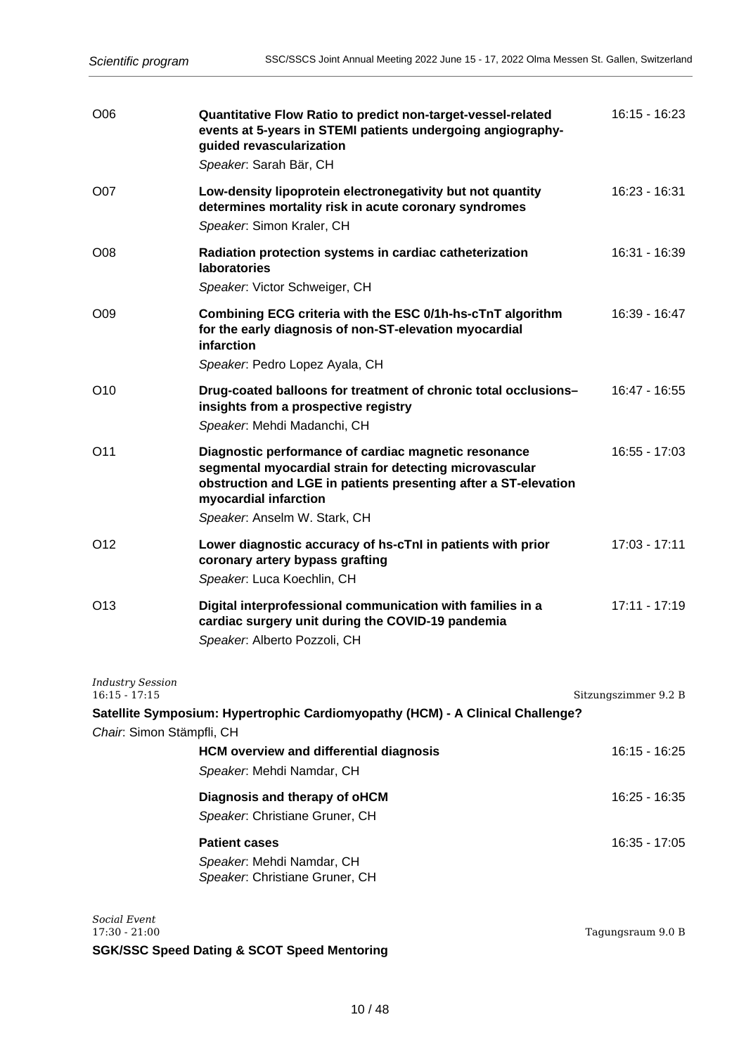O06 **Quantitative Flow Ratio to predict non-target-vessel-related events at 5-years in STEMI patients undergoing angiography-guided revascularization** 16:15 - 16:23
*Speaker*: Sarah Bär, CH

O07 **Low-density lipoprotein electronegativity but not quantity determines mortality risk in acute coronary syndromes** 16:23 - 16:31
*Speaker*: Simon Kraler, CH

O08 **Radiation protection systems in cardiac catheterization laboratories** 16:31 - 16:39
*Speaker*: Victor Schweiger, CH

O09 **Combining ECG criteria with the ESC 0/1h-hs-cTnT algorithm for the early diagnosis of non-ST-elevation myocardial infarction** 16:39 - 16:47
*Speaker*: Pedro Lopez Ayala, CH

O10 **Drug-coated balloons for treatment of chronic total occlusions– insights from a prospective registry** 16:47 - 16:55
*Speaker*: Mehdi Madanchi, CH

O11 **Diagnostic performance of cardiac magnetic resonance segmental myocardial strain for detecting microvascular obstruction and LGE in patients presenting after a ST-elevation myocardial infarction** 16:55 - 17:03
*Speaker*: Anselm W. Stark, CH

O12 **Lower diagnostic accuracy of hs-cTnI in patients with prior coronary artery bypass grafting** 17:03 - 17:11
*Speaker*: Luca Koechlin, CH

O13 **Digital interprofessional communication with families in a cardiac surgery unit during the COVID-19 pandemia** 17:11 - 17:19
*Speaker*: Alberto Pozzoli, CH

*Industry Session*
16:15 - 17:15 Sitzungszimmer 9.2 B

**Satellite Symposium: Hypertrophic Cardiomyopathy (HCM) - A Clinical Challenge?**

*Chair*: Simon Stämpfli, CH

**HCM overview and differential diagnosis** 16:15 - 16:25
*Speaker*: Mehdi Namdar, CH

**Diagnosis and therapy of oHCM** 16:25 - 16:35
*Speaker*: Christiane Gruner, CH

**Patient cases** 16:35 - 17:05
*Speaker*: Mehdi Namdar, CH
*Speaker*: Christiane Gruner, CH

*Social Event*
17:30 - 21:00 Tagungsraum 9.0 B

**SGK/SSC Speed Dating & SCOT Speed Mentoring**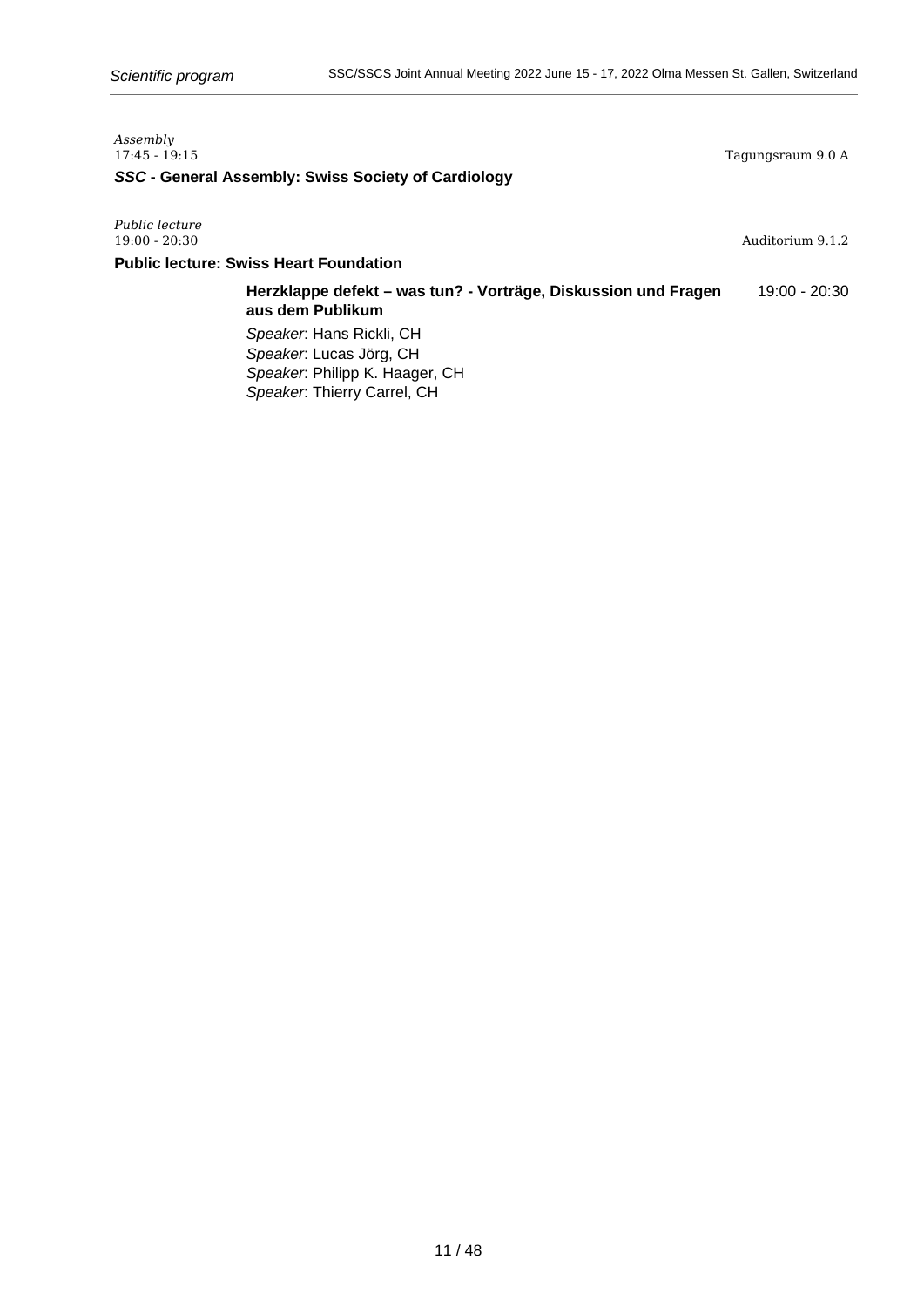*Assembly*
17:45 - 19:15 Tagungsraum 9.0 A

### *SSC* - General Assembly: Swiss Society of Cardiology

*Public lecture*
19:00 - 20:30 Auditorium 9.1.2

### Public lecture: Swiss Heart Foundation

**Herzklappe defekt – was tun? - Vorträge, Diskussion und Fragen aus dem Publikum** 19:00 - 20:30

*Speaker*: Hans Rickli, CH
*Speaker*: Lucas Jörg, CH
*Speaker*: Philipp K. Haager, CH
*Speaker*: Thierry Carrel, CH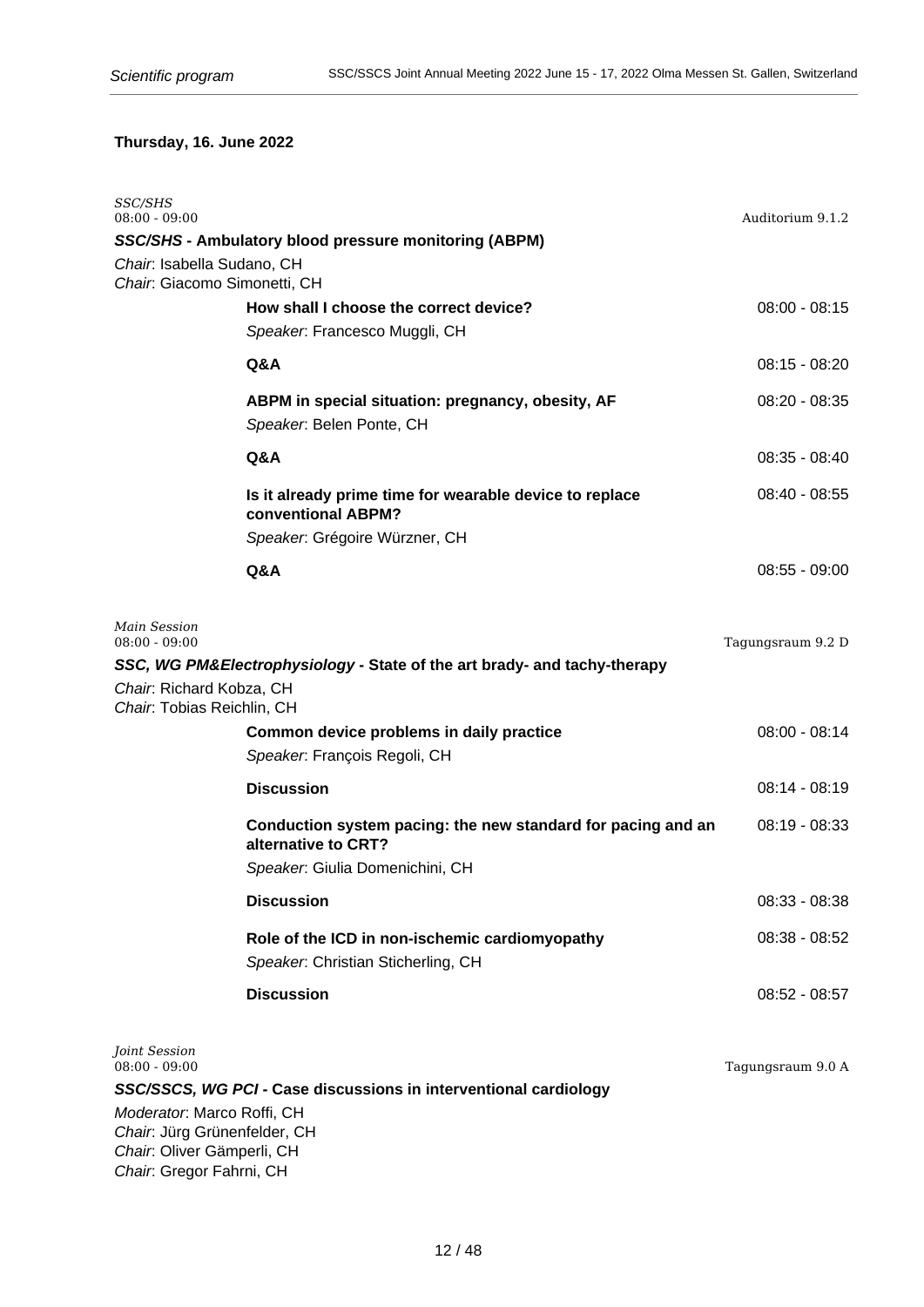## Thursday, 16. June 2022

*SSC/SHS*
08:00 - 09:00 — Auditorium 9.1.2

***SSC/SHS*** **- Ambulatory blood pressure monitoring (ABPM)**

*Chair*: Isabella Sudano, CH
*Chair*: Giacomo Simonetti, CH

**How shall I choose the correct device?** — 08:00 - 08:15
*Speaker*: Francesco Muggli, CH

**Q&A** — 08:15 - 08:20

**ABPM in special situation: pregnancy, obesity, AF** — 08:20 - 08:35
*Speaker*: Belen Ponte, CH

**Q&A** — 08:35 - 08:40

**Is it already prime time for wearable device to replace conventional ABPM?** — 08:40 - 08:55
*Speaker*: Grégoire Würzner, CH

**Q&A** — 08:55 - 09:00

*Main Session*
08:00 - 09:00 — Tagungsraum 9.2 D

***SSC, WG PM&Electrophysiology*** **- State of the art brady- and tachy-therapy**

*Chair*: Richard Kobza, CH
*Chair*: Tobias Reichlin, CH

**Common device problems in daily practice** — 08:00 - 08:14
*Speaker*: François Regoli, CH

**Discussion** — 08:14 - 08:19

**Conduction system pacing: the new standard for pacing and an alternative to CRT?** — 08:19 - 08:33
*Speaker*: Giulia Domenichini, CH

**Discussion** — 08:33 - 08:38

**Role of the ICD in non-ischemic cardiomyopathy** — 08:38 - 08:52
*Speaker*: Christian Sticherling, CH

**Discussion** — 08:52 - 08:57

*Joint Session*
08:00 - 09:00 — Tagungsraum 9.0 A

***SSC/SSCS, WG PCI*** **- Case discussions in interventional cardiology**

*Moderator*: Marco Roffi, CH
*Chair*: Jürg Grünenfelder, CH
*Chair*: Oliver Gämperli, CH
*Chair*: Gregor Fahrni, CH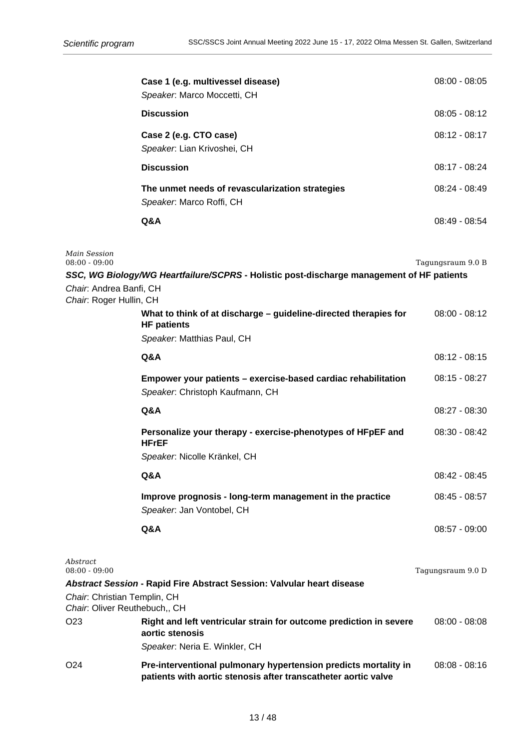**Case 1 (e.g. multivessel disease)** 08:00 - 08:05
*Speaker*: Marco Moccetti, CH

**Discussion** 08:05 - 08:12

**Case 2 (e.g. CTO case)** 08:12 - 08:17
*Speaker*: Lian Krivoshei, CH

**Discussion** 08:17 - 08:24

**The unmet needs of revascularization strategies** 08:24 - 08:49
*Speaker*: Marco Roffi, CH

**Q&A** 08:49 - 08:54

*Main Session*
08:00 - 09:00 — Tagungsraum 9.0 B

### *SSC, WG Biology/WG Heartfailure/SCPRS* - Holistic post-discharge management of HF patients

*Chair*: Andrea Banfi, CH
*Chair*: Roger Hullin, CH

**What to think of at discharge – guideline-directed therapies for HF patients** 08:00 - 08:12
*Speaker*: Matthias Paul, CH

**Q&A** 08:12 - 08:15

**Empower your patients – exercise-based cardiac rehabilitation** 08:15 - 08:27
*Speaker*: Christoph Kaufmann, CH

**Q&A** 08:27 - 08:30

**Personalize your therapy - exercise-phenotypes of HFpEF and HFrEF** 08:30 - 08:42
*Speaker*: Nicolle Kränkel, CH

**Q&A** 08:42 - 08:45

**Improve prognosis - long-term management in the practice** 08:45 - 08:57
*Speaker*: Jan Vontobel, CH

**Q&A** 08:57 - 09:00

*Abstract*
08:00 - 09:00 — Tagungsraum 9.0 D

### *Abstract Session* - Rapid Fire Abstract Session: Valvular heart disease

*Chair*: Christian Templin, CH
*Chair*: Oliver Reuthebuch,, CH

O23 **Right and left ventricular strain for outcome prediction in severe aortic stenosis** 08:00 - 08:08
*Speaker*: Neria E. Winkler, CH

O24 **Pre-interventional pulmonary hypertension predicts mortality in patients with aortic stenosis after transcatheter aortic valve** 08:08 - 08:16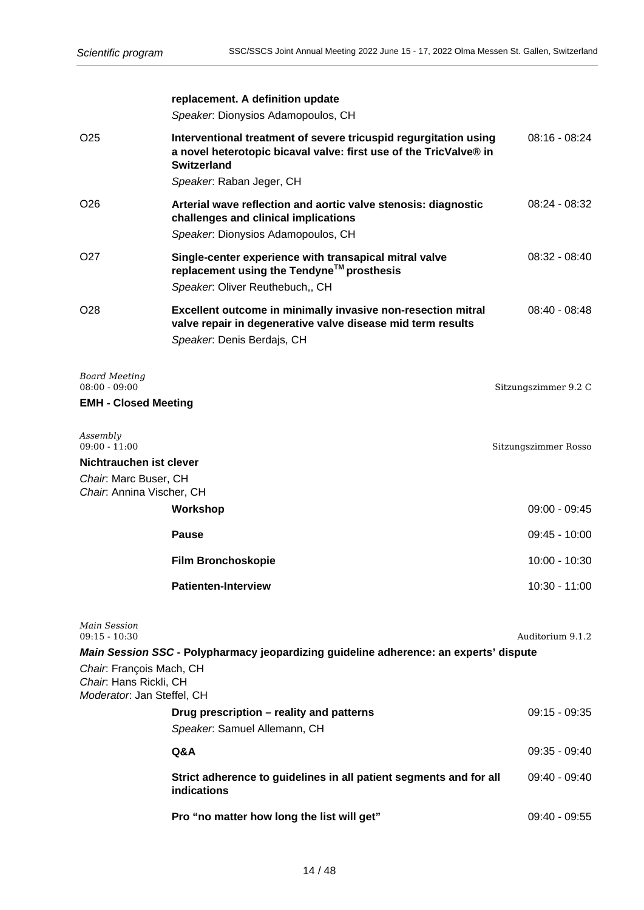**replacement. A definition update**
*Speaker*: Dionysios Adamopoulos, CH

O25 — **Interventional treatment of severe tricuspid regurgitation using a novel heterotopic bicaval valve: first use of the TricValve® in Switzerland** — 08:16 - 08:24
*Speaker*: Raban Jeger, CH

O26 — **Arterial wave reflection and aortic valve stenosis: diagnostic challenges and clinical implications** — 08:24 - 08:32
*Speaker*: Dionysios Adamopoulos, CH

O27 — **Single-center experience with transapical mitral valve replacement using the Tendyne™ prosthesis** — 08:32 - 08:40
*Speaker*: Oliver Reuthebuch,, CH

O28 — **Excellent outcome in minimally invasive non-resection mitral valve repair in degenerative valve disease mid term results** — 08:40 - 08:48
*Speaker*: Denis Berdajs, CH

*Board Meeting*
08:00 - 09:00 — Sitzungszimmer 9.2 C

**EMH - Closed Meeting**

*Assembly*
09:00 - 11:00 — Sitzungszimmer Rosso

**Nichtrauchen ist clever**

*Chair*: Marc Buser, CH
*Chair*: Annina Vischer, CH

**Workshop** — 09:00 - 09:45

**Pause** — 09:45 - 10:00

**Film Bronchoskopie** — 10:00 - 10:30

**Patienten-Interview** — 10:30 - 11:00

*Main Session*
09:15 - 10:30 — Auditorium 9.1.2

***Main Session SSC*** **- Polypharmacy jeopardizing guideline adherence: an experts' dispute**

*Chair*: François Mach, CH
*Chair*: Hans Rickli, CH
*Moderator*: Jan Steffel, CH

**Drug prescription – reality and patterns** — 09:15 - 09:35
*Speaker*: Samuel Allemann, CH

**Q&A** — 09:35 - 09:40

**Strict adherence to guidelines in all patient segments and for all indications** — 09:40 - 09:40

**Pro "no matter how long the list will get"** — 09:40 - 09:55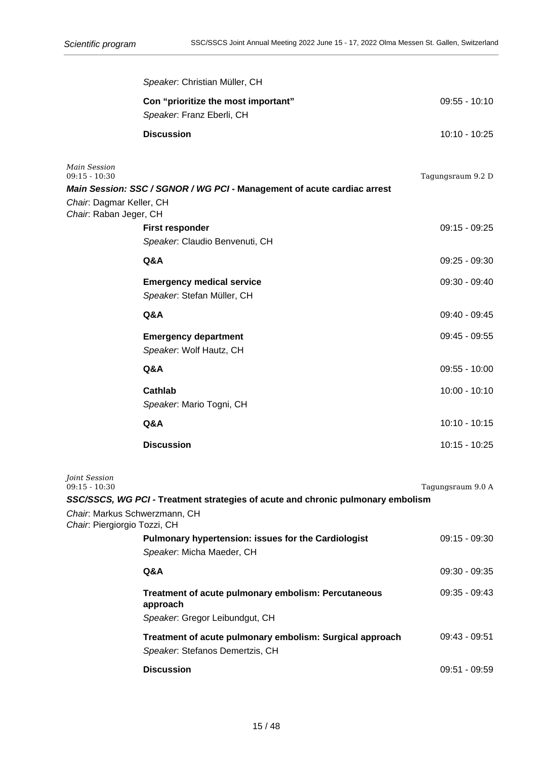*Speaker*: Christian Müller, CH

**Con "prioritize the most important"** 09:55 - 10:10
*Speaker*: Franz Eberli, CH

**Discussion** 10:10 - 10:25

*Main Session*
09:15 - 10:30 Tagungsraum 9.2 D

***Main Session: SSC / SGNOR / WG PCI* - Management of acute cardiac arrest**

*Chair*: Dagmar Keller, CH
*Chair*: Raban Jeger, CH

**First responder** 09:15 - 09:25
*Speaker*: Claudio Benvenuti, CH

**Q&A** 09:25 - 09:30

**Emergency medical service** 09:30 - 09:40
*Speaker*: Stefan Müller, CH

**Q&A** 09:40 - 09:45

**Emergency department** 09:45 - 09:55
*Speaker*: Wolf Hautz, CH

**Q&A** 09:55 - 10:00

**Cathlab** 10:00 - 10:10
*Speaker*: Mario Togni, CH

**Q&A** 10:10 - 10:15

**Discussion** 10:15 - 10:25

*Joint Session*
09:15 - 10:30 Tagungsraum 9.0 A

***SSC/SSCS, WG PCI* - Treatment strategies of acute and chronic pulmonary embolism**

*Chair*: Markus Schwerzmann, CH
*Chair*: Piergiorgio Tozzi, CH

**Pulmonary hypertension: issues for the Cardiologist** 09:15 - 09:30
*Speaker*: Micha Maeder, CH

**Q&A** 09:30 - 09:35

**Treatment of acute pulmonary embolism: Percutaneous approach** 09:35 - 09:43
*Speaker*: Gregor Leibundgut, CH

**Treatment of acute pulmonary embolism: Surgical approach** 09:43 - 09:51
*Speaker*: Stefanos Demertzis, CH

**Discussion** 09:51 - 09:59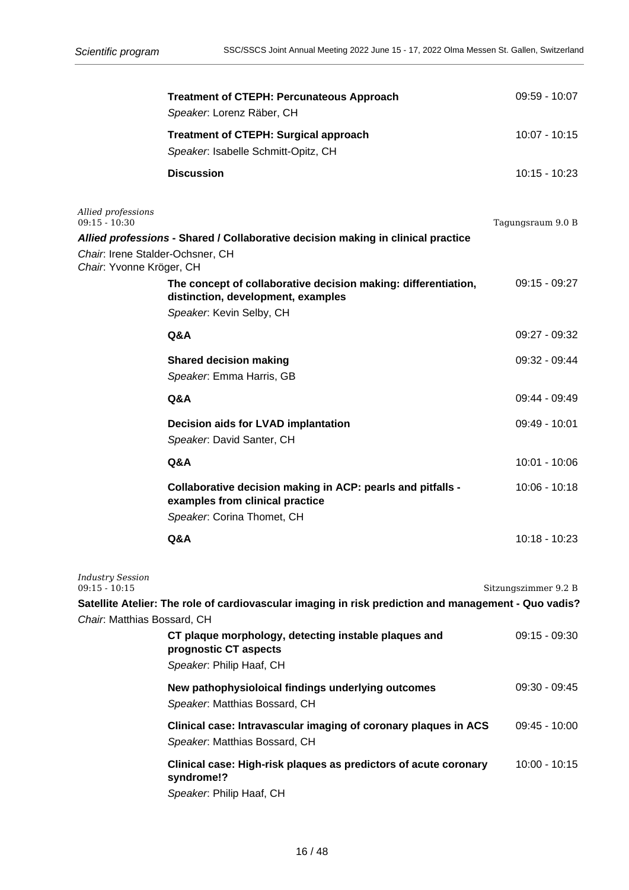**Treatment of CTEPH: Percunateous Approach** 09:59 - 10:07
*Speaker*: Lorenz Räber, CH

**Treatment of CTEPH: Surgical approach** 10:07 - 10:15
*Speaker*: Isabelle Schmitt-Opitz, CH

**Discussion** 10:15 - 10:23

*Allied professions*
09:15 - 10:30 — Tagungsraum 9.0 B

***Allied professions* - Shared / Collaborative decision making in clinical practice**

*Chair*: Irene Stalder-Ochsner, CH
*Chair*: Yvonne Kröger, CH

**The concept of collaborative decision making: differentiation, distinction, development, examples** 09:15 - 09:27
*Speaker*: Kevin Selby, CH

**Q&A** 09:27 - 09:32

**Shared decision making** 09:32 - 09:44
*Speaker*: Emma Harris, GB

**Q&A** 09:44 - 09:49

**Decision aids for LVAD implantation** 09:49 - 10:01
*Speaker*: David Santer, CH

**Q&A** 10:01 - 10:06

**Collaborative decision making in ACP: pearls and pitfalls - examples from clinical practice** 10:06 - 10:18
*Speaker*: Corina Thomet, CH

**Q&A** 10:18 - 10:23

*Industry Session*
09:15 - 10:15 — Sitzungszimmer 9.2 B

**Satellite Atelier: The role of cardiovascular imaging in risk prediction and management - Quo vadis?**

*Chair*: Matthias Bossard, CH

**CT plaque morphology, detecting instable plaques and prognostic CT aspects** 09:15 - 09:30
*Speaker*: Philip Haaf, CH

**New pathophysioloical findings underlying outcomes** 09:30 - 09:45
*Speaker*: Matthias Bossard, CH

**Clinical case: Intravascular imaging of coronary plaques in ACS** 09:45 - 10:00
*Speaker*: Matthias Bossard, CH

**Clinical case: High-risk plaques as predictors of acute coronary syndrome!?** 10:00 - 10:15
*Speaker*: Philip Haaf, CH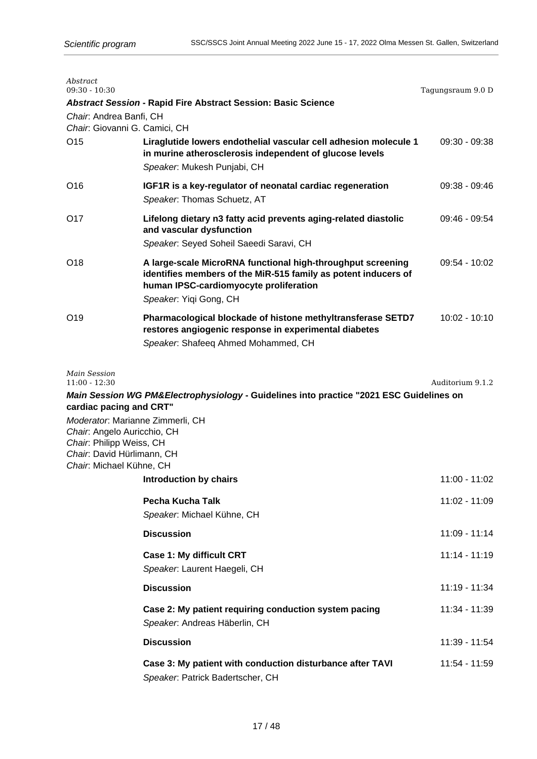*Abstract*
09:30 - 10:30 Tagungsraum 9.0 D

***Abstract Session* - Rapid Fire Abstract Session: Basic Science**

*Chair*: Andrea Banfi, CH
*Chair*: Giovanni G. Camici, CH

| | | |
|---|---|---|
| O15 | **Liraglutide lowers endothelial vascular cell adhesion molecule 1 in murine atherosclerosis independent of glucose levels**<br>*Speaker*: Mukesh Punjabi, CH | 09:30 - 09:38 |
| O16 | **IGF1R is a key-regulator of neonatal cardiac regeneration**<br>*Speaker*: Thomas Schuetz, AT | 09:38 - 09:46 |
| O17 | **Lifelong dietary n3 fatty acid prevents aging-related diastolic and vascular dysfunction**<br>*Speaker*: Seyed Soheil Saeedi Saravi, CH | 09:46 - 09:54 |
| O18 | **A large-scale MicroRNA functional high-throughput screening identifies members of the MiR-515 family as potent inducers of human IPSC-cardiomyocyte proliferation**<br>*Speaker*: Yiqi Gong, CH | 09:54 - 10:02 |
| O19 | **Pharmacological blockade of histone methyltransferase SETD7 restores angiogenic response in experimental diabetes**<br>*Speaker*: Shafeeq Ahmed Mohammed, CH | 10:02 - 10:10 |

*Main Session*
11:00 - 12:30 Auditorium 9.1.2

***Main Session WG PM&Electrophysiology* - Guidelines into practice "2021 ESC Guidelines on cardiac pacing and CRT"**

*Moderator*: Marianne Zimmerli, CH
*Chair*: Angelo Auricchio, CH
*Chair*: Philipp Weiss, CH
*Chair*: David Hürlimann, CH
*Chair*: Michael Kühne, CH

| | |
|---|---|
| **Introduction by chairs** | 11:00 - 11:02 |
| **Pecha Kucha Talk**<br>*Speaker*: Michael Kühne, CH | 11:02 - 11:09 |
| **Discussion** | 11:09 - 11:14 |
| **Case 1: My difficult CRT**<br>*Speaker*: Laurent Haegeli, CH | 11:14 - 11:19 |
| **Discussion** | 11:19 - 11:34 |
| **Case 2: My patient requiring conduction system pacing**<br>*Speaker*: Andreas Häberlin, CH | 11:34 - 11:39 |
| **Discussion** | 11:39 - 11:54 |
| **Case 3: My patient with conduction disturbance after TAVI**<br>*Speaker*: Patrick Badertscher, CH | 11:54 - 11:59 |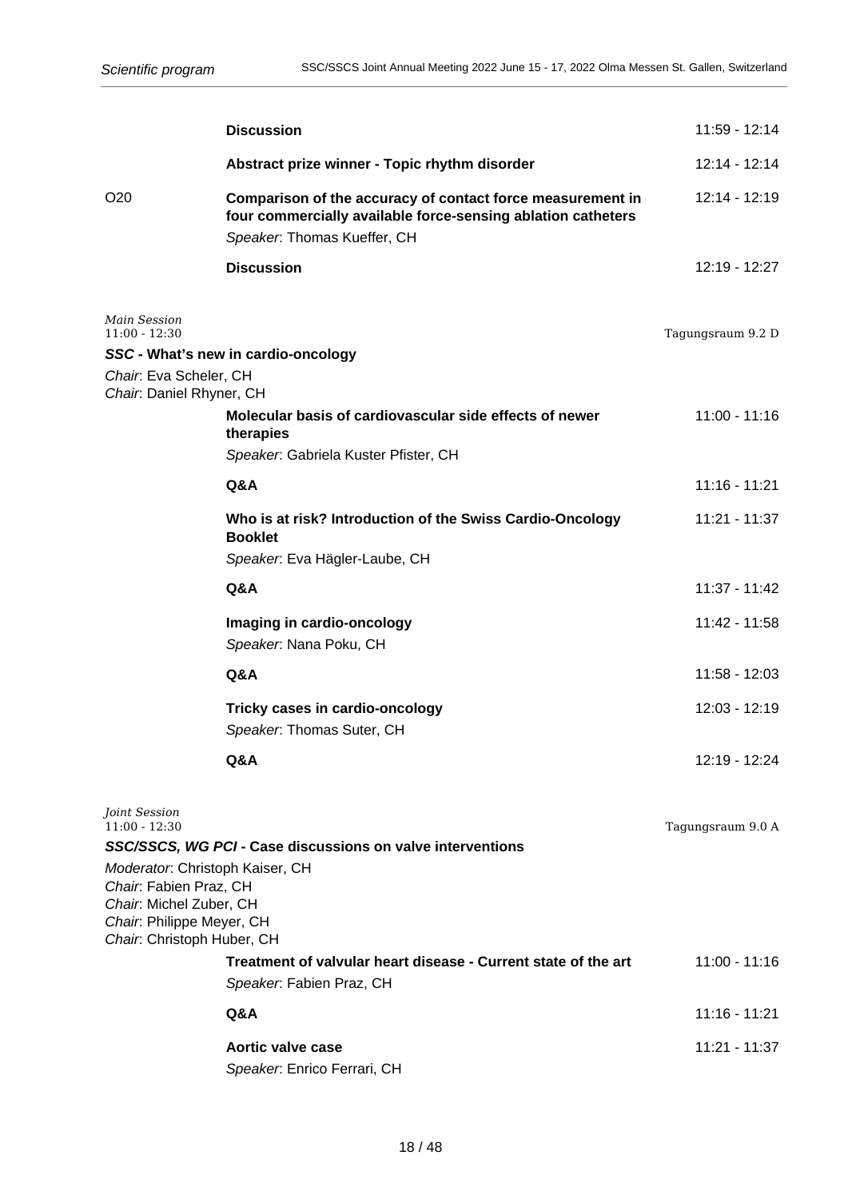| | | |
|---|---|---|
| | **Discussion** | 11:59 - 12:14 |
| | **Abstract prize winner - Topic rhythm disorder** | 12:14 - 12:14 |
| O20 | **Comparison of the accuracy of contact force measurement in four commercially available force-sensing ablation catheters**<br>*Speaker*: Thomas Kueffer, CH | 12:14 - 12:19 |
| | **Discussion** | 12:19 - 12:27 |

*Main Session*
11:00 - 12:30 — Tagungsraum 9.2 D

***SSC* - What's new in cardio-oncology**

*Chair*: Eva Scheler, CH
*Chair*: Daniel Rhyner, CH

| | |
|---|---|
| **Molecular basis of cardiovascular side effects of newer therapies**<br>*Speaker*: Gabriela Kuster Pfister, CH | 11:00 - 11:16 |
| **Q&A** | 11:16 - 11:21 |
| **Who is at risk? Introduction of the Swiss Cardio-Oncology Booklet**<br>*Speaker*: Eva Hägler-Laube, CH | 11:21 - 11:37 |
| **Q&A** | 11:37 - 11:42 |
| **Imaging in cardio-oncology**<br>*Speaker*: Nana Poku, CH | 11:42 - 11:58 |
| **Q&A** | 11:58 - 12:03 |
| **Tricky cases in cardio-oncology**<br>*Speaker*: Thomas Suter, CH | 12:03 - 12:19 |
| **Q&A** | 12:19 - 12:24 |

*Joint Session*
11:00 - 12:30 — Tagungsraum 9.0 A

***SSC/SSCS, WG PCI* - Case discussions on valve interventions**

*Moderator*: Christoph Kaiser, CH
*Chair*: Fabien Praz, CH
*Chair*: Michel Zuber, CH
*Chair*: Philippe Meyer, CH
*Chair*: Christoph Huber, CH

| | |
|---|---|
| **Treatment of valvular heart disease - Current state of the art**<br>*Speaker*: Fabien Praz, CH | 11:00 - 11:16 |
| **Q&A** | 11:16 - 11:21 |
| **Aortic valve case**<br>*Speaker*: Enrico Ferrari, CH | 11:21 - 11:37 |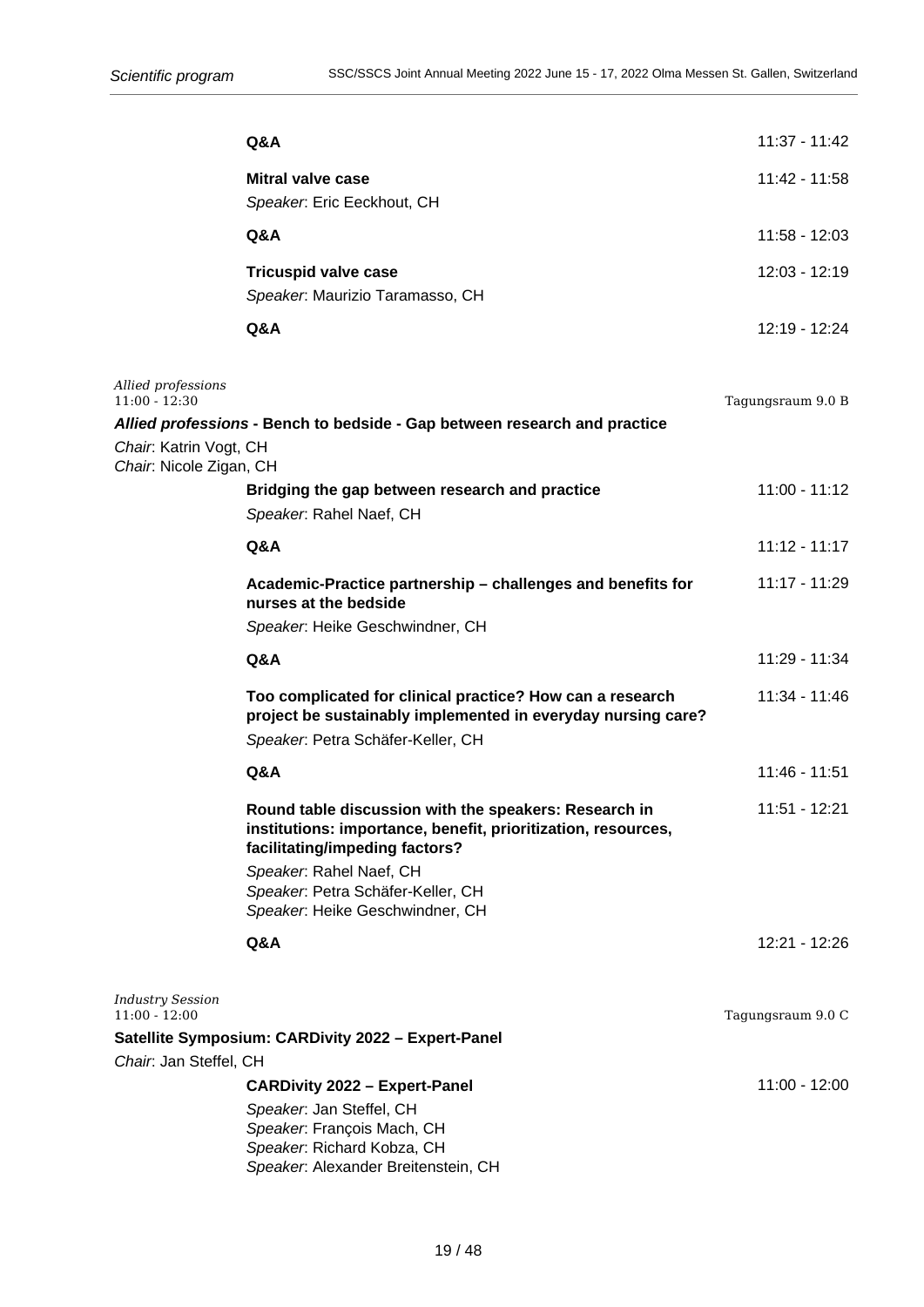**Q&A** 11:37 - 11:42

**Mitral valve case** 11:42 - 11:58

*Speaker*: Eric Eeckhout, CH

**Q&A** 11:58 - 12:03

**Tricuspid valve case** 12:03 - 12:19

*Speaker*: Maurizio Taramasso, CH

**Q&A** 12:19 - 12:24

*Allied professions*
11:00 - 12:30 — Tagungsraum 9.0 B

### *Allied professions* - Bench to bedside - Gap between research and practice

*Chair*: Katrin Vogt, CH
*Chair*: Nicole Zigan, CH

**Bridging the gap between research and practice** 11:00 - 11:12

*Speaker*: Rahel Naef, CH

**Q&A** 11:12 - 11:17

**Academic-Practice partnership – challenges and benefits for nurses at the bedside** 11:17 - 11:29

*Speaker*: Heike Geschwindner, CH

**Q&A** 11:29 - 11:34

**Too complicated for clinical practice? How can a research project be sustainably implemented in everyday nursing care?** 11:34 - 11:46

*Speaker*: Petra Schäfer-Keller, CH

**Q&A** 11:46 - 11:51

**Round table discussion with the speakers: Research in institutions: importance, benefit, prioritization, resources, facilitating/impeding factors?** 11:51 - 12:21

*Speaker*: Rahel Naef, CH
*Speaker*: Petra Schäfer-Keller, CH
*Speaker*: Heike Geschwindner, CH

**Q&A** 12:21 - 12:26

*Industry Session*
11:00 - 12:00 — Tagungsraum 9.0 C

### Satellite Symposium: CARDivity 2022 – Expert-Panel

*Chair*: Jan Steffel, CH

**CARDivity 2022 – Expert-Panel** 11:00 - 12:00

*Speaker*: Jan Steffel, CH
*Speaker*: François Mach, CH
*Speaker*: Richard Kobza, CH
*Speaker*: Alexander Breitenstein, CH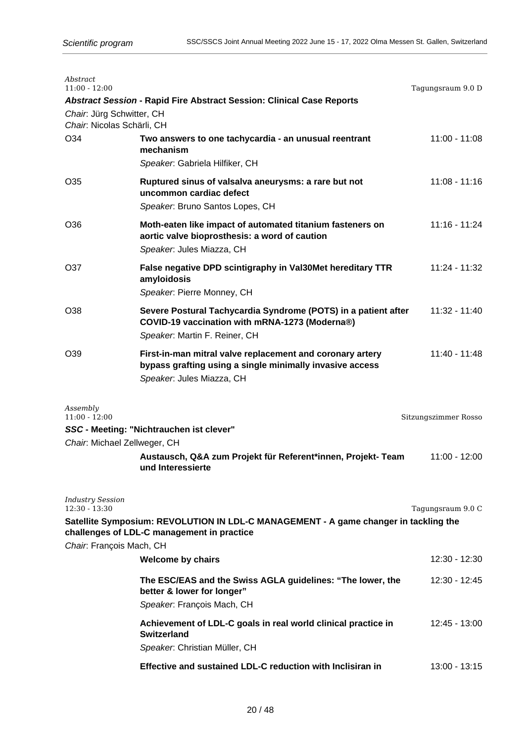*Abstract*
11:00 - 12:00 — Tagungsraum 9.0 D

### *Abstract Session* - Rapid Fire Abstract Session: Clinical Case Reports

*Chair*: Jürg Schwitter, CH
*Chair*: Nicolas Schärli, CH

O34 — **Two answers to one tachycardia - an unusual reentrant mechanism** — 11:00 - 11:08
*Speaker*: Gabriela Hilfiker, CH

O35 — **Ruptured sinus of valsalva aneurysms: a rare but not uncommon cardiac defect** — 11:08 - 11:16
*Speaker*: Bruno Santos Lopes, CH

O36 — **Moth-eaten like impact of automated titanium fasteners on aortic valve bioprosthesis: a word of caution** — 11:16 - 11:24
*Speaker*: Jules Miazza, CH

O37 — **False negative DPD scintigraphy in Val30Met hereditary TTR amyloidosis** — 11:24 - 11:32
*Speaker*: Pierre Monney, CH

O38 — **Severe Postural Tachycardia Syndrome (POTS) in a patient after COVID-19 vaccination with mRNA-1273 (Moderna®)** — 11:32 - 11:40
*Speaker*: Martin F. Reiner, CH

O39 — **First-in-man mitral valve replacement and coronary artery bypass grafting using a single minimally invasive access** — 11:40 - 11:48
*Speaker*: Jules Miazza, CH

*Assembly*
11:00 - 12:00 — Sitzungszimmer Rosso

### *SSC* - Meeting: "Nichtrauchen ist clever"

*Chair*: Michael Zellweger, CH

**Austausch, Q&A zum Projekt für Referent*innen, Projekt- Team und Interessierte** — 11:00 - 12:00

*Industry Session*
12:30 - 13:30 — Tagungsraum 9.0 C

### Satellite Symposium: REVOLUTION IN LDL-C MANAGEMENT - A game changer in tackling the challenges of LDL-C management in practice

*Chair*: François Mach, CH

**Welcome by chairs** — 12:30 - 12:30

**The ESC/EAS and the Swiss AGLA guidelines: "The lower, the better & lower for longer"** — 12:30 - 12:45
*Speaker*: François Mach, CH

**Achievement of LDL-C goals in real world clinical practice in Switzerland** — 12:45 - 13:00
*Speaker*: Christian Müller, CH

**Effective and sustained LDL-C reduction with Inclisiran in** — 13:00 - 13:15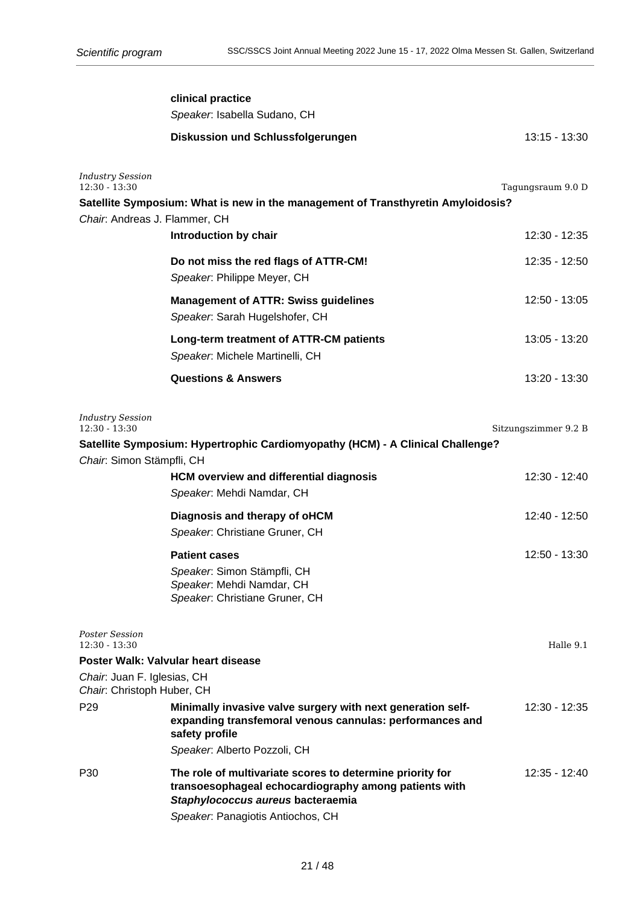**clinical practice**

*Speaker*: Isabella Sudano, CH

**Diskussion und Schlussfolgerungen** 13:15 - 13:30

*Industry Session*
12:30 - 13:30 Tagungsraum 9.0 D

### Satellite Symposium: What is new in the management of Transthyretin Amyloidosis?

*Chair*: Andreas J. Flammer, CH

**Introduction by chair** 12:30 - 12:35

**Do not miss the red flags of ATTR-CM!** 12:35 - 12:50

*Speaker*: Philippe Meyer, CH

**Management of ATTR: Swiss guidelines** 12:50 - 13:05

*Speaker*: Sarah Hugelshofer, CH

**Long-term treatment of ATTR-CM patients** 13:05 - 13:20

*Speaker*: Michele Martinelli, CH

**Questions & Answers** 13:20 - 13:30

*Industry Session*
12:30 - 13:30 Sitzungszimmer 9.2 B

### Satellite Symposium: Hypertrophic Cardiomyopathy (HCM) - A Clinical Challenge?

*Chair*: Simon Stämpfli, CH

**HCM overview and differential diagnosis** 12:30 - 12:40

*Speaker*: Mehdi Namdar, CH

**Diagnosis and therapy of oHCM** 12:40 - 12:50

*Speaker*: Christiane Gruner, CH

**Patient cases** 12:50 - 13:30

*Speaker*: Simon Stämpfli, CH
*Speaker*: Mehdi Namdar, CH
*Speaker*: Christiane Gruner, CH

*Poster Session*
12:30 - 13:30 Halle 9.1

### Poster Walk: Valvular heart disease

*Chair*: Juan F. Iglesias, CH
*Chair*: Christoph Huber, CH

P29 **Minimally invasive valve surgery with next generation self-expanding transfemoral venous cannulas: performances and safety profile** 12:30 - 12:35

*Speaker*: Alberto Pozzoli, CH

P30 **The role of multivariate scores to determine priority for transoesophageal echocardiography among patients with *Staphylococcus aureus* bacteraemia** 12:35 - 12:40

*Speaker*: Panagiotis Antiochos, CH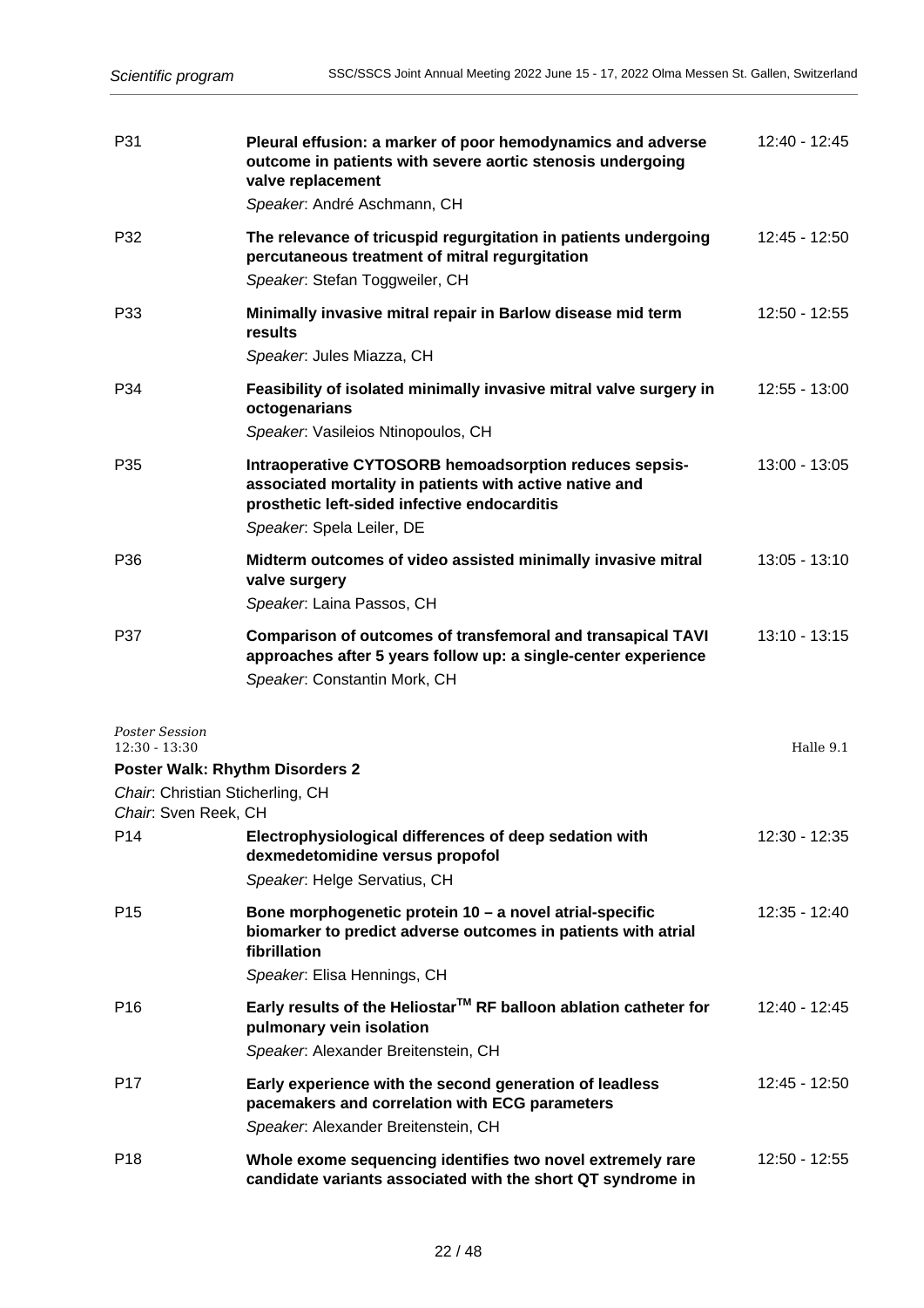P31 **Pleural effusion: a marker of poor hemodynamics and adverse outcome in patients with severe aortic stenosis undergoing valve replacement** 12:40 - 12:45
*Speaker*: André Aschmann, CH

P32 **The relevance of tricuspid regurgitation in patients undergoing percutaneous treatment of mitral regurgitation** 12:45 - 12:50
*Speaker*: Stefan Toggweiler, CH

P33 **Minimally invasive mitral repair in Barlow disease mid term results** 12:50 - 12:55
*Speaker*: Jules Miazza, CH

P34 **Feasibility of isolated minimally invasive mitral valve surgery in octogenarians** 12:55 - 13:00
*Speaker*: Vasileios Ntinopoulos, CH

P35 **Intraoperative CYTOSORB hemoadsorption reduces sepsis-associated mortality in patients with active native and prosthetic left-sided infective endocarditis** 13:00 - 13:05
*Speaker*: Spela Leiler, DE

P36 **Midterm outcomes of video assisted minimally invasive mitral valve surgery** 13:05 - 13:10
*Speaker*: Laina Passos, CH

P37 **Comparison of outcomes of transfemoral and transapical TAVI approaches after 5 years follow up: a single-center experience** 13:10 - 13:15
*Speaker*: Constantin Mork, CH

*Poster Session*
12:30 - 13:30 Halle 9.1

**Poster Walk: Rhythm Disorders 2**

*Chair*: Christian Sticherling, CH
*Chair*: Sven Reek, CH

P14 **Electrophysiological differences of deep sedation with dexmedetomidine versus propofol** 12:30 - 12:35
*Speaker*: Helge Servatius, CH

P15 **Bone morphogenetic protein 10 – a novel atrial-specific biomarker to predict adverse outcomes in patients with atrial fibrillation** 12:35 - 12:40
*Speaker*: Elisa Hennings, CH

P16 **Early results of the Heliostar$^{TM}$ RF balloon ablation catheter for pulmonary vein isolation** 12:40 - 12:45
*Speaker*: Alexander Breitenstein, CH

P17 **Early experience with the second generation of leadless pacemakers and correlation with ECG parameters** 12:45 - 12:50
*Speaker*: Alexander Breitenstein, CH

P18 **Whole exome sequencing identifies two novel extremely rare candidate variants associated with the short QT syndrome in** 12:50 - 12:55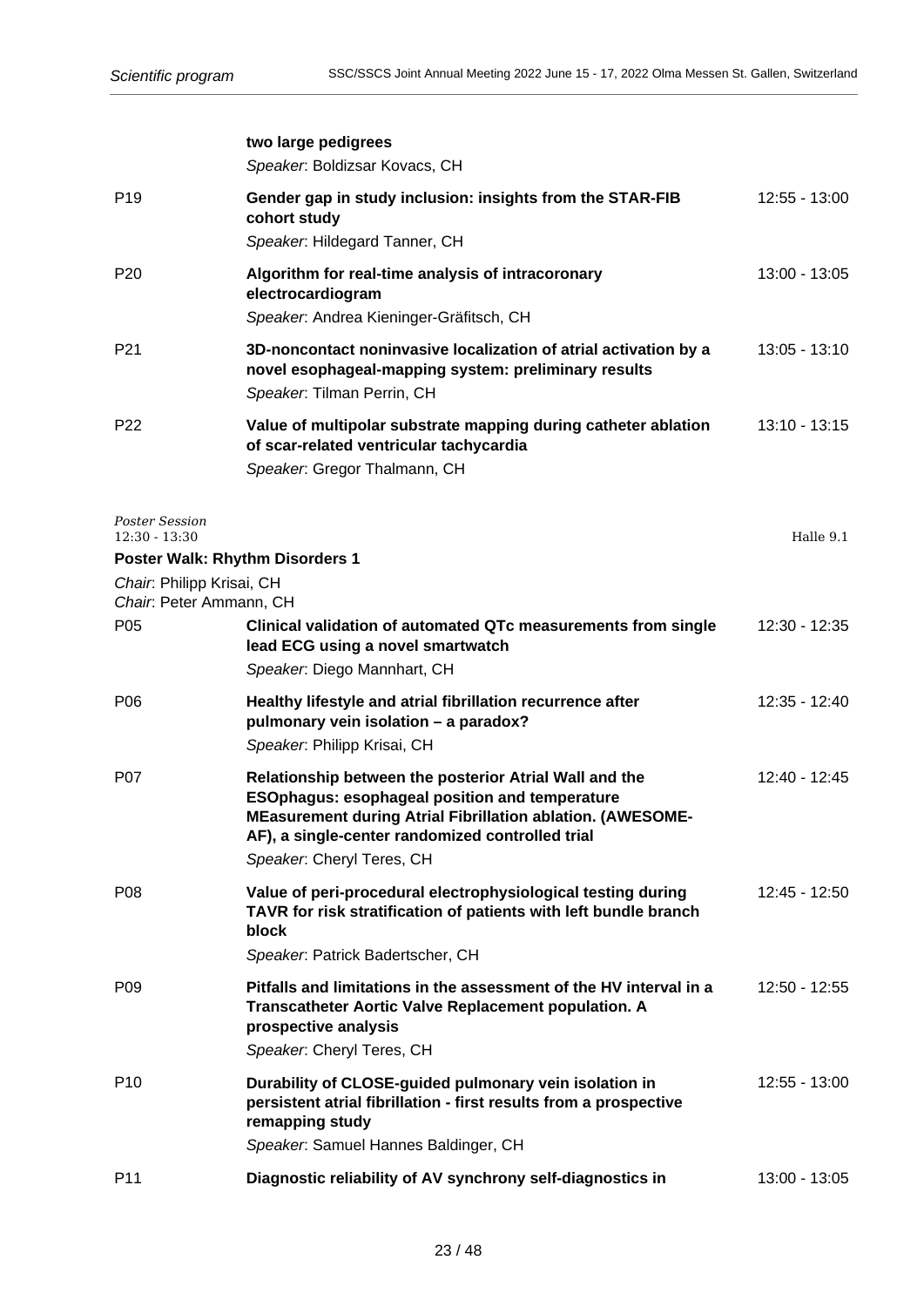**two large pedigrees**
*Speaker*: Boldizsar Kovacs, CH

P19 — **Gender gap in study inclusion: insights from the STAR-FIB cohort study** — 12:55 - 13:00
*Speaker*: Hildegard Tanner, CH

P20 — **Algorithm for real-time analysis of intracoronary electrocardiogram** — 13:00 - 13:05
*Speaker*: Andrea Kieninger-Gräfitsch, CH

P21 — **3D-noncontact noninvasive localization of atrial activation by a novel esophageal-mapping system: preliminary results** — 13:05 - 13:10
*Speaker*: Tilman Perrin, CH

P22 — **Value of multipolar substrate mapping during catheter ablation of scar-related ventricular tachycardia** — 13:10 - 13:15
*Speaker*: Gregor Thalmann, CH

*Poster Session*
12:30 - 13:30 — Halle 9.1

### Poster Walk: Rhythm Disorders 1

*Chair*: Philipp Krisai, CH
*Chair*: Peter Ammann, CH

P05 — **Clinical validation of automated QTc measurements from single lead ECG using a novel smartwatch** — 12:30 - 12:35
*Speaker*: Diego Mannhart, CH

P06 — **Healthy lifestyle and atrial fibrillation recurrence after pulmonary vein isolation – a paradox?** — 12:35 - 12:40
*Speaker*: Philipp Krisai, CH

P07 — **Relationship between the posterior Atrial Wall and the ESOphagus: esophageal position and temperature MEasurement during Atrial Fibrillation ablation. (AWESOME-AF), a single-center randomized controlled trial** — 12:40 - 12:45
*Speaker*: Cheryl Teres, CH

P08 — **Value of peri-procedural electrophysiological testing during TAVR for risk stratification of patients with left bundle branch block** — 12:45 - 12:50
*Speaker*: Patrick Badertscher, CH

P09 — **Pitfalls and limitations in the assessment of the HV interval in a Transcatheter Aortic Valve Replacement population. A prospective analysis** — 12:50 - 12:55
*Speaker*: Cheryl Teres, CH

P10 — **Durability of CLOSE-guided pulmonary vein isolation in persistent atrial fibrillation - first results from a prospective remapping study** — 12:55 - 13:00
*Speaker*: Samuel Hannes Baldinger, CH

P11 — **Diagnostic reliability of AV synchrony self-diagnostics in** — 13:00 - 13:05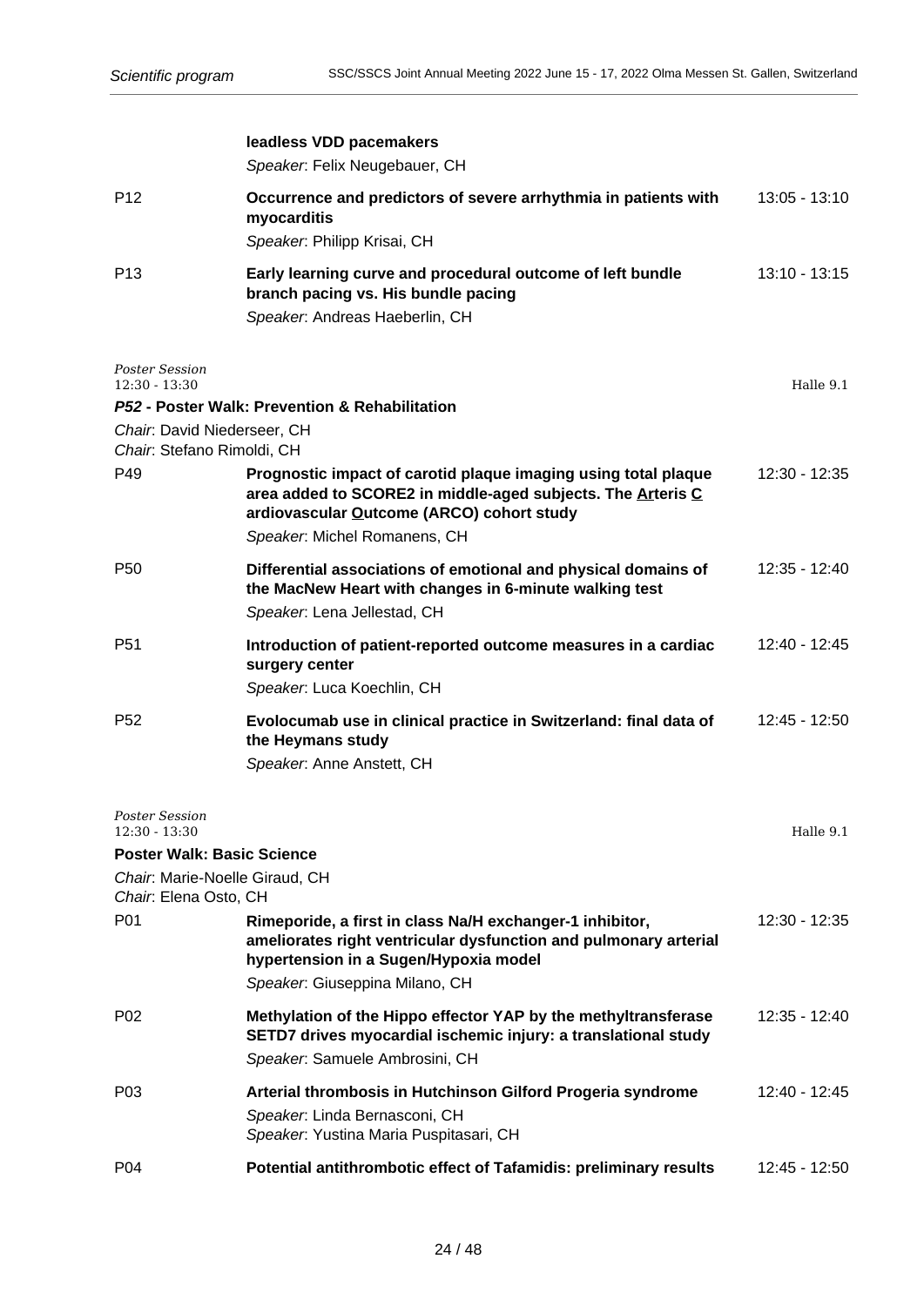**leadless VDD pacemakers**
*Speaker*: Felix Neugebauer, CH

P12 **Occurrence and predictors of severe arrhythmia in patients with myocarditis** 13:05 - 13:10
*Speaker*: Philipp Krisai, CH

P13 **Early learning curve and procedural outcome of left bundle branch pacing vs. His bundle pacing** 13:10 - 13:15
*Speaker*: Andreas Haeberlin, CH

*Poster Session*
12:30 - 13:30 Halle 9.1

***P52*** **- Poster Walk: Prevention & Rehabilitation**

*Chair*: David Niederseer, CH
*Chair*: Stefano Rimoldi, CH

P49 **Prognostic impact of carotid plaque imaging using total plaque area added to SCORE2 in middle-aged subjects. The Arteris Cardiovascular Outcome (ARCO) cohort study** 12:30 - 12:35
*Speaker*: Michel Romanens, CH

P50 **Differential associations of emotional and physical domains of the MacNew Heart with changes in 6-minute walking test** 12:35 - 12:40
*Speaker*: Lena Jellestad, CH

P51 **Introduction of patient-reported outcome measures in a cardiac surgery center** 12:40 - 12:45
*Speaker*: Luca Koechlin, CH

P52 **Evolocumab use in clinical practice in Switzerland: final data of the Heymans study** 12:45 - 12:50
*Speaker*: Anne Anstett, CH

*Poster Session*
12:30 - 13:30 Halle 9.1

**Poster Walk: Basic Science**

*Chair*: Marie-Noelle Giraud, CH
*Chair*: Elena Osto, CH

P01 **Rimeporide, a first in class Na/H exchanger-1 inhibitor, ameliorates right ventricular dysfunction and pulmonary arterial hypertension in a Sugen/Hypoxia model** 12:30 - 12:35
*Speaker*: Giuseppina Milano, CH

P02 **Methylation of the Hippo effector YAP by the methyltransferase SETD7 drives myocardial ischemic injury: a translational study** 12:35 - 12:40
*Speaker*: Samuele Ambrosini, CH

P03 **Arterial thrombosis in Hutchinson Gilford Progeria syndrome** 12:40 - 12:45
*Speaker*: Linda Bernasconi, CH
*Speaker*: Yustina Maria Puspitasari, CH

P04 **Potential antithrombotic effect of Tafamidis: preliminary results** 12:45 - 12:50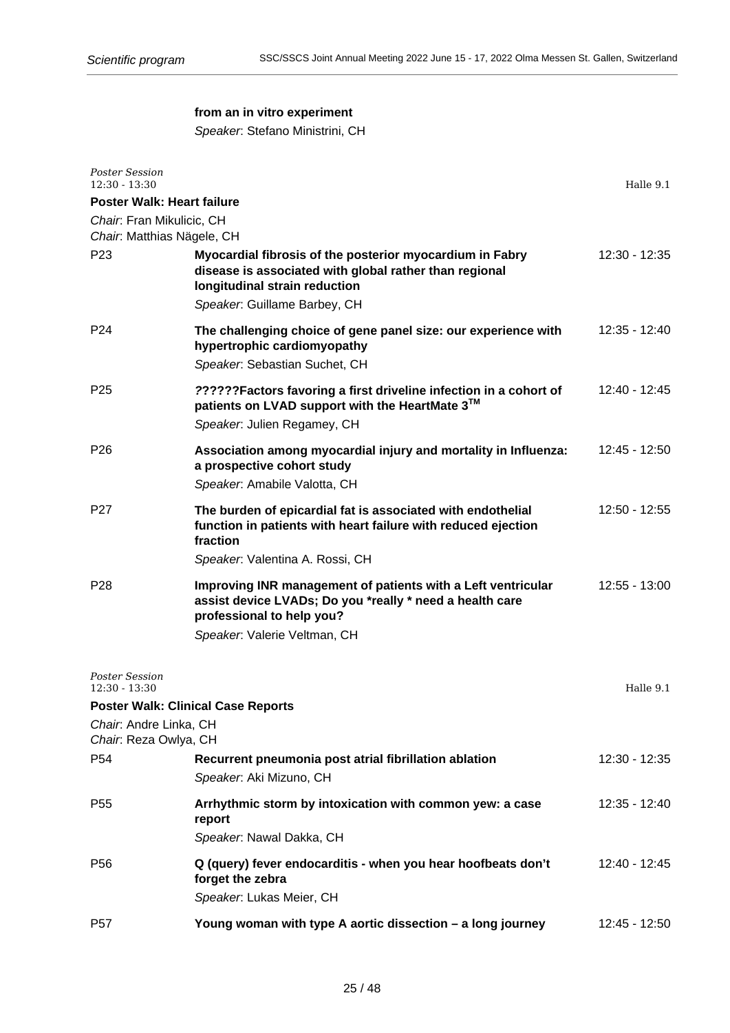**from an in vitro experiment**

*Speaker*: Stefano Ministrini, CH

*Poster Session*
12:30 - 13:30 — Halle 9.1

**Poster Walk: Heart failure**

*Chair*: Fran Mikulicic, CH
*Chair*: Matthias Nägele, CH

| | | |
|---|---|---|
| P23 | **Myocardial fibrosis of the posterior myocardium in Fabry disease is associated with global rather than regional longitudinal strain reduction**<br>*Speaker*: Guillame Barbey, CH | 12:30 - 12:35 |
| P24 | **The challenging choice of gene panel size: our experience with hypertrophic cardiomyopathy**<br>*Speaker*: Sebastian Suchet, CH | 12:35 - 12:40 |
| P25 | **??????Factors favoring a first driveline infection in a cohort of patients on LVAD support with the HeartMate 3™**<br>*Speaker*: Julien Regamey, CH | 12:40 - 12:45 |
| P26 | **Association among myocardial injury and mortality in Influenza: a prospective cohort study**<br>*Speaker*: Amabile Valotta, CH | 12:45 - 12:50 |
| P27 | **The burden of epicardial fat is associated with endothelial function in patients with heart failure with reduced ejection fraction**<br>*Speaker*: Valentina A. Rossi, CH | 12:50 - 12:55 |
| P28 | **Improving INR management of patients with a Left ventricular assist device LVADs; Do you *really * need a health care professional to help you?**<br>*Speaker*: Valerie Veltman, CH | 12:55 - 13:00 |

*Poster Session*
12:30 - 13:30 — Halle 9.1

**Poster Walk: Clinical Case Reports**

*Chair*: Andre Linka, CH
*Chair*: Reza Owlya, CH

| | | |
|---|---|---|
| P54 | **Recurrent pneumonia post atrial fibrillation ablation**<br>*Speaker*: Aki Mizuno, CH | 12:30 - 12:35 |
| P55 | **Arrhythmic storm by intoxication with common yew: a case report**<br>*Speaker*: Nawal Dakka, CH | 12:35 - 12:40 |
| P56 | **Q (query) fever endocarditis - when you hear hoofbeats don't forget the zebra**<br>*Speaker*: Lukas Meier, CH | 12:40 - 12:45 |
| P57 | **Young woman with type A aortic dissection – a long journey** | 12:45 - 12:50 |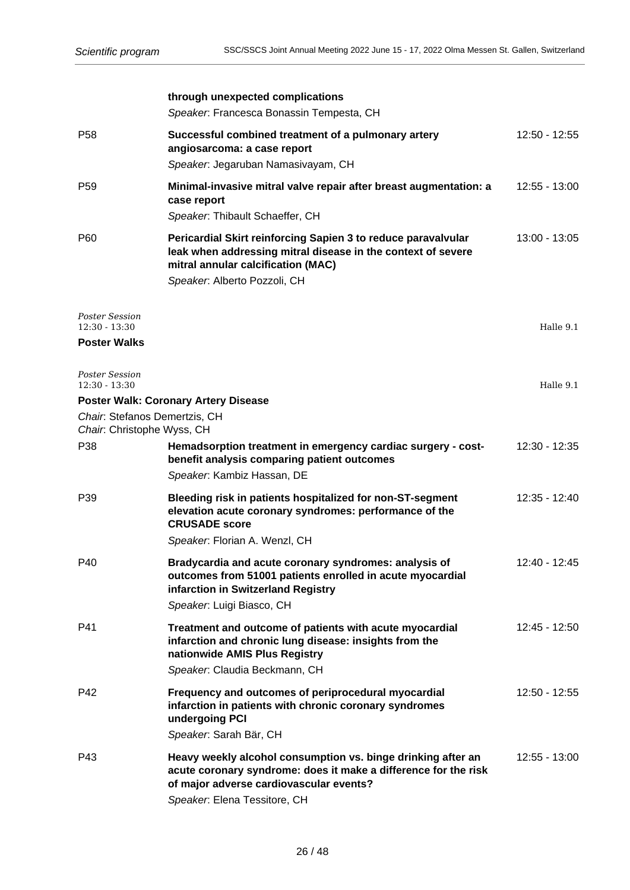**through unexpected complications**

*Speaker*: Francesca Bonassin Tempesta, CH

| | | |
|---|---|---|
| P58 | **Successful combined treatment of a pulmonary artery angiosarcoma: a case report**<br>*Speaker*: Jegaruban Namasivayam, CH | 12:50 - 12:55 |
| P59 | **Minimal-invasive mitral valve repair after breast augmentation: a case report**<br>*Speaker*: Thibault Schaeffer, CH | 12:55 - 13:00 |
| P60 | **Pericardial Skirt reinforcing Sapien 3 to reduce paravalvular leak when addressing mitral disease in the context of severe mitral annular calcification (MAC)**<br>*Speaker*: Alberto Pozzoli, CH | 13:00 - 13:05 |

*Poster Session*
12:30 - 13:30 — Halle 9.1

**Poster Walks**

*Poster Session*
12:30 - 13:30 — Halle 9.1

**Poster Walk: Coronary Artery Disease**

*Chair*: Stefanos Demertzis, CH
*Chair*: Christophe Wyss, CH

| | | |
|---|---|---|
| P38 | **Hemadsorption treatment in emergency cardiac surgery - cost-benefit analysis comparing patient outcomes**<br>*Speaker*: Kambiz Hassan, DE | 12:30 - 12:35 |
| P39 | **Bleeding risk in patients hospitalized for non-ST-segment elevation acute coronary syndromes: performance of the CRUSADE score**<br>*Speaker*: Florian A. Wenzl, CH | 12:35 - 12:40 |
| P40 | **Bradycardia and acute coronary syndromes: analysis of outcomes from 51001 patients enrolled in acute myocardial infarction in Switzerland Registry**<br>*Speaker*: Luigi Biasco, CH | 12:40 - 12:45 |
| P41 | **Treatment and outcome of patients with acute myocardial infarction and chronic lung disease: insights from the nationwide AMIS Plus Registry**<br>*Speaker*: Claudia Beckmann, CH | 12:45 - 12:50 |
| P42 | **Frequency and outcomes of periprocedural myocardial infarction in patients with chronic coronary syndromes undergoing PCI**<br>*Speaker*: Sarah Bär, CH | 12:50 - 12:55 |
| P43 | **Heavy weekly alcohol consumption vs. binge drinking after an acute coronary syndrome: does it make a difference for the risk of major adverse cardiovascular events?**<br>*Speaker*: Elena Tessitore, CH | 12:55 - 13:00 |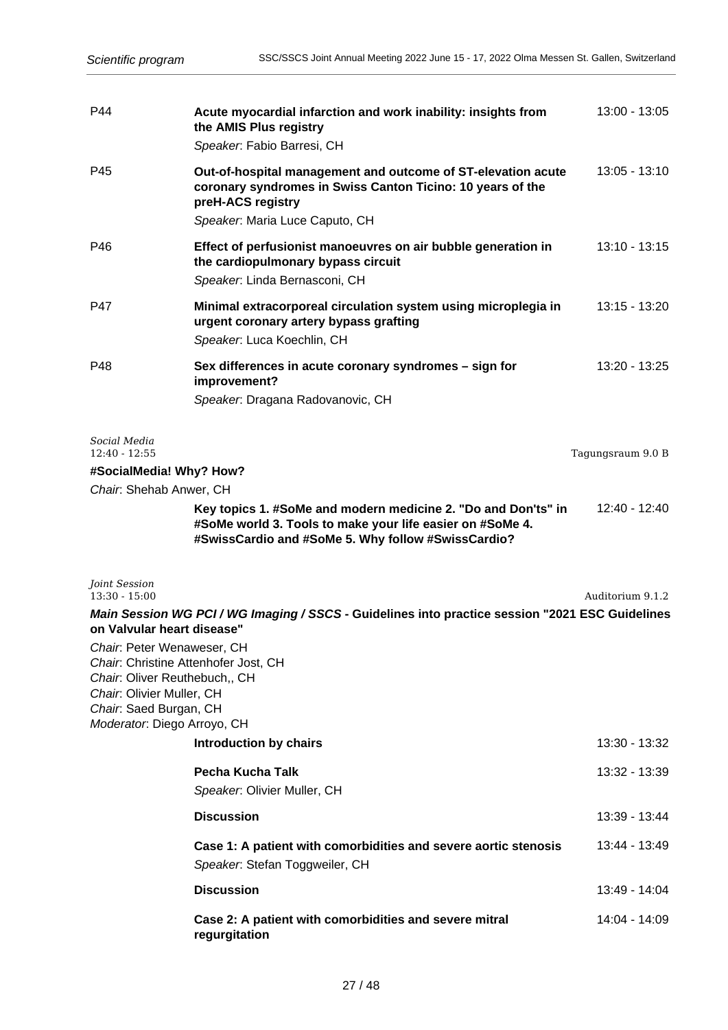P44 **Acute myocardial infarction and work inability: insights from the AMIS Plus registry** 13:00 - 13:05
*Speaker*: Fabio Barresi, CH

P45 **Out-of-hospital management and outcome of ST-elevation acute coronary syndromes in Swiss Canton Ticino: 10 years of the preH-ACS registry** 13:05 - 13:10
*Speaker*: Maria Luce Caputo, CH

P46 **Effect of perfusionist manoeuvres on air bubble generation in the cardiopulmonary bypass circuit** 13:10 - 13:15
*Speaker*: Linda Bernasconi, CH

P47 **Minimal extracorporeal circulation system using microplegia in urgent coronary artery bypass grafting** 13:15 - 13:20
*Speaker*: Luca Koechlin, CH

P48 **Sex differences in acute coronary syndromes – sign for improvement?** 13:20 - 13:25
*Speaker*: Dragana Radovanovic, CH

*Social Media*
12:40 - 12:55 Tagungsraum 9.0 B

**#SocialMedia! Why? How?**

*Chair*: Shehab Anwer, CH

**Key topics 1. #SoMe and modern medicine 2. "Do and Don'ts" in #SoMe world 3. Tools to make your life easier on #SoMe 4. #SwissCardio and #SoMe 5. Why follow #SwissCardio?** 12:40 - 12:40

*Joint Session*
13:30 - 15:00 Auditorium 9.1.2

***Main Session WG PCI / WG Imaging / SSCS* - Guidelines into practice session "2021 ESC Guidelines on Valvular heart disease"**

*Chair*: Peter Wenaweser, CH
*Chair*: Christine Attenhofer Jost, CH
*Chair*: Oliver Reuthebuch,, CH
*Chair*: Olivier Muller, CH
*Chair*: Saed Burgan, CH
*Moderator*: Diego Arroyo, CH

**Introduction by chairs** 13:30 - 13:32

**Pecha Kucha Talk** 13:32 - 13:39
*Speaker*: Olivier Muller, CH

**Discussion** 13:39 - 13:44

**Case 1: A patient with comorbidities and severe aortic stenosis** 13:44 - 13:49
*Speaker*: Stefan Toggweiler, CH

**Discussion** 13:49 - 14:04

**Case 2: A patient with comorbidities and severe mitral regurgitation** 14:04 - 14:09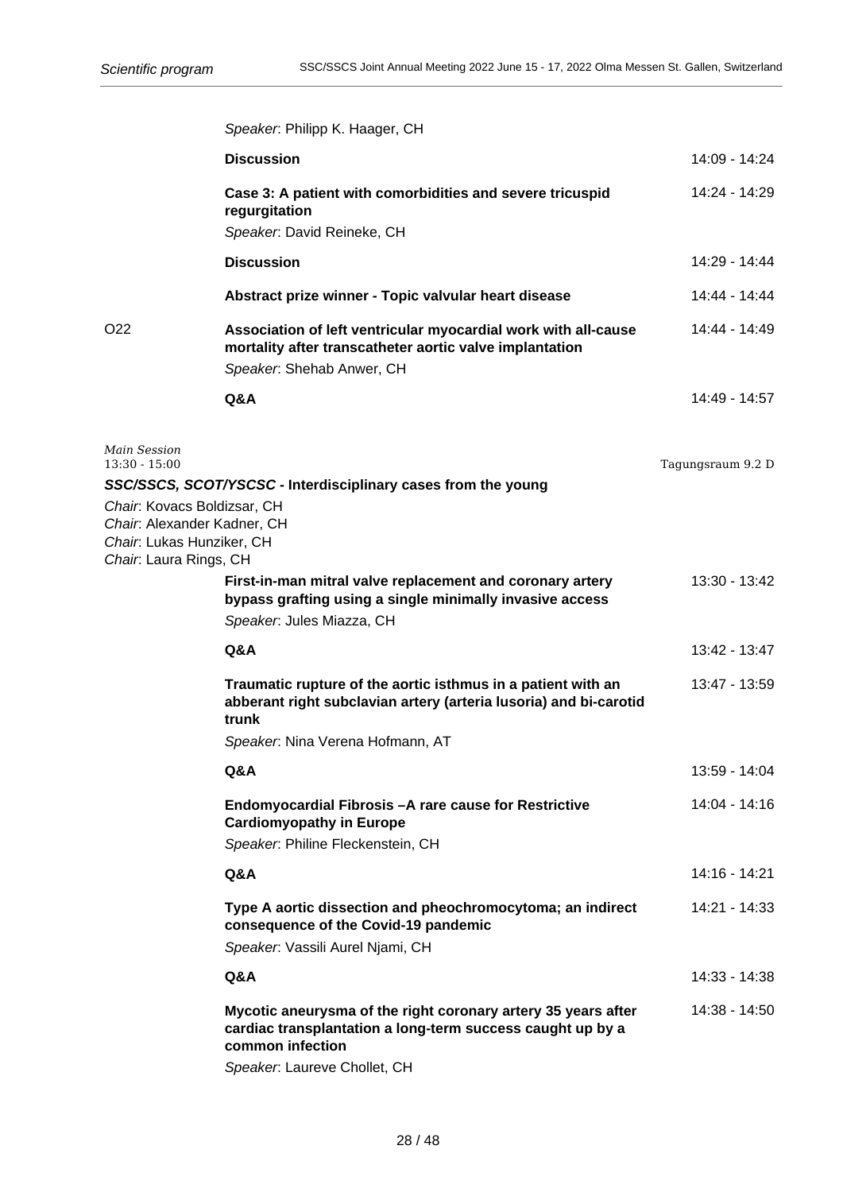*Speaker*: Philipp K. Haager, CH

**Discussion** 14:09 - 14:24

**Case 3: A patient with comorbidities and severe tricuspid regurgitation** 14:24 - 14:29
*Speaker*: David Reineke, CH

**Discussion** 14:29 - 14:44

**Abstract prize winner - Topic valvular heart disease** 14:44 - 14:44

O22 **Association of left ventricular myocardial work with all-cause mortality after transcatheter aortic valve implantation** 14:44 - 14:49
*Speaker*: Shehab Anwer, CH

**Q&A** 14:49 - 14:57

*Main Session*
13:30 - 15:00
Tagungsraum 9.2 D

### *SSC/SSCS, SCOT/YSCSC* - Interdisciplinary cases from the young

*Chair*: Kovacs Boldizsar, CH
*Chair*: Alexander Kadner, CH
*Chair*: Lukas Hunziker, CH
*Chair*: Laura Rings, CH

**First-in-man mitral valve replacement and coronary artery bypass grafting using a single minimally invasive access** 13:30 - 13:42
*Speaker*: Jules Miazza, CH

**Q&A** 13:42 - 13:47

**Traumatic rupture of the aortic isthmus in a patient with an abberant right subclavian artery (arteria lusoria) and bi-carotid trunk** 13:47 - 13:59
*Speaker*: Nina Verena Hofmann, AT

**Q&A** 13:59 - 14:04

**Endomyocardial Fibrosis –A rare cause for Restrictive Cardiomyopathy in Europe** 14:04 - 14:16
*Speaker*: Philine Fleckenstein, CH

**Q&A** 14:16 - 14:21

**Type A aortic dissection and pheochromocytoma; an indirect consequence of the Covid-19 pandemic** 14:21 - 14:33
*Speaker*: Vassili Aurel Njami, CH

**Q&A** 14:33 - 14:38

**Mycotic aneurysma of the right coronary artery 35 years after cardiac transplantation a long-term success caught up by a common infection** 14:38 - 14:50
*Speaker*: Laureve Chollet, CH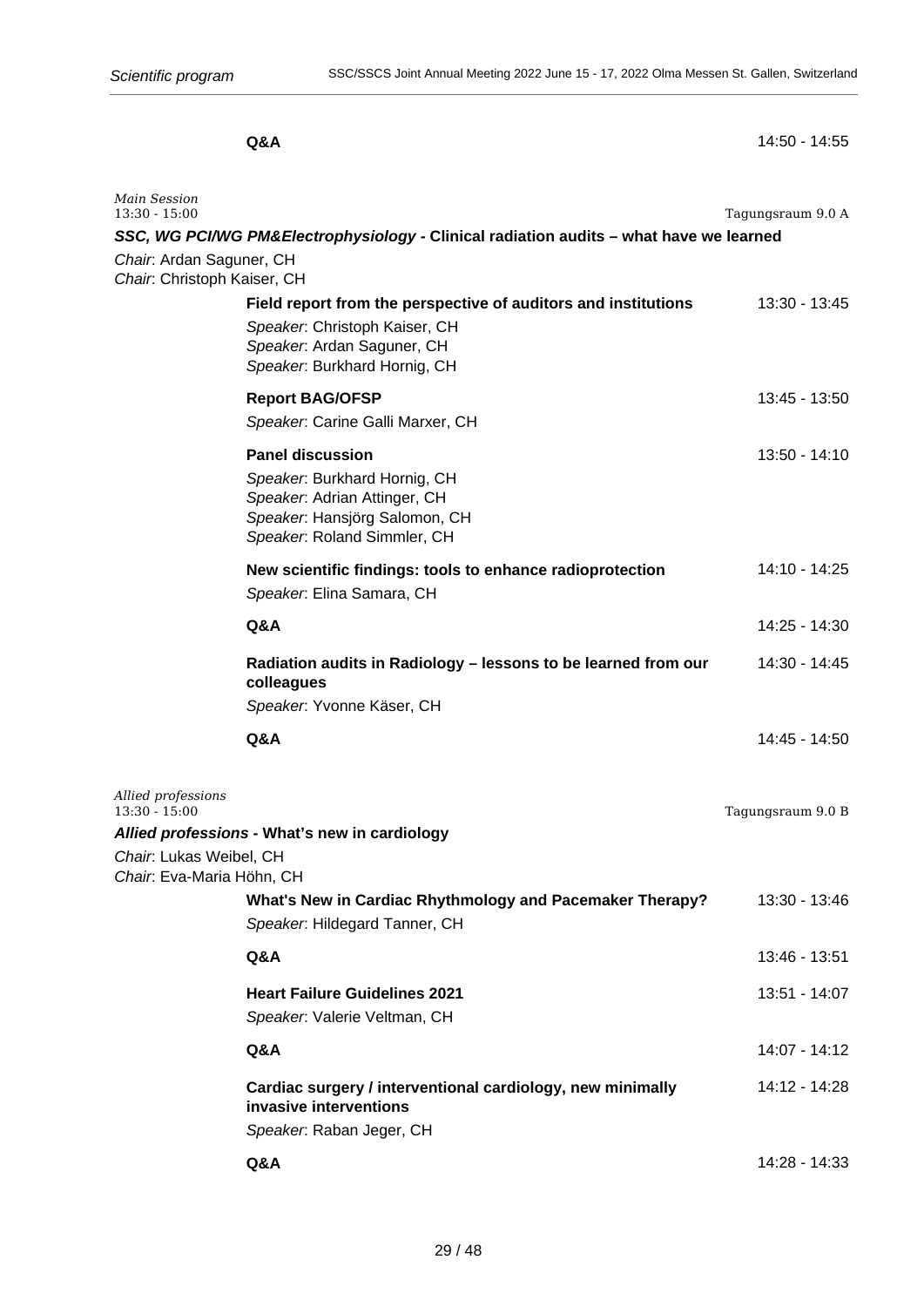**Q&A** 14:50 - 14:55

*Main Session*
13:30 - 15:00 — Tagungsraum 9.0 A

### *SSC, WG PCI/WG PM&Electrophysiology* - Clinical radiation audits – what have we learned

*Chair*: Ardan Saguner, CH
*Chair*: Christoph Kaiser, CH

**Field report from the perspective of auditors and institutions** 13:30 - 13:45
*Speaker*: Christoph Kaiser, CH
*Speaker*: Ardan Saguner, CH
*Speaker*: Burkhard Hornig, CH

**Report BAG/OFSP** 13:45 - 13:50
*Speaker*: Carine Galli Marxer, CH

**Panel discussion** 13:50 - 14:10
*Speaker*: Burkhard Hornig, CH
*Speaker*: Adrian Attinger, CH
*Speaker*: Hansjörg Salomon, CH
*Speaker*: Roland Simmler, CH

**New scientific findings: tools to enhance radioprotection** 14:10 - 14:25
*Speaker*: Elina Samara, CH

**Q&A** 14:25 - 14:30

**Radiation audits in Radiology – lessons to be learned from our colleagues** 14:30 - 14:45
*Speaker*: Yvonne Käser, CH

**Q&A** 14:45 - 14:50

*Allied professions*
13:30 - 15:00 — Tagungsraum 9.0 B

### *Allied professions* - What's new in cardiology

*Chair*: Lukas Weibel, CH
*Chair*: Eva-Maria Höhn, CH

**What's New in Cardiac Rhythmology and Pacemaker Therapy?** 13:30 - 13:46
*Speaker*: Hildegard Tanner, CH

**Q&A** 13:46 - 13:51

**Heart Failure Guidelines 2021** 13:51 - 14:07
*Speaker*: Valerie Veltman, CH

**Q&A** 14:07 - 14:12

**Cardiac surgery / interventional cardiology, new minimally invasive interventions** 14:12 - 14:28
*Speaker*: Raban Jeger, CH

**Q&A** 14:28 - 14:33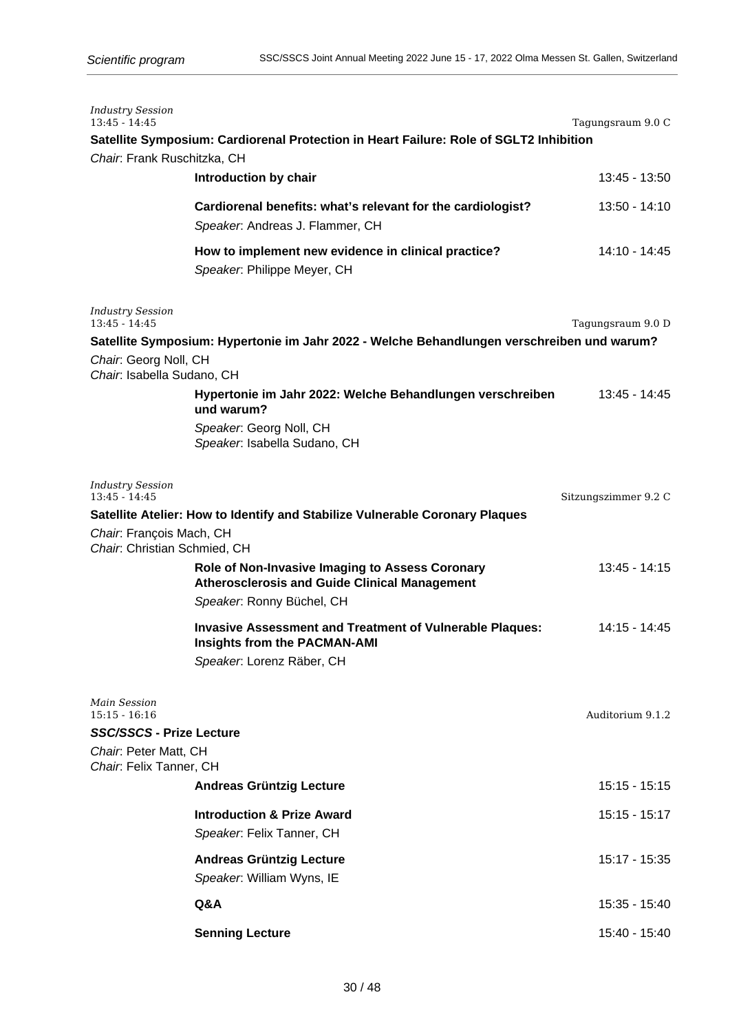*Industry Session*
13:45 - 14:45 | Tagungsraum 9.0 C

**Satellite Symposium: Cardiorenal Protection in Heart Failure: Role of SGLT2 Inhibition**

*Chair*: Frank Ruschitzka, CH

**Introduction by chair** — 13:45 - 13:50

**Cardiorenal benefits: what's relevant for the cardiologist?** — 13:50 - 14:10
*Speaker*: Andreas J. Flammer, CH

**How to implement new evidence in clinical practice?** — 14:10 - 14:45
*Speaker*: Philippe Meyer, CH

*Industry Session*
13:45 - 14:45 | Tagungsraum 9.0 D

**Satellite Symposium: Hypertonie im Jahr 2022 - Welche Behandlungen verschreiben und warum?**

*Chair*: Georg Noll, CH
*Chair*: Isabella Sudano, CH

**Hypertonie im Jahr 2022: Welche Behandlungen verschreiben und warum?** — 13:45 - 14:45
*Speaker*: Georg Noll, CH
*Speaker*: Isabella Sudano, CH

*Industry Session*
13:45 - 14:45 | Sitzungszimmer 9.2 C

**Satellite Atelier: How to Identify and Stabilize Vulnerable Coronary Plaques**

*Chair*: François Mach, CH
*Chair*: Christian Schmied, CH

**Role of Non-Invasive Imaging to Assess Coronary Atherosclerosis and Guide Clinical Management** — 13:45 - 14:15
*Speaker*: Ronny Büchel, CH

**Invasive Assessment and Treatment of Vulnerable Plaques: Insights from the PACMAN-AMI** — 14:15 - 14:45
*Speaker*: Lorenz Räber, CH

*Main Session*
15:15 - 16:16 | Auditorium 9.1.2

***SSC/SSCS* - Prize Lecture**

*Chair*: Peter Matt, CH
*Chair*: Felix Tanner, CH

**Andreas Grüntzig Lecture** — 15:15 - 15:15

**Introduction & Prize Award** — 15:15 - 15:17
*Speaker*: Felix Tanner, CH

**Andreas Grüntzig Lecture** — 15:17 - 15:35
*Speaker*: William Wyns, IE

**Q&A** — 15:35 - 15:40

**Senning Lecture** — 15:40 - 15:40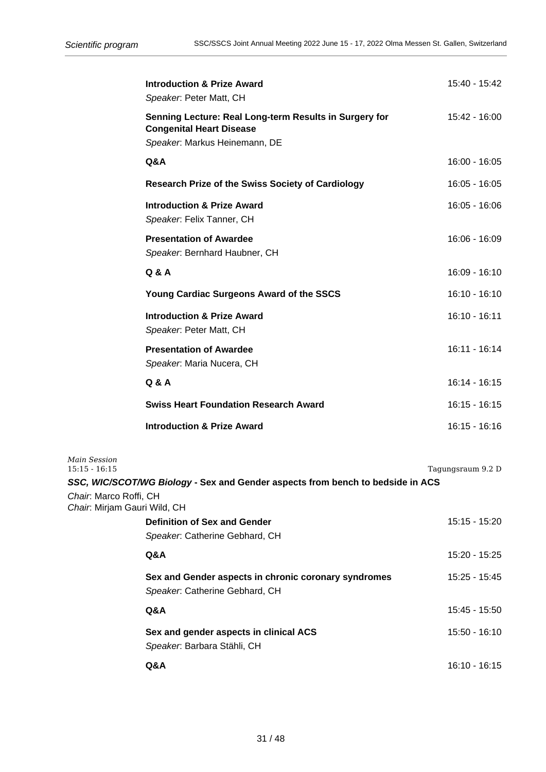**Introduction & Prize Award** 15:40 - 15:42
*Speaker*: Peter Matt, CH

**Senning Lecture: Real Long-term Results in Surgery for Congenital Heart Disease** 15:42 - 16:00
*Speaker*: Markus Heinemann, DE

**Q&A** 16:00 - 16:05

**Research Prize of the Swiss Society of Cardiology** 16:05 - 16:05

**Introduction & Prize Award** 16:05 - 16:06
*Speaker*: Felix Tanner, CH

**Presentation of Awardee** 16:06 - 16:09
*Speaker*: Bernhard Haubner, CH

**Q & A** 16:09 - 16:10

**Young Cardiac Surgeons Award of the SSCS** 16:10 - 16:10

**Introduction & Prize Award** 16:10 - 16:11
*Speaker*: Peter Matt, CH

**Presentation of Awardee** 16:11 - 16:14
*Speaker*: Maria Nucera, CH

**Q & A** 16:14 - 16:15

**Swiss Heart Foundation Research Award** 16:15 - 16:15

**Introduction & Prize Award** 16:15 - 16:16

*Main Session*
15:15 - 16:15 Tagungsraum 9.2 D

***SSC, WIC/SCOT/WG Biology* - Sex and Gender aspects from bench to bedside in ACS**

*Chair*: Marco Roffi, CH
*Chair*: Mirjam Gauri Wild, CH

**Definition of Sex and Gender** 15:15 - 15:20
*Speaker*: Catherine Gebhard, CH

**Q&A** 15:20 - 15:25

**Sex and Gender aspects in chronic coronary syndromes** 15:25 - 15:45
*Speaker*: Catherine Gebhard, CH

**Q&A** 15:45 - 15:50

**Sex and gender aspects in clinical ACS** 15:50 - 16:10
*Speaker*: Barbara Stähli, CH

**Q&A** 16:10 - 16:15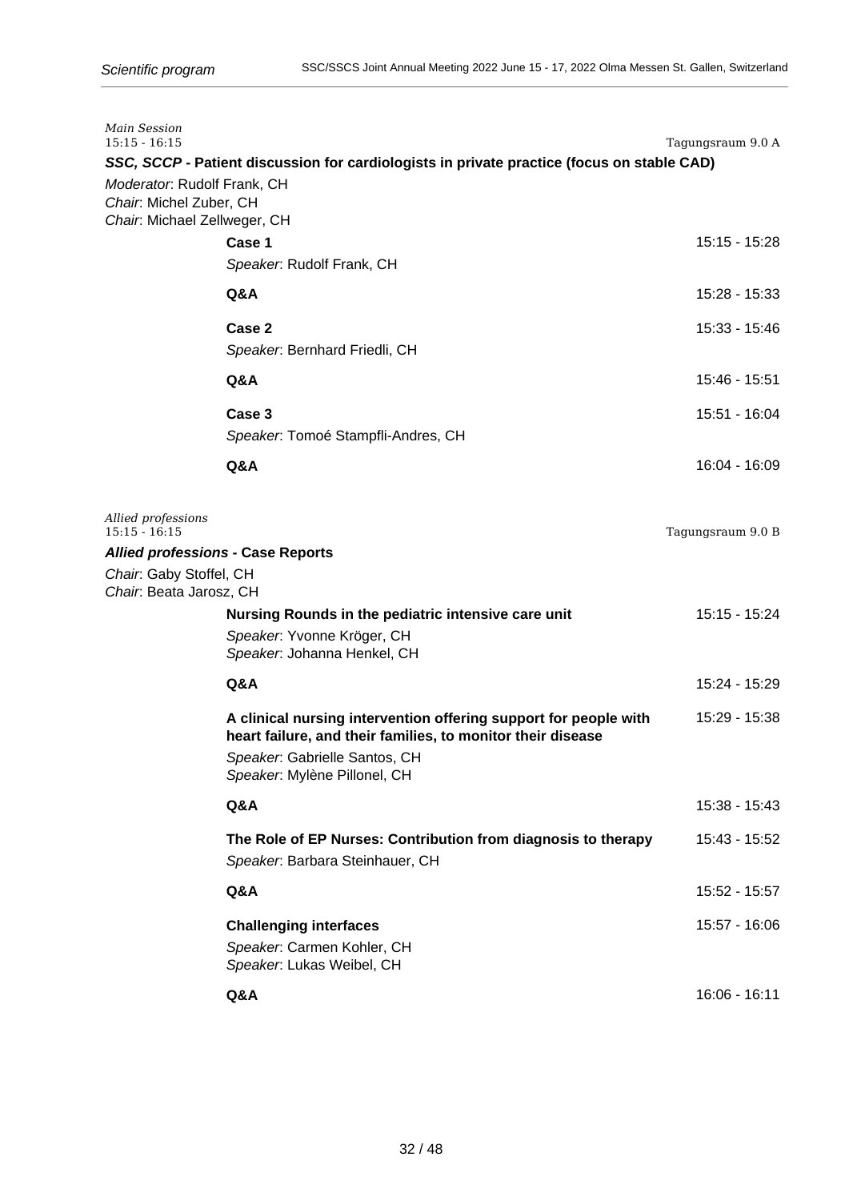*Main Session*
15:15 - 16:15

Tagungsraum 9.0 A

### *SSC, SCCP* - Patient discussion for cardiologists in private practice (focus on stable CAD)

*Moderator*: Rudolf Frank, CH
*Chair*: Michel Zuber, CH
*Chair*: Michael Zellweger, CH

**Case 1** — 15:15 - 15:28
*Speaker*: Rudolf Frank, CH

**Q&A** — 15:28 - 15:33

**Case 2** — 15:33 - 15:46
*Speaker*: Bernhard Friedli, CH

**Q&A** — 15:46 - 15:51

**Case 3** — 15:51 - 16:04
*Speaker*: Tomoé Stampfli-Andres, CH

**Q&A** — 16:04 - 16:09

*Allied professions*
15:15 - 16:15

Tagungsraum 9.0 B

### *Allied professions* - Case Reports

*Chair*: Gaby Stoffel, CH
*Chair*: Beata Jarosz, CH

**Nursing Rounds in the pediatric intensive care unit** — 15:15 - 15:24
*Speaker*: Yvonne Kröger, CH
*Speaker*: Johanna Henkel, CH

**Q&A** — 15:24 - 15:29

**A clinical nursing intervention offering support for people with heart failure, and their families, to monitor their disease** — 15:29 - 15:38
*Speaker*: Gabrielle Santos, CH
*Speaker*: Mylène Pillonel, CH

**Q&A** — 15:38 - 15:43

**The Role of EP Nurses: Contribution from diagnosis to therapy** — 15:43 - 15:52
*Speaker*: Barbara Steinhauer, CH

**Q&A** — 15:52 - 15:57

**Challenging interfaces** — 15:57 - 16:06
*Speaker*: Carmen Kohler, CH
*Speaker*: Lukas Weibel, CH

**Q&A** — 16:06 - 16:11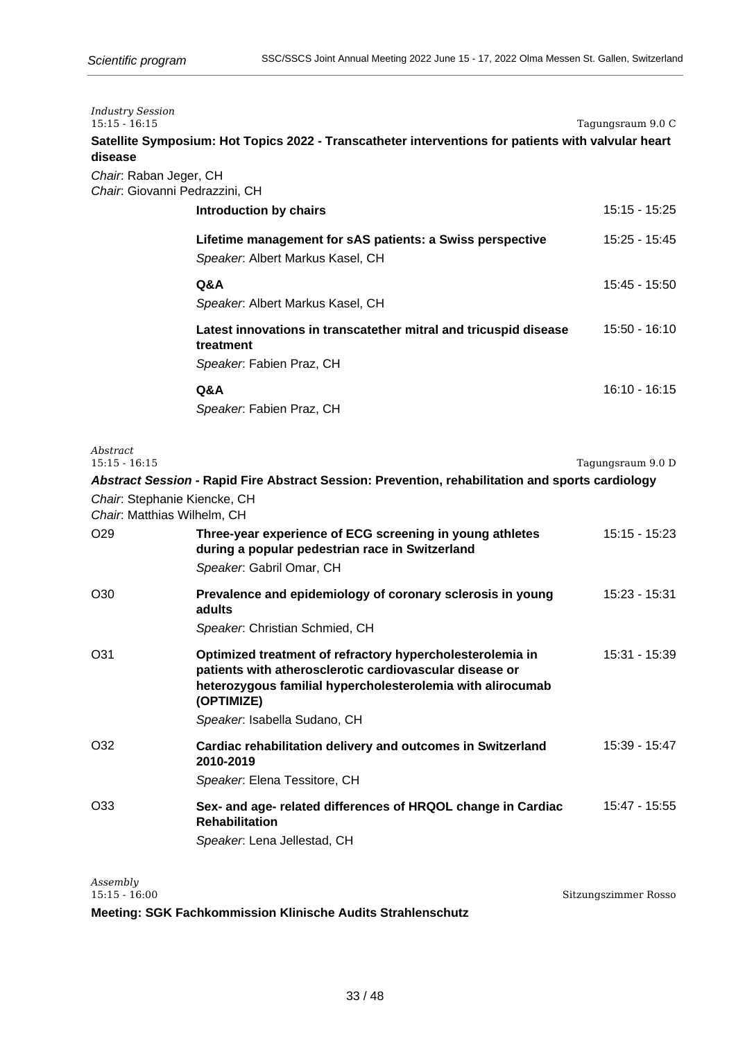*Industry Session*
15:15 - 16:15 — Tagungsraum 9.0 C

**Satellite Symposium: Hot Topics 2022 - Transcatheter interventions for patients with valvular heart disease**

*Chair*: Raban Jeger, CH
*Chair*: Giovanni Pedrazzini, CH

| | | |
|---|---|---|
| | **Introduction by chairs** | 15:15 - 15:25 |
| | **Lifetime management for sAS patients: a Swiss perspective**<br>*Speaker*: Albert Markus Kasel, CH | 15:25 - 15:45 |
| | **Q&A**<br>*Speaker*: Albert Markus Kasel, CH | 15:45 - 15:50 |
| | **Latest innovations in transcatether mitral and tricuspid disease treatment**<br>*Speaker*: Fabien Praz, CH | 15:50 - 16:10 |
| | **Q&A**<br>*Speaker*: Fabien Praz, CH | 16:10 - 16:15 |

*Abstract*
15:15 - 16:15 — Tagungsraum 9.0 D

***Abstract Session*** **- Rapid Fire Abstract Session: Prevention, rehabilitation and sports cardiology**

*Chair*: Stephanie Kiencke, CH
*Chair*: Matthias Wilhelm, CH

| | | |
|---|---|---|
| O29 | **Three-year experience of ECG screening in young athletes during a popular pedestrian race in Switzerland**<br>*Speaker*: Gabril Omar, CH | 15:15 - 15:23 |
| O30 | **Prevalence and epidemiology of coronary sclerosis in young adults**<br>*Speaker*: Christian Schmied, CH | 15:23 - 15:31 |
| O31 | **Optimized treatment of refractory hypercholesterolemia in patients with atherosclerotic cardiovascular disease or heterozygous familial hypercholesterolemia with alirocumab (OPTIMIZE)**<br>*Speaker*: Isabella Sudano, CH | 15:31 - 15:39 |
| O32 | **Cardiac rehabilitation delivery and outcomes in Switzerland 2010-2019**<br>*Speaker*: Elena Tessitore, CH | 15:39 - 15:47 |
| O33 | **Sex- and age- related differences of HRQOL change in Cardiac Rehabilitation**<br>*Speaker*: Lena Jellestad, CH | 15:47 - 15:55 |

*Assembly*
15:15 - 16:00 — Sitzungszimmer Rosso

**Meeting: SGK Fachkommission Klinische Audits Strahlenschutz**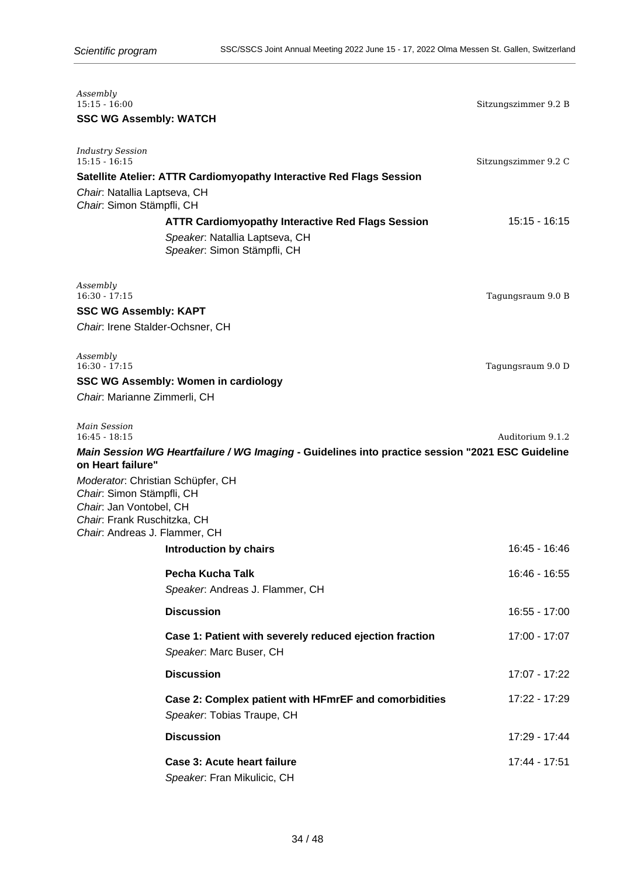*Assembly*
15:15 - 16:00 — Sitzungszimmer 9.2 B

**SSC WG Assembly: WATCH**

*Industry Session*
15:15 - 16:15 — Sitzungszimmer 9.2 C

**Satellite Atelier: ATTR Cardiomyopathy Interactive Red Flags Session**

*Chair*: Natallia Laptseva, CH
*Chair*: Simon Stämpfli, CH

**ATTR Cardiomyopathy Interactive Red Flags Session** — 15:15 - 16:15
*Speaker*: Natallia Laptseva, CH
*Speaker*: Simon Stämpfli, CH

*Assembly*
16:30 - 17:15 — Tagungsraum 9.0 B

**SSC WG Assembly: KAPT**

*Chair*: Irene Stalder-Ochsner, CH

*Assembly*
16:30 - 17:15 — Tagungsraum 9.0 D

**SSC WG Assembly: Women in cardiology**

*Chair*: Marianne Zimmerli, CH

*Main Session*
16:45 - 18:15 — Auditorium 9.1.2

***Main Session WG Heartfailure / WG Imaging* - Guidelines into practice session "2021 ESC Guideline on Heart failure"**

*Moderator*: Christian Schüpfer, CH
*Chair*: Simon Stämpfli, CH
*Chair*: Jan Vontobel, CH
*Chair*: Frank Ruschitzka, CH
*Chair*: Andreas J. Flammer, CH

**Introduction by chairs** — 16:45 - 16:46

**Pecha Kucha Talk** — 16:46 - 16:55
*Speaker*: Andreas J. Flammer, CH

**Discussion** — 16:55 - 17:00

**Case 1: Patient with severely reduced ejection fraction** — 17:00 - 17:07
*Speaker*: Marc Buser, CH

**Discussion** — 17:07 - 17:22

**Case 2: Complex patient with HFmrEF and comorbidities** — 17:22 - 17:29
*Speaker*: Tobias Traupe, CH

**Discussion** — 17:29 - 17:44

**Case 3: Acute heart failure** — 17:44 - 17:51
*Speaker*: Fran Mikulicic, CH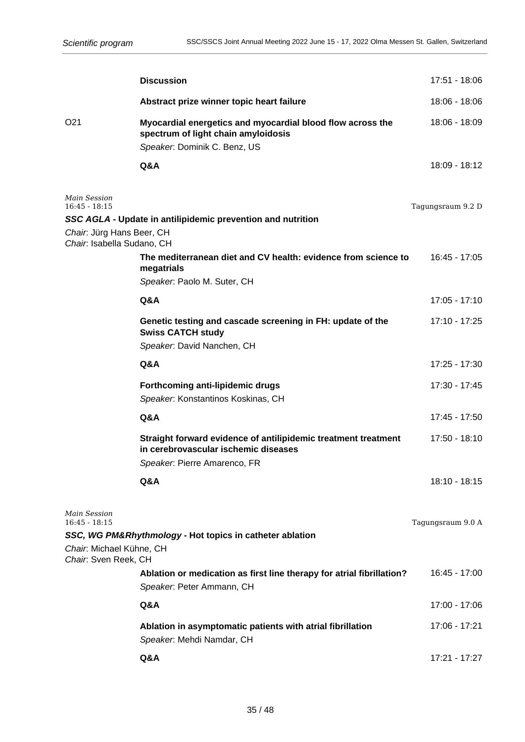**Discussion** 17:51 - 18:06

**Abstract prize winner topic heart failure** 18:06 - 18:06

O21 **Myocardial energetics and myocardial blood flow across the spectrum of light chain amyloidosis** 18:06 - 18:09
*Speaker*: Dominik C. Benz, US

**Q&A** 18:09 - 18:12

*Main Session*
16:45 - 18:15
Tagungsraum 9.2 D

### ***SSC AGLA*** **- Update in antilipidemic prevention and nutrition**

*Chair*: Jürg Hans Beer, CH
*Chair*: Isabella Sudano, CH

**The mediterranean diet and CV health: evidence from science to megatrials** 16:45 - 17:05
*Speaker*: Paolo M. Suter, CH

**Q&A** 17:05 - 17:10

**Genetic testing and cascade screening in FH: update of the Swiss CATCH study** 17:10 - 17:25
*Speaker*: David Nanchen, CH

**Q&A** 17:25 - 17:30

**Forthcoming anti-lipidemic drugs** 17:30 - 17:45
*Speaker*: Konstantinos Koskinas, CH

**Q&A** 17:45 - 17:50

**Straight forward evidence of antilipidemic treatment treatment in cerebrovascular ischemic diseases** 17:50 - 18:10
*Speaker*: Pierre Amarenco, FR

**Q&A** 18:10 - 18:15

*Main Session*
16:45 - 18:15
Tagungsraum 9.0 A

### ***SSC, WG PM&Rhythmology*** **- Hot topics in catheter ablation**

*Chair*: Michael Kühne, CH
*Chair*: Sven Reek, CH

**Ablation or medication as first line therapy for atrial fibrillation?** 16:45 - 17:00
*Speaker*: Peter Ammann, CH

**Q&A** 17:00 - 17:06

**Ablation in asymptomatic patients with atrial fibrillation** 17:06 - 17:21
*Speaker*: Mehdi Namdar, CH

**Q&A** 17:21 - 17:27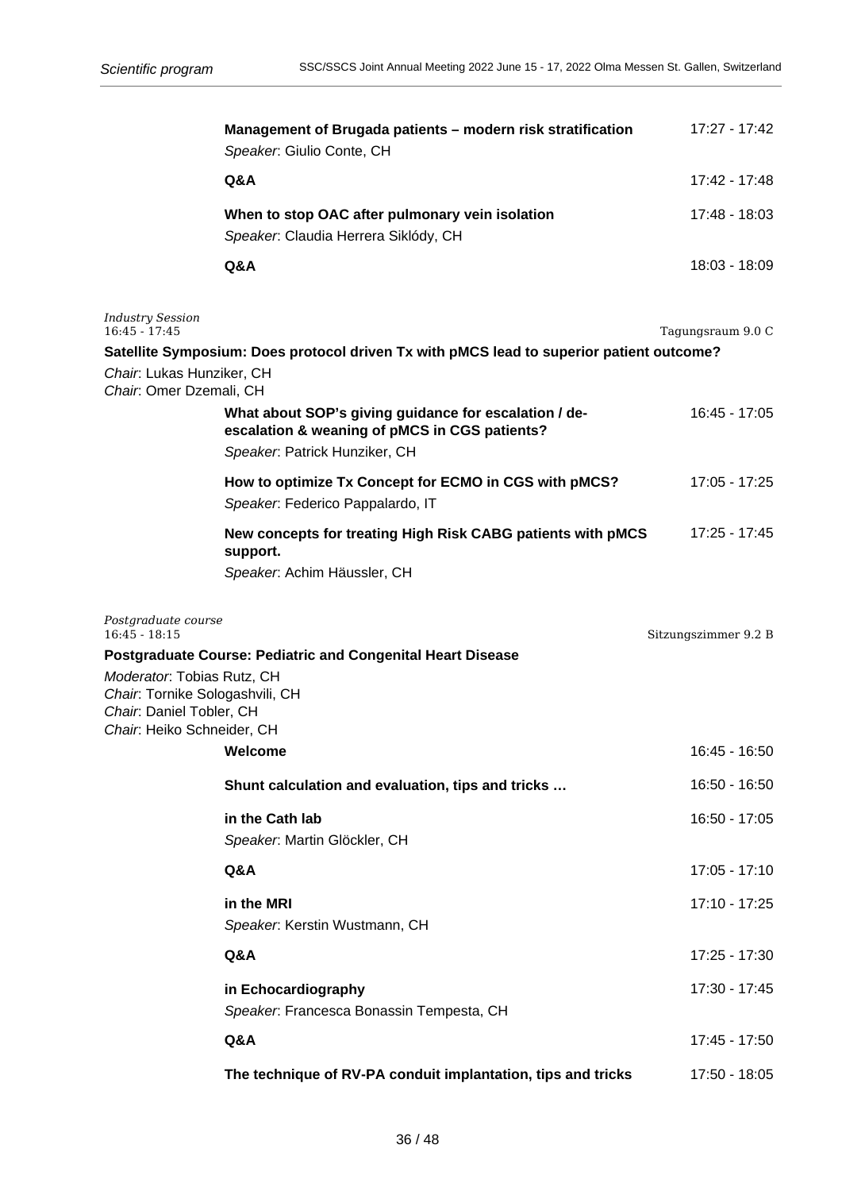**Management of Brugada patients – modern risk stratification** 17:27 - 17:42
*Speaker*: Giulio Conte, CH

**Q&A** 17:42 - 17:48

**When to stop OAC after pulmonary vein isolation** 17:48 - 18:03
*Speaker*: Claudia Herrera Siklódy, CH

**Q&A** 18:03 - 18:09

*Industry Session*
16:45 - 17:45 Tagungsraum 9.0 C

### Satellite Symposium: Does protocol driven Tx with pMCS lead to superior patient outcome?

*Chair*: Lukas Hunziker, CH
*Chair*: Omer Dzemali, CH

**What about SOP's giving guidance for escalation / de-escalation & weaning of pMCS in CGS patients?** 16:45 - 17:05
*Speaker*: Patrick Hunziker, CH

**How to optimize Tx Concept for ECMO in CGS with pMCS?** 17:05 - 17:25
*Speaker*: Federico Pappalardo, IT

**New concepts for treating High Risk CABG patients with pMCS support.** 17:25 - 17:45
*Speaker*: Achim Häussler, CH

*Postgraduate course*
16:45 - 18:15 Sitzungszimmer 9.2 B

### Postgraduate Course: Pediatric and Congenital Heart Disease

*Moderator*: Tobias Rutz, CH
*Chair*: Tornike Sologashvili, CH
*Chair*: Daniel Tobler, CH
*Chair*: Heiko Schneider, CH

**Welcome** 16:45 - 16:50

**Shunt calculation and evaluation, tips and tricks …** 16:50 - 16:50

**in the Cath lab** 16:50 - 17:05
*Speaker*: Martin Glöckler, CH

**Q&A** 17:05 - 17:10

**in the MRI** 17:10 - 17:25
*Speaker*: Kerstin Wustmann, CH

**Q&A** 17:25 - 17:30

**in Echocardiography** 17:30 - 17:45
*Speaker*: Francesca Bonassin Tempesta, CH

**Q&A** 17:45 - 17:50

**The technique of RV-PA conduit implantation, tips and tricks** 17:50 - 18:05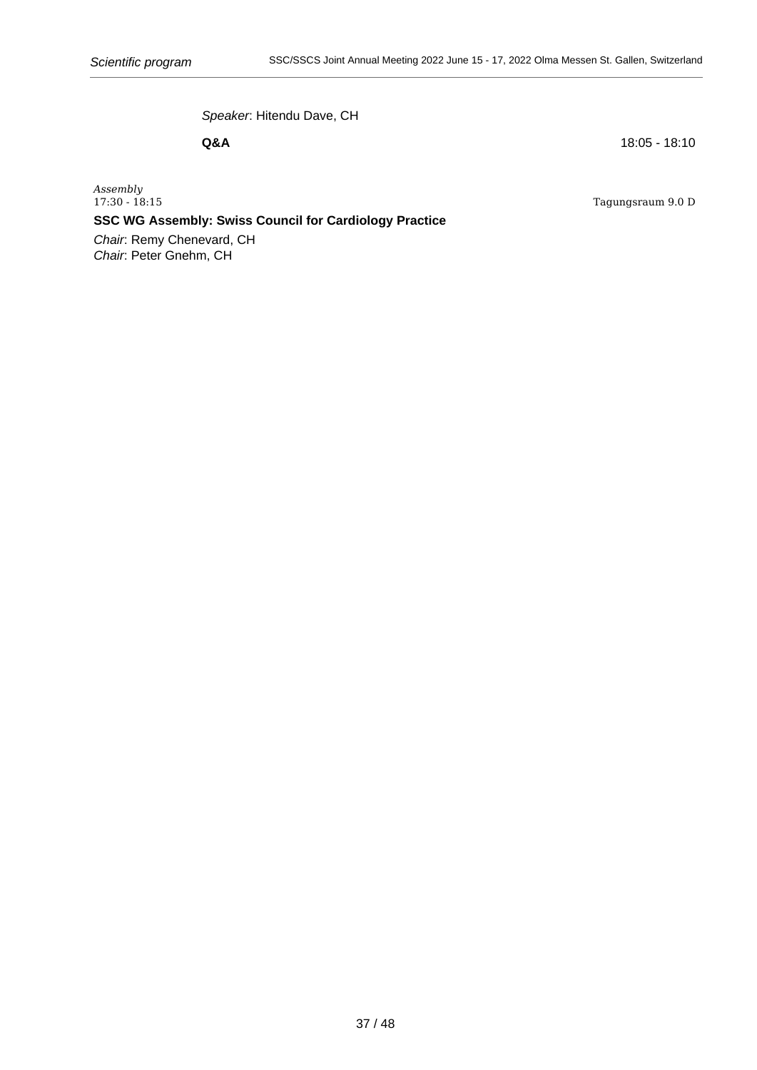*Speaker*: Hitendu Dave, CH

**Q&A** 18:05 - 18:10

*Assembly*
17:30 - 18:15 Tagungsraum 9.0 D

**SSC WG Assembly: Swiss Council for Cardiology Practice**

*Chair*: Remy Chenevard, CH
*Chair*: Peter Gnehm, CH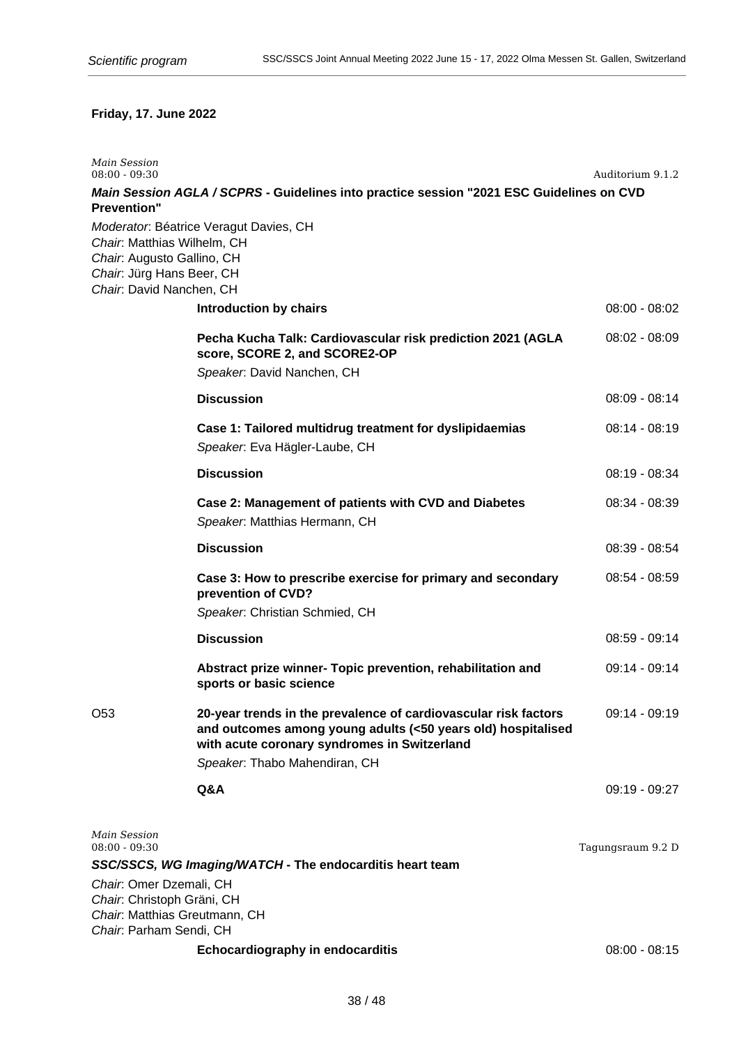**Friday, 17. June 2022**

*Main Session*
08:00 - 09:30 — Auditorium 9.1.2

***Main Session AGLA / SCPRS* - Guidelines into practice session "2021 ESC Guidelines on CVD Prevention"**

*Moderator*: Béatrice Veragut Davies, CH
*Chair*: Matthias Wilhelm, CH
*Chair*: Augusto Gallino, CH
*Chair*: Jürg Hans Beer, CH
*Chair*: David Nanchen, CH

| | | |
|---|---|---|
| | **Introduction by chairs** | 08:00 - 08:02 |
| | **Pecha Kucha Talk: Cardiovascular risk prediction 2021 (AGLA score, SCORE 2, and SCORE2-OP**<br>*Speaker*: David Nanchen, CH | 08:02 - 08:09 |
| | **Discussion** | 08:09 - 08:14 |
| | **Case 1: Tailored multidrug treatment for dyslipidaemias**<br>*Speaker*: Eva Hägler-Laube, CH | 08:14 - 08:19 |
| | **Discussion** | 08:19 - 08:34 |
| | **Case 2: Management of patients with CVD and Diabetes**<br>*Speaker*: Matthias Hermann, CH | 08:34 - 08:39 |
| | **Discussion** | 08:39 - 08:54 |
| | **Case 3: How to prescribe exercise for primary and secondary prevention of CVD?**<br>*Speaker*: Christian Schmied, CH | 08:54 - 08:59 |
| | **Discussion** | 08:59 - 09:14 |
| | **Abstract prize winner- Topic prevention, rehabilitation and sports or basic science** | 09:14 - 09:14 |
| O53 | **20-year trends in the prevalence of cardiovascular risk factors and outcomes among young adults (<50 years old) hospitalised with acute coronary syndromes in Switzerland**<br>*Speaker*: Thabo Mahendiran, CH | 09:14 - 09:19 |
| | **Q&A** | 09:19 - 09:27 |

*Main Session*
08:00 - 09:30 — Tagungsraum 9.2 D

***SSC/SSCS, WG Imaging/WATCH* - The endocarditis heart team**

*Chair*: Omer Dzemali, CH
*Chair*: Christoph Gräni, CH
*Chair*: Matthias Greutmann, CH
*Chair*: Parham Sendi, CH

| | | |
|---|---|---|
| | **Echocardiography in endocarditis** | 08:00 - 08:15 |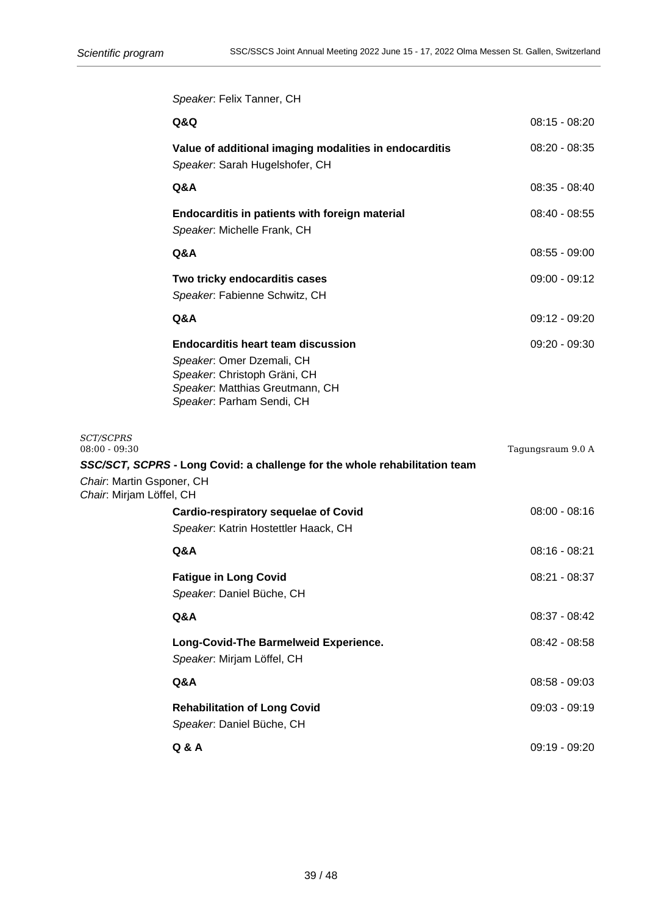*Speaker*: Felix Tanner, CH

**Q&Q** 08:15 - 08:20

**Value of additional imaging modalities in endocarditis** 08:20 - 08:35
*Speaker*: Sarah Hugelshofer, CH

**Q&A** 08:35 - 08:40

**Endocarditis in patients with foreign material** 08:40 - 08:55
*Speaker*: Michelle Frank, CH

**Q&A** 08:55 - 09:00

**Two tricky endocarditis cases** 09:00 - 09:12
*Speaker*: Fabienne Schwitz, CH

**Q&A** 09:12 - 09:20

**Endocarditis heart team discussion** 09:20 - 09:30
*Speaker*: Omer Dzemali, CH
*Speaker*: Christoph Gräni, CH
*Speaker*: Matthias Greutmann, CH
*Speaker*: Parham Sendi, CH

*SCT/SCPRS*
08:00 - 09:30 Tagungsraum 9.0 A

***SSC/SCT, SCPRS*** **- Long Covid: a challenge for the whole rehabilitation team**

*Chair*: Martin Gsponer, CH
*Chair*: Mirjam Löffel, CH

**Cardio-respiratory sequelae of Covid** 08:00 - 08:16
*Speaker*: Katrin Hostettler Haack, CH

**Q&A** 08:16 - 08:21

**Fatigue in Long Covid** 08:21 - 08:37
*Speaker*: Daniel Büche, CH

**Q&A** 08:37 - 08:42

**Long-Covid-The Barmelweid Experience.** 08:42 - 08:58
*Speaker*: Mirjam Löffel, CH

**Q&A** 08:58 - 09:03

**Rehabilitation of Long Covid** 09:03 - 09:19
*Speaker*: Daniel Büche, CH

**Q & A** 09:19 - 09:20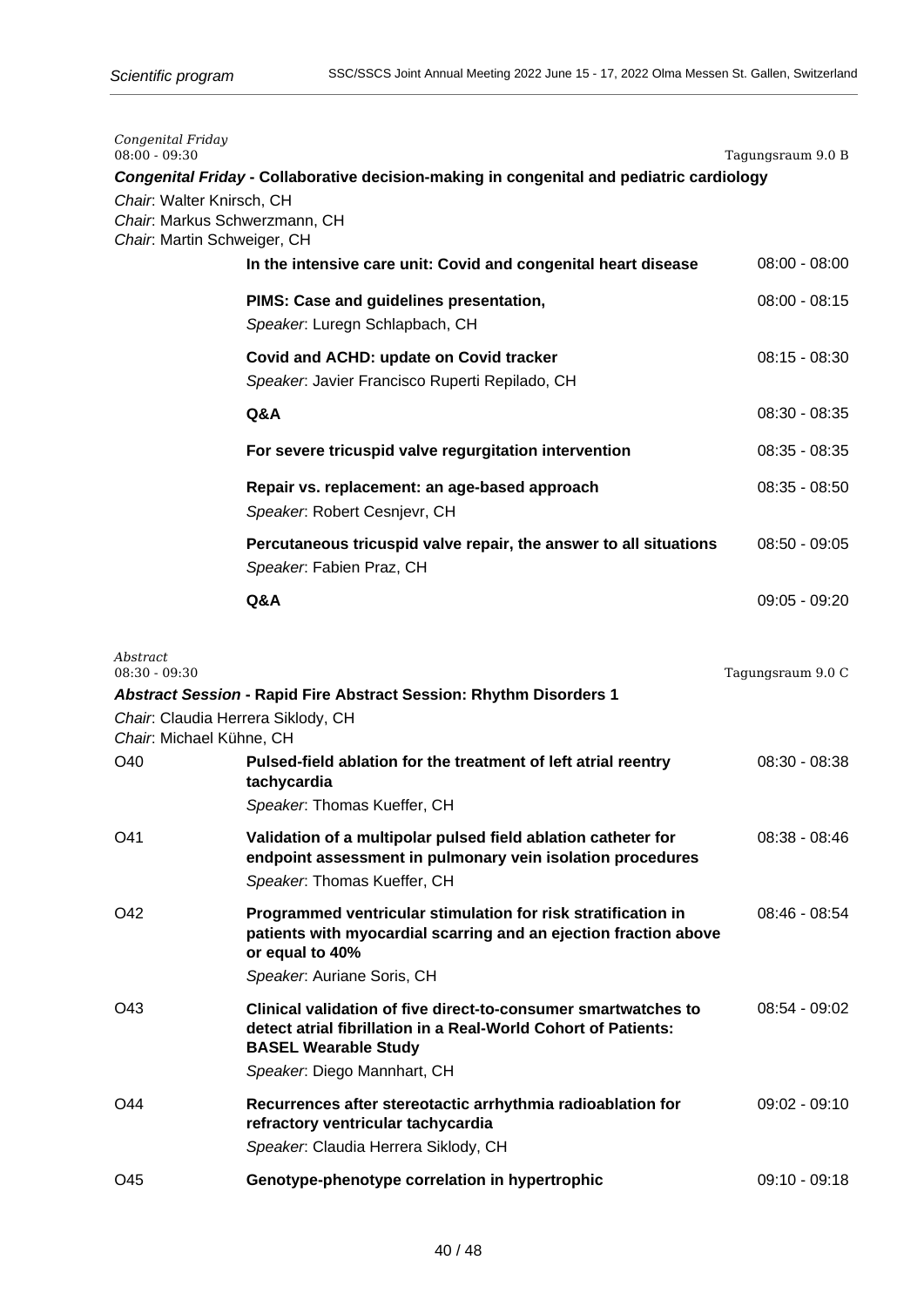*Congenital Friday*
08:00 - 09:30 — Tagungsraum 9.0 B

***Congenital Friday* - Collaborative decision-making in congenital and pediatric cardiology**

*Chair*: Walter Knirsch, CH
*Chair*: Markus Schwerzmann, CH
*Chair*: Martin Schweiger, CH

| | | |
|---|---|---|
| | **In the intensive care unit: Covid and congenital heart disease** | 08:00 - 08:00 |
| | **PIMS: Case and guidelines presentation,** *Speaker*: Luregn Schlapbach, CH | 08:00 - 08:15 |
| | **Covid and ACHD: update on Covid tracker** *Speaker*: Javier Francisco Ruperti Repilado, CH | 08:15 - 08:30 |
| | **Q&A** | 08:30 - 08:35 |
| | **For severe tricuspid valve regurgitation intervention** | 08:35 - 08:35 |
| | **Repair vs. replacement: an age-based approach** *Speaker*: Robert Cesnjevr, CH | 08:35 - 08:50 |
| | **Percutaneous tricuspid valve repair, the answer to all situations** *Speaker*: Fabien Praz, CH | 08:50 - 09:05 |
| | **Q&A** | 09:05 - 09:20 |

*Abstract*
08:30 - 09:30 — Tagungsraum 9.0 C

***Abstract Session* - Rapid Fire Abstract Session: Rhythm Disorders 1**

*Chair*: Claudia Herrera Siklody, CH
*Chair*: Michael Kühne, CH

| | | |
|---|---|---|
| O40 | **Pulsed-field ablation for the treatment of left atrial reentry tachycardia** *Speaker*: Thomas Kueffer, CH | 08:30 - 08:38 |
| O41 | **Validation of a multipolar pulsed field ablation catheter for endpoint assessment in pulmonary vein isolation procedures** *Speaker*: Thomas Kueffer, CH | 08:38 - 08:46 |
| O42 | **Programmed ventricular stimulation for risk stratification in patients with myocardial scarring and an ejection fraction above or equal to 40%** *Speaker*: Auriane Soris, CH | 08:46 - 08:54 |
| O43 | **Clinical validation of five direct-to-consumer smartwatches to detect atrial fibrillation in a Real-World Cohort of Patients: BASEL Wearable Study** *Speaker*: Diego Mannhart, CH | 08:54 - 09:02 |
| O44 | **Recurrences after stereotactic arrhythmia radioablation for refractory ventricular tachycardia** *Speaker*: Claudia Herrera Siklody, CH | 09:02 - 09:10 |
| O45 | **Genotype-phenotype correlation in hypertrophic** | 09:10 - 09:18 |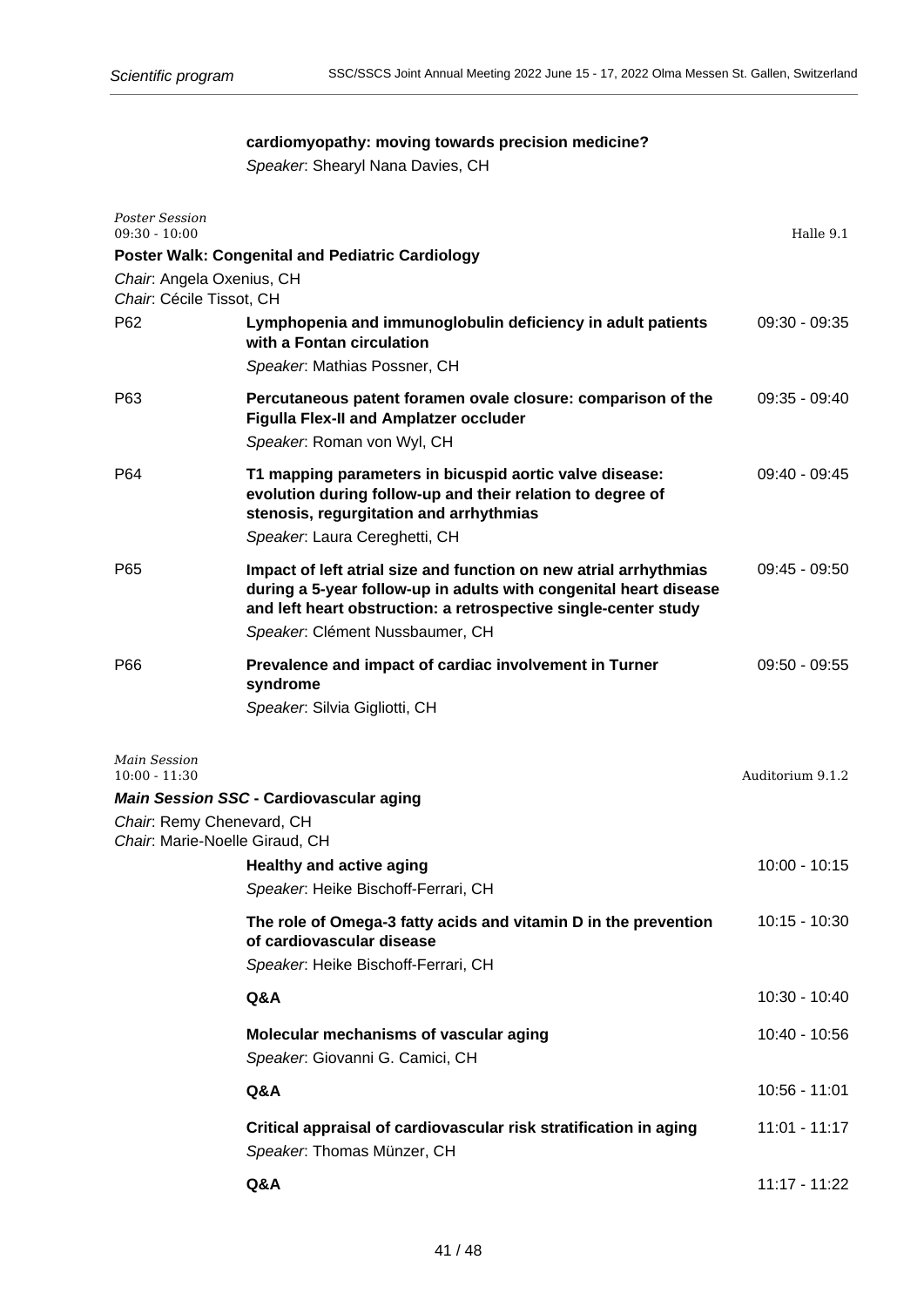**cardiomyopathy: moving towards precision medicine?**
*Speaker*: Shearyl Nana Davies, CH

*Poster Session*
09:30 - 10:00 — Halle 9.1

**Poster Walk: Congenital and Pediatric Cardiology**

*Chair*: Angela Oxenius, CH
*Chair*: Cécile Tissot, CH

P62 — **Lymphopenia and immunoglobulin deficiency in adult patients with a Fontan circulation** — 09:30 - 09:35
*Speaker*: Mathias Possner, CH

P63 — **Percutaneous patent foramen ovale closure: comparison of the Figulla Flex-II and Amplatzer occluder** — 09:35 - 09:40
*Speaker*: Roman von Wyl, CH

P64 — **T1 mapping parameters in bicuspid aortic valve disease: evolution during follow-up and their relation to degree of stenosis, regurgitation and arrhythmias** — 09:40 - 09:45
*Speaker*: Laura Cereghetti, CH

P65 — **Impact of left atrial size and function on new atrial arrhythmias during a 5-year follow-up in adults with congenital heart disease and left heart obstruction: a retrospective single-center study** — 09:45 - 09:50
*Speaker*: Clément Nussbaumer, CH

P66 — **Prevalence and impact of cardiac involvement in Turner syndrome** — 09:50 - 09:55
*Speaker*: Silvia Gigliotti, CH

*Main Session*
10:00 - 11:30 — Auditorium 9.1.2

***Main Session SSC* - Cardiovascular aging**

*Chair*: Remy Chenevard, CH
*Chair*: Marie-Noelle Giraud, CH

**Healthy and active aging** — 10:00 - 10:15
*Speaker*: Heike Bischoff-Ferrari, CH

**The role of Omega-3 fatty acids and vitamin D in the prevention of cardiovascular disease** — 10:15 - 10:30
*Speaker*: Heike Bischoff-Ferrari, CH

**Q&A** — 10:30 - 10:40

**Molecular mechanisms of vascular aging** — 10:40 - 10:56
*Speaker*: Giovanni G. Camici, CH

**Q&A** — 10:56 - 11:01

**Critical appraisal of cardiovascular risk stratification in aging** — 11:01 - 11:17
*Speaker*: Thomas Münzer, CH

**Q&A** — 11:17 - 11:22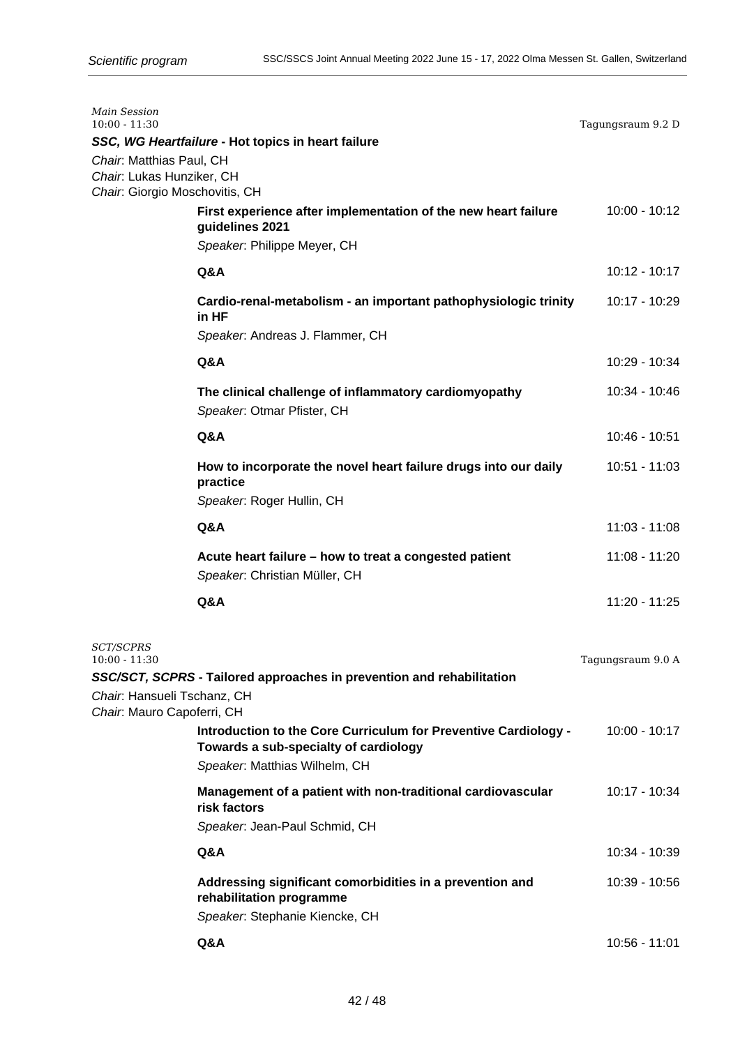*Main Session*
10:00 - 11:30 — Tagungsraum 9.2 D

**_SSC, WG Heartfailure_ - Hot topics in heart failure**

*Chair*: Matthias Paul, CH
*Chair*: Lukas Hunziker, CH
*Chair*: Giorgio Moschovitis, CH

**First experience after implementation of the new heart failure guidelines 2021** — 10:00 - 10:12
*Speaker*: Philippe Meyer, CH

**Q&A** — 10:12 - 10:17

**Cardio-renal-metabolism - an important pathophysiologic trinity in HF** — 10:17 - 10:29
*Speaker*: Andreas J. Flammer, CH

**Q&A** — 10:29 - 10:34

**The clinical challenge of inflammatory cardiomyopathy** — 10:34 - 10:46
*Speaker*: Otmar Pfister, CH

**Q&A** — 10:46 - 10:51

**How to incorporate the novel heart failure drugs into our daily practice** — 10:51 - 11:03
*Speaker*: Roger Hullin, CH

**Q&A** — 11:03 - 11:08

**Acute heart failure – how to treat a congested patient** — 11:08 - 11:20
*Speaker*: Christian Müller, CH

**Q&A** — 11:20 - 11:25

*SCT/SCPRS*
10:00 - 11:30 — Tagungsraum 9.0 A

**_SSC/SCT, SCPRS_ - Tailored approaches in prevention and rehabilitation**

*Chair*: Hansueli Tschanz, CH
*Chair*: Mauro Capoferri, CH

**Introduction to the Core Curriculum for Preventive Cardiology - Towards a sub-specialty of cardiology** — 10:00 - 10:17
*Speaker*: Matthias Wilhelm, CH

**Management of a patient with non-traditional cardiovascular risk factors** — 10:17 - 10:34
*Speaker*: Jean-Paul Schmid, CH

**Q&A** — 10:34 - 10:39

**Addressing significant comorbidities in a prevention and rehabilitation programme** — 10:39 - 10:56
*Speaker*: Stephanie Kiencke, CH

**Q&A** — 10:56 - 11:01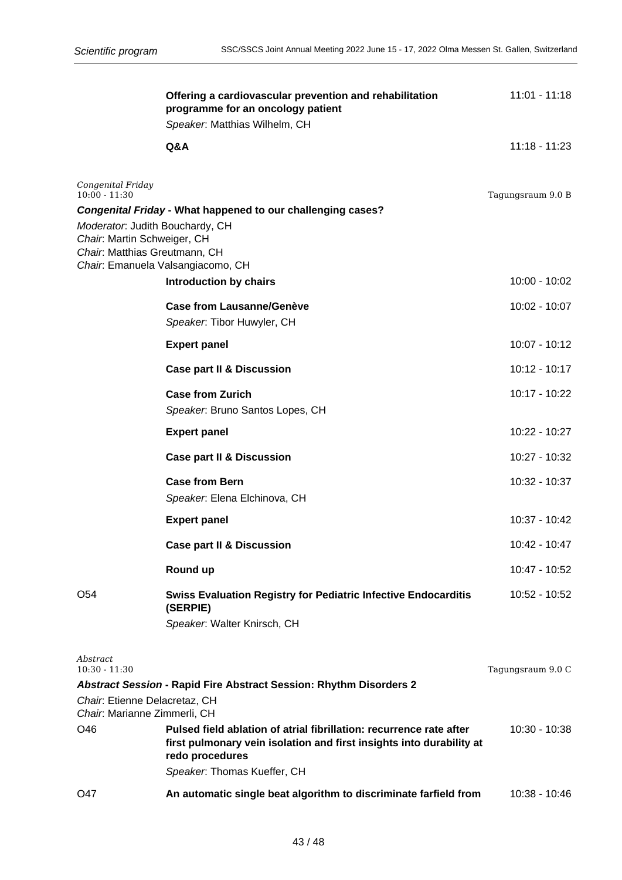**Offering a cardiovascular prevention and rehabilitation programme for an oncology patient** — 11:01 - 11:18
*Speaker*: Matthias Wilhelm, CH

**Q&A** — 11:18 - 11:23

*Congenital Friday*
10:00 - 11:30 — Tagungsraum 9.0 B

### *Congenital Friday* - What happened to our challenging cases?

*Moderator*: Judith Bouchardy, CH
*Chair*: Martin Schweiger, CH
*Chair*: Matthias Greutmann, CH
*Chair*: Emanuela Valsangiacomo, CH

| | | |
|---|---|---|
| | **Introduction by chairs** | 10:00 - 10:02 |
| | **Case from Lausanne/Genève**<br>*Speaker*: Tibor Huwyler, CH | 10:02 - 10:07 |
| | **Expert panel** | 10:07 - 10:12 |
| | **Case part II & Discussion** | 10:12 - 10:17 |
| | **Case from Zurich**<br>*Speaker*: Bruno Santos Lopes, CH | 10:17 - 10:22 |
| | **Expert panel** | 10:22 - 10:27 |
| | **Case part II & Discussion** | 10:27 - 10:32 |
| | **Case from Bern**<br>*Speaker*: Elena Elchinova, CH | 10:32 - 10:37 |
| | **Expert panel** | 10:37 - 10:42 |
| | **Case part II & Discussion** | 10:42 - 10:47 |
| | **Round up** | 10:47 - 10:52 |
| O54 | **Swiss Evaluation Registry for Pediatric Infective Endocarditis (SERPIE)**<br>*Speaker*: Walter Knirsch, CH | 10:52 - 10:52 |

*Abstract*
10:30 - 11:30 — Tagungsraum 9.0 C

### *Abstract Session* - Rapid Fire Abstract Session: Rhythm Disorders 2

*Chair*: Etienne Delacretaz, CH
*Chair*: Marianne Zimmerli, CH

| | | |
|---|---|---|
| O46 | **Pulsed field ablation of atrial fibrillation: recurrence rate after first pulmonary vein isolation and first insights into durability at redo procedures**<br>*Speaker*: Thomas Kueffer, CH | 10:30 - 10:38 |
| O47 | **An automatic single beat algorithm to discriminate farfield from** | 10:38 - 10:46 |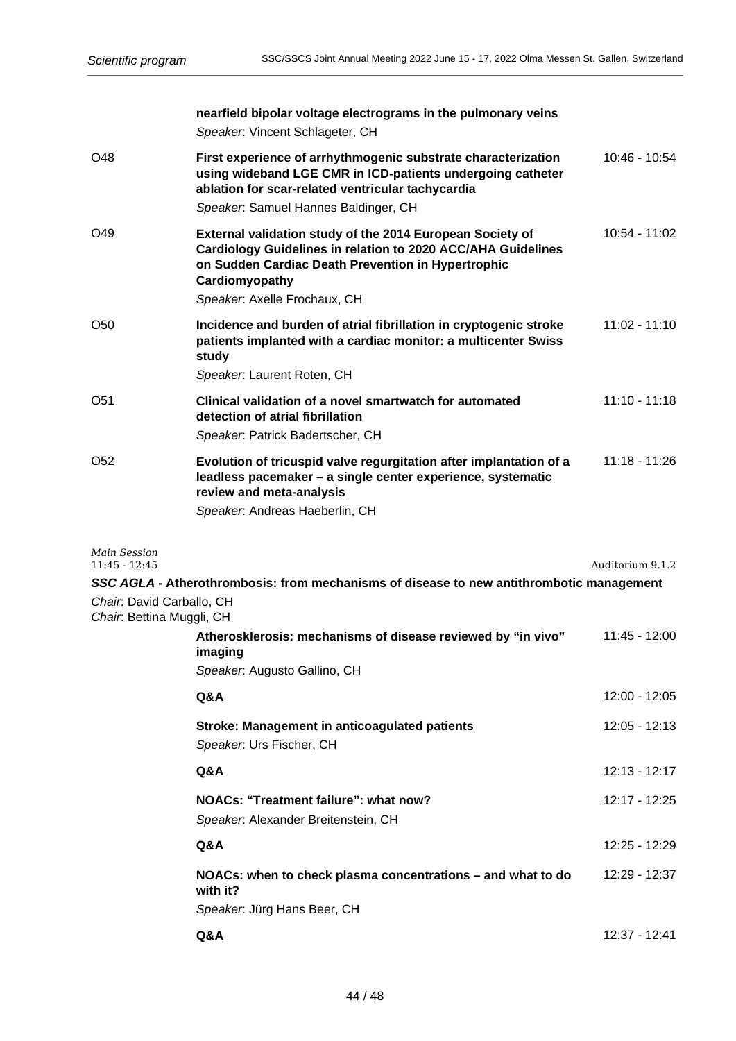**nearfield bipolar voltage electrograms in the pulmonary veins**
*Speaker*: Vincent Schlageter, CH

O48 **First experience of arrhythmogenic substrate characterization using wideband LGE CMR in ICD-patients undergoing catheter ablation for scar-related ventricular tachycardia** 10:46 - 10:54
*Speaker*: Samuel Hannes Baldinger, CH

O49 **External validation study of the 2014 European Society of Cardiology Guidelines in relation to 2020 ACC/AHA Guidelines on Sudden Cardiac Death Prevention in Hypertrophic Cardiomyopathy** 10:54 - 11:02
*Speaker*: Axelle Frochaux, CH

O50 **Incidence and burden of atrial fibrillation in cryptogenic stroke patients implanted with a cardiac monitor: a multicenter Swiss study** 11:02 - 11:10
*Speaker*: Laurent Roten, CH

O51 **Clinical validation of a novel smartwatch for automated detection of atrial fibrillation** 11:10 - 11:18
*Speaker*: Patrick Badertscher, CH

O52 **Evolution of tricuspid valve regurgitation after implantation of a leadless pacemaker – a single center experience, systematic review and meta-analysis** 11:18 - 11:26
*Speaker*: Andreas Haeberlin, CH

*Main Session*
11:45 - 12:45 Auditorium 9.1.2

***SSC AGLA*** **- Atherothrombosis: from mechanisms of disease to new antithrombotic management**

*Chair*: David Carballo, CH
*Chair*: Bettina Muggli, CH

**Atherosklerosis: mechanisms of disease reviewed by "in vivo" imaging** 11:45 - 12:00
*Speaker*: Augusto Gallino, CH

**Q&A** 12:00 - 12:05

**Stroke: Management in anticoagulated patients** 12:05 - 12:13
*Speaker*: Urs Fischer, CH

**Q&A** 12:13 - 12:17

**NOACs: "Treatment failure": what now?** 12:17 - 12:25
*Speaker*: Alexander Breitenstein, CH

**Q&A** 12:25 - 12:29

**NOACs: when to check plasma concentrations – and what to do with it?** 12:29 - 12:37
*Speaker*: Jürg Hans Beer, CH

**Q&A** 12:37 - 12:41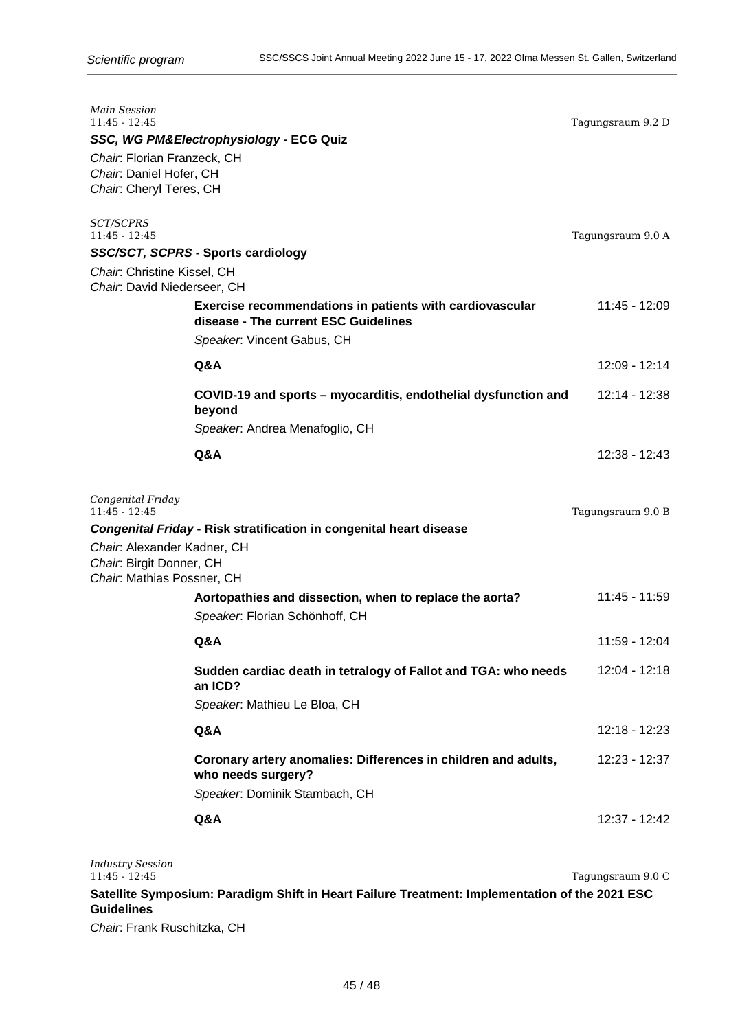*Main Session*
11:45 - 12:45 — Tagungsraum 9.2 D

***SSC, WG PM&Electrophysiology*** **- ECG Quiz**

*Chair*: Florian Franzeck, CH
*Chair*: Daniel Hofer, CH
*Chair*: Cheryl Teres, CH

*SCT/SCPRS*
11:45 - 12:45 — Tagungsraum 9.0 A

***SSC/SCT, SCPRS*** **- Sports cardiology**

*Chair*: Christine Kissel, CH
*Chair*: David Niederseer, CH

**Exercise recommendations in patients with cardiovascular disease - The current ESC Guidelines** — 11:45 - 12:09
*Speaker*: Vincent Gabus, CH

**Q&A** — 12:09 - 12:14

**COVID-19 and sports – myocarditis, endothelial dysfunction and beyond** — 12:14 - 12:38
*Speaker*: Andrea Menafoglio, CH

**Q&A** — 12:38 - 12:43

*Congenital Friday*
11:45 - 12:45 — Tagungsraum 9.0 B

***Congenital Friday*** **- Risk stratification in congenital heart disease**

*Chair*: Alexander Kadner, CH
*Chair*: Birgit Donner, CH
*Chair*: Mathias Possner, CH

**Aortopathies and dissection, when to replace the aorta?** — 11:45 - 11:59
*Speaker*: Florian Schönhoff, CH

**Q&A** — 11:59 - 12:04

**Sudden cardiac death in tetralogy of Fallot and TGA: who needs an ICD?** — 12:04 - 12:18
*Speaker*: Mathieu Le Bloa, CH

**Q&A** — 12:18 - 12:23

**Coronary artery anomalies: Differences in children and adults, who needs surgery?** — 12:23 - 12:37
*Speaker*: Dominik Stambach, CH

**Q&A** — 12:37 - 12:42

*Industry Session*
11:45 - 12:45 — Tagungsraum 9.0 C

**Satellite Symposium: Paradigm Shift in Heart Failure Treatment: Implementation of the 2021 ESC Guidelines**

*Chair*: Frank Ruschitzka, CH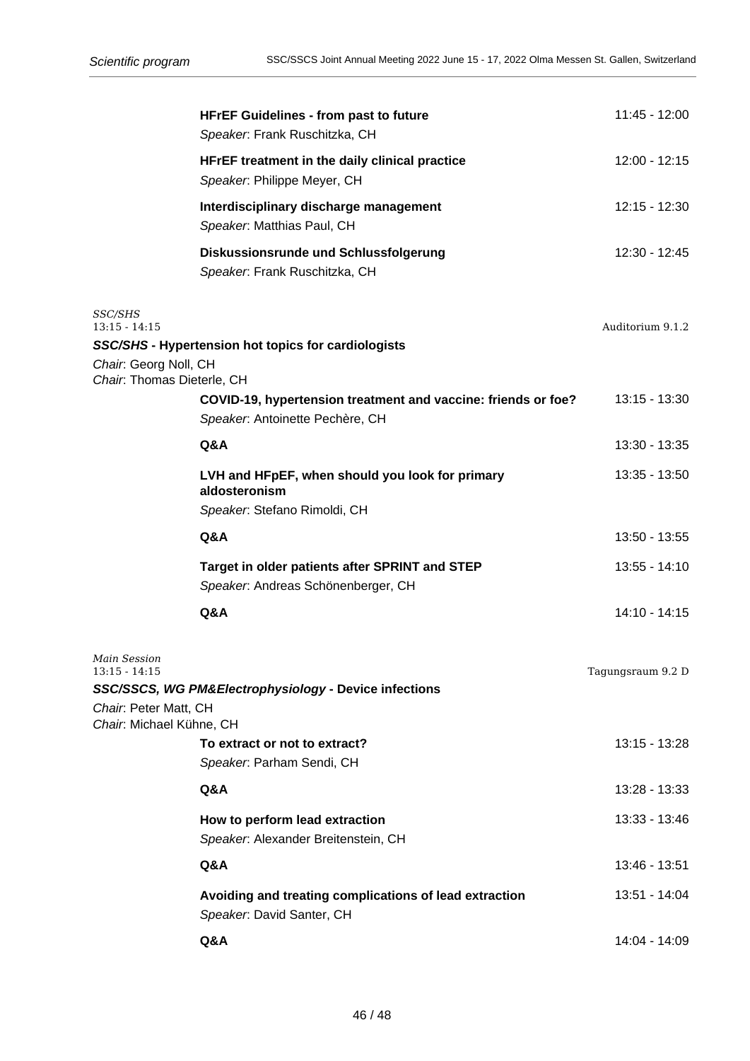**HFrEF Guidelines - from past to future** 11:45 - 12:00
*Speaker*: Frank Ruschitzka, CH

**HFrEF treatment in the daily clinical practice** 12:00 - 12:15
*Speaker*: Philippe Meyer, CH

**Interdisciplinary discharge management** 12:15 - 12:30
*Speaker*: Matthias Paul, CH

**Diskussionsrunde und Schlussfolgerung** 12:30 - 12:45
*Speaker*: Frank Ruschitzka, CH

*SSC/SHS*
13:15 - 14:15 — Auditorium 9.1.2

### *SSC/SHS* - Hypertension hot topics for cardiologists

*Chair*: Georg Noll, CH
*Chair*: Thomas Dieterle, CH

**COVID-19, hypertension treatment and vaccine: friends or foe?** 13:15 - 13:30
*Speaker*: Antoinette Pechère, CH

**Q&A** 13:30 - 13:35

**LVH and HFpEF, when should you look for primary aldosteronism** 13:35 - 13:50
*Speaker*: Stefano Rimoldi, CH

**Q&A** 13:50 - 13:55

**Target in older patients after SPRINT and STEP** 13:55 - 14:10
*Speaker*: Andreas Schönenberger, CH

**Q&A** 14:10 - 14:15

*Main Session*
13:15 - 14:15 — Tagungsraum 9.2 D

### *SSC/SSCS, WG PM&Electrophysiology* - Device infections

*Chair*: Peter Matt, CH
*Chair*: Michael Kühne, CH

**To extract or not to extract?** 13:15 - 13:28
*Speaker*: Parham Sendi, CH

**Q&A** 13:28 - 13:33

**How to perform lead extraction** 13:33 - 13:46
*Speaker*: Alexander Breitenstein, CH

**Q&A** 13:46 - 13:51

**Avoiding and treating complications of lead extraction** 13:51 - 14:04
*Speaker*: David Santer, CH

**Q&A** 14:04 - 14:09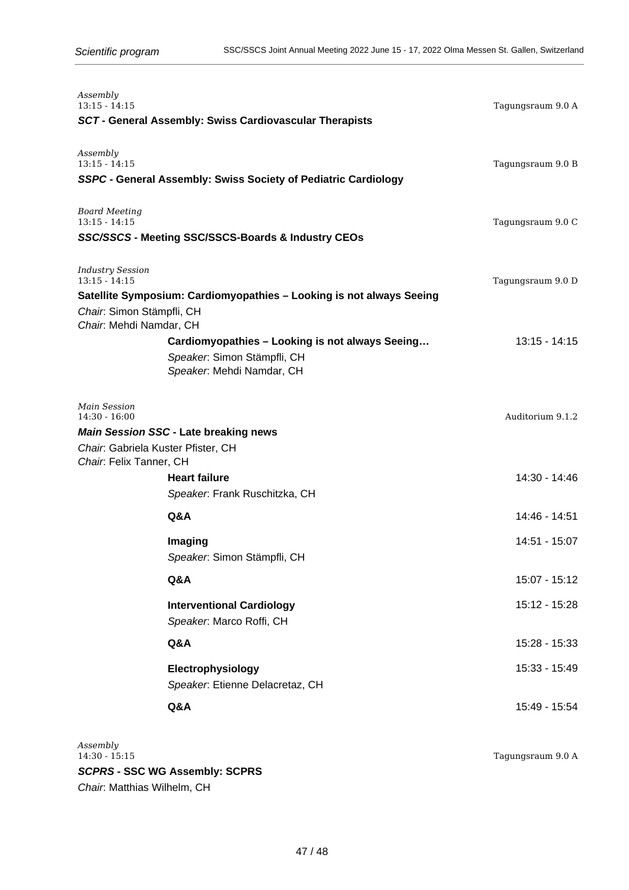*Assembly*
13:15 - 14:15

Tagungsraum 9.0 A

**SCT - General Assembly: Swiss Cardiovascular Therapists**

*Assembly*
13:15 - 14:15

Tagungsraum 9.0 B

**SSPC - General Assembly: Swiss Society of Pediatric Cardiology**

*Board Meeting*
13:15 - 14:15

Tagungsraum 9.0 C

**SSC/SSCS - Meeting SSC/SSCS-Boards & Industry CEOs**

*Industry Session*
13:15 - 14:15

Tagungsraum 9.0 D

**Satellite Symposium: Cardiomyopathies – Looking is not always Seeing**

*Chair*: Simon Stämpfli, CH
*Chair*: Mehdi Namdar, CH

**Cardiomyopathies – Looking is not always Seeing…** 13:15 - 14:15
*Speaker*: Simon Stämpfli, CH
*Speaker*: Mehdi Namdar, CH

*Main Session*
14:30 - 16:00

Auditorium 9.1.2

***Main Session SSC* - Late breaking news**

*Chair*: Gabriela Kuster Pfister, CH
*Chair*: Felix Tanner, CH

**Heart failure** 14:30 - 14:46
*Speaker*: Frank Ruschitzka, CH

**Q&A** 14:46 - 14:51

**Imaging** 14:51 - 15:07
*Speaker*: Simon Stämpfli, CH

**Q&A** 15:07 - 15:12

**Interventional Cardiology** 15:12 - 15:28
*Speaker*: Marco Roffi, CH

**Q&A** 15:28 - 15:33

**Electrophysiology** 15:33 - 15:49
*Speaker*: Etienne Delacretaz, CH

**Q&A** 15:49 - 15:54

*Assembly*
14:30 - 15:15

Tagungsraum 9.0 A

**SCPRS - SSC WG Assembly: SCPRS**

*Chair*: Matthias Wilhelm, CH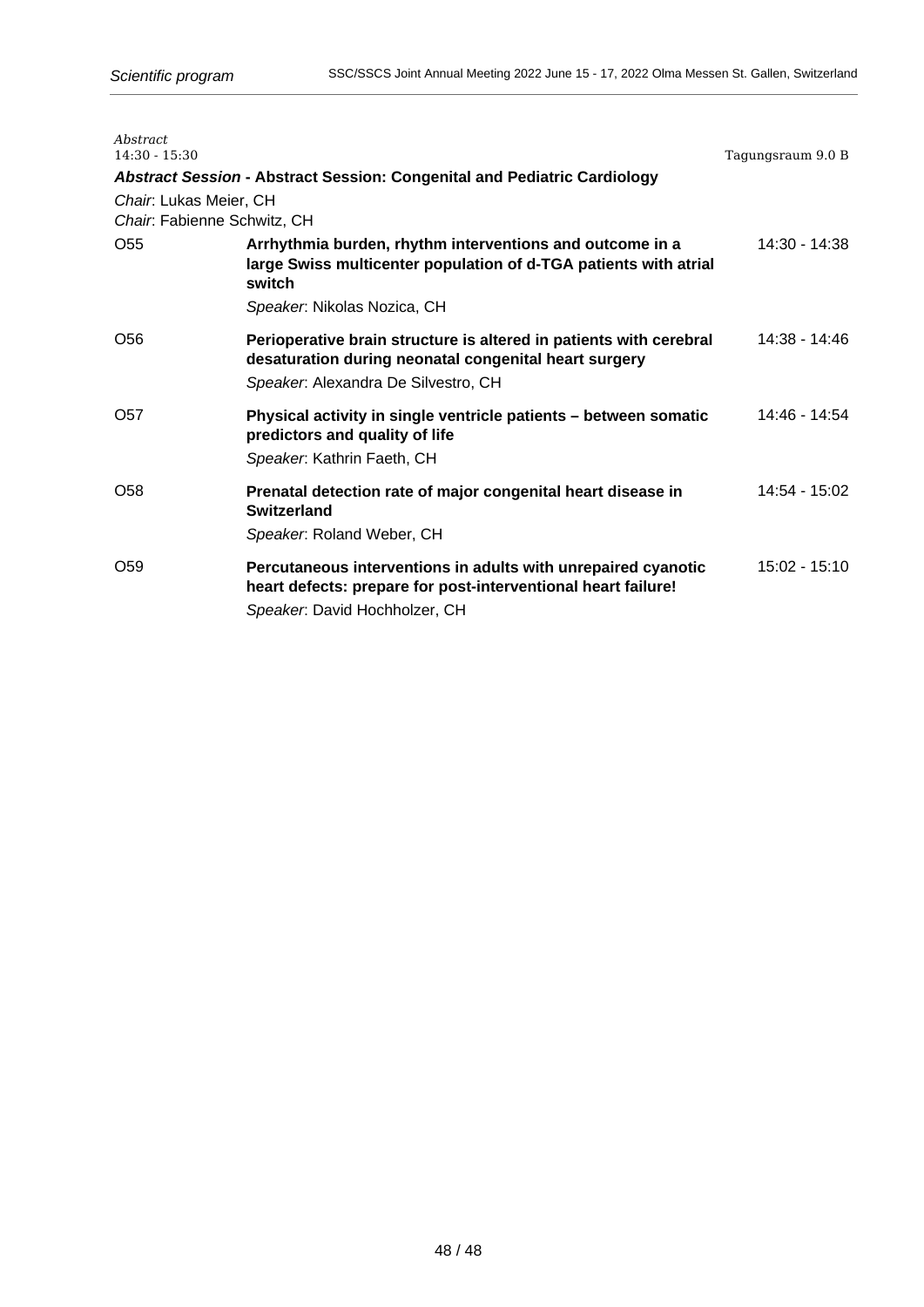*Abstract*
14:30 - 15:30 Tagungsraum 9.0 B

***Abstract Session* - Abstract Session: Congenital and Pediatric Cardiology**

*Chair*: Lukas Meier, CH
*Chair*: Fabienne Schwitz, CH

O55 **Arrhythmia burden, rhythm interventions and outcome in a large Swiss multicenter population of d-TGA patients with atrial switch** 14:30 - 14:38
*Speaker*: Nikolas Nozica, CH

O56 **Perioperative brain structure is altered in patients with cerebral desaturation during neonatal congenital heart surgery** 14:38 - 14:46
*Speaker*: Alexandra De Silvestro, CH

O57 **Physical activity in single ventricle patients – between somatic predictors and quality of life** 14:46 - 14:54
*Speaker*: Kathrin Faeth, CH

O58 **Prenatal detection rate of major congenital heart disease in Switzerland** 14:54 - 15:02
*Speaker*: Roland Weber, CH

O59 **Percutaneous interventions in adults with unrepaired cyanotic heart defects: prepare for post-interventional heart failure!** 15:02 - 15:10
*Speaker*: David Hochholzer, CH